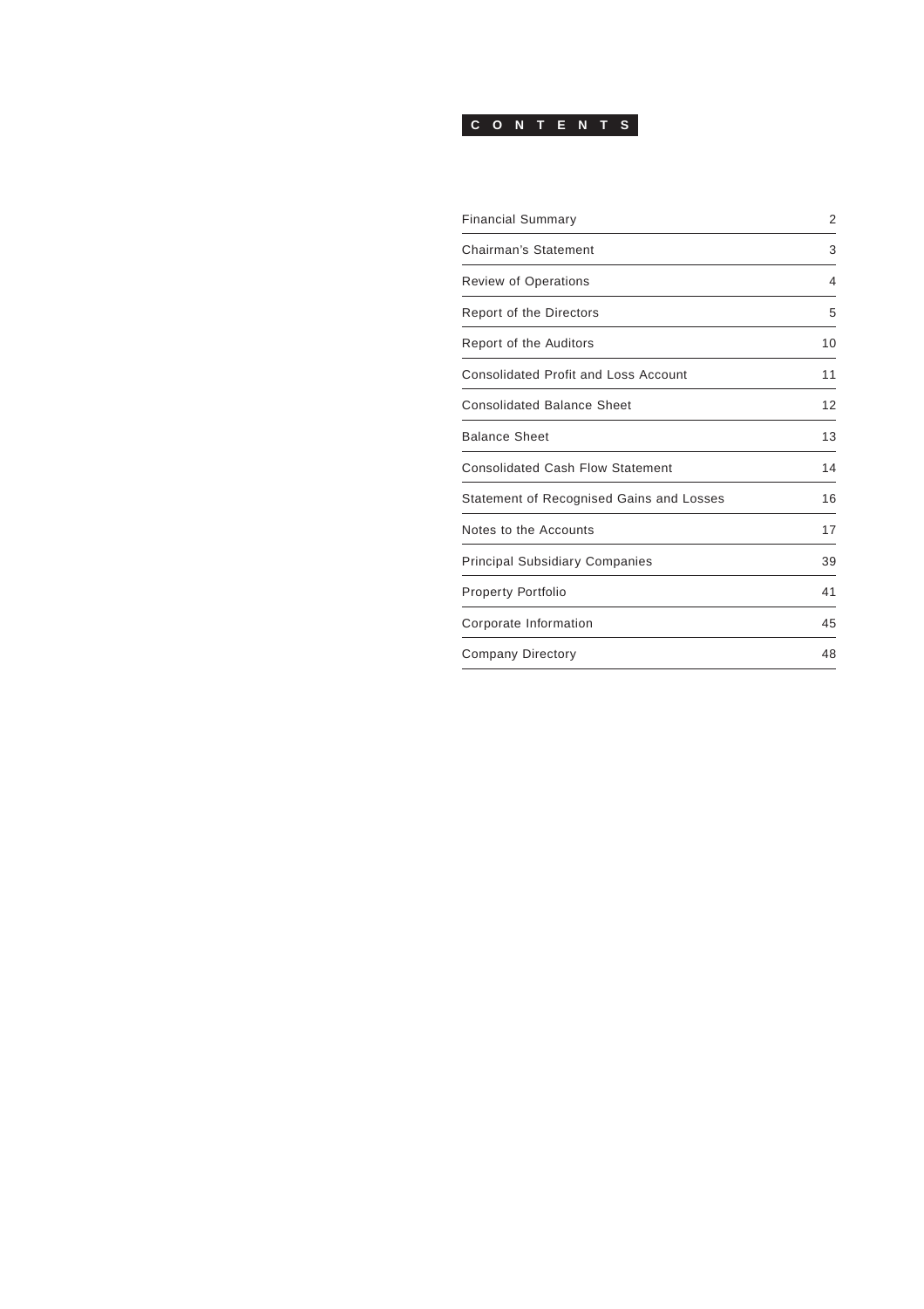# CONTENTS

| | |
|---|---|
| Financial Summary | 2 |
| Chairman's Statement | 3 |
| Review of Operations | 4 |
| Report of the Directors | 5 |
| Report of the Auditors | 10 |
| Consolidated Profit and Loss Account | 11 |
| Consolidated Balance Sheet | 12 |
| Balance Sheet | 13 |
| Consolidated Cash Flow Statement | 14 |
| Statement of Recognised Gains and Losses | 16 |
| Notes to the Accounts | 17 |
| Principal Subsidiary Companies | 39 |
| Property Portfolio | 41 |
| Corporate Information | 45 |
| Company Directory | 48 |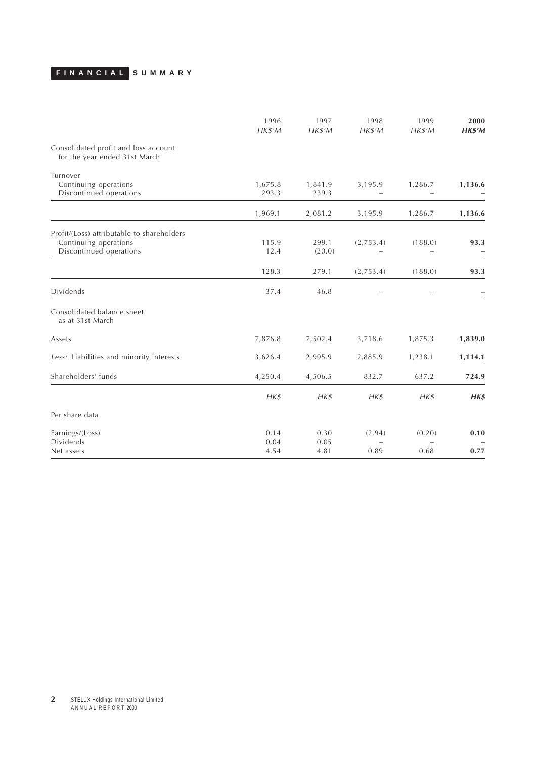# FINANCIAL SUMMARY

| | 1996 | 1997 | 1998 | 1999 | **2000** |
|---|---|---|---|---|---|
| | *HK$'M* | *HK$'M* | *HK$'M* | *HK$'M* | ***HK$'M*** |
| Consolidated profit and loss account for the year ended 31st March | | | | | |
| Turnover | | | | | |
| Continuing operations | 1,675.8 | 1,841.9 | 3,195.9 | 1,286.7 | **1,136.6** |
| Discontinued operations | 293.3 | 239.3 | – | – | **–** |
| | 1,969.1 | 2,081.2 | 3,195.9 | 1,286.7 | **1,136.6** |
| Profit/(Loss) attributable to shareholders | | | | | |
| Continuing operations | 115.9 | 299.1 | (2,753.4) | (188.0) | **93.3** |
| Discontinued operations | 12.4 | (20.0) | – | – | **–** |
| | 128.3 | 279.1 | (2,753.4) | (188.0) | **93.3** |
| Dividends | 37.4 | 46.8 | – | – | **–** |
| Consolidated balance sheet as at 31st March | | | | | |
| Assets | 7,876.8 | 7,502.4 | 3,718.6 | 1,875.3 | **1,839.0** |
| *Less:* Liabilities and minority interests | 3,626.4 | 2,995.9 | 2,885.9 | 1,238.1 | **1,114.1** |
| Shareholders' funds | 4,250.4 | 4,506.5 | 832.7 | 637.2 | **724.9** |
| | *HK$* | *HK$* | *HK$* | *HK$* | ***HK$*** |
| Per share data | | | | | |
| Earnings/(Loss) | 0.14 | 0.30 | (2.94) | (0.20) | **0.10** |
| Dividends | 0.04 | 0.05 | – | – | **–** |
| Net assets | 4.54 | 4.81 | 0.89 | 0.68 | **0.77** |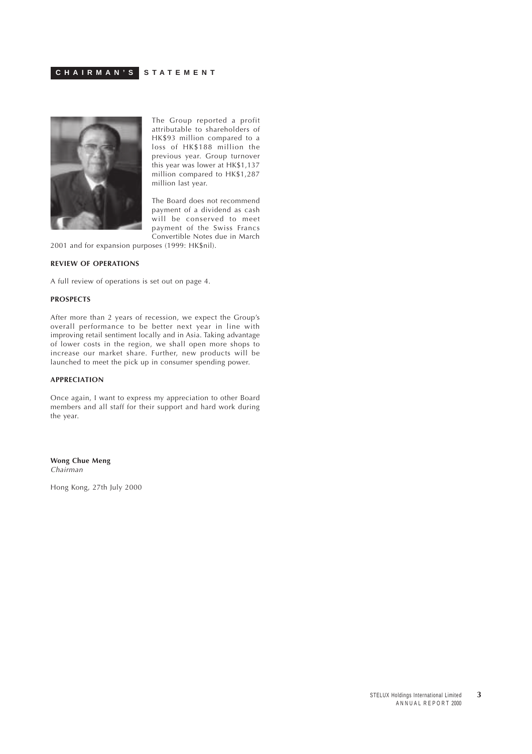# CHAIRMAN'S STATEMENT

The Group reported a profit attributable to shareholders of HK$93 million compared to a loss of HK$188 million the previous year. Group turnover this year was lower at HK$1,137 million compared to HK$1,287 million last year.

The Board does not recommend payment of a dividend as cash will be conserved to meet payment of the Swiss Francs Convertible Notes due in March 2001 and for expansion purposes (1999: HK$nil).

## REVIEW OF OPERATIONS

A full review of operations is set out on page 4.

## PROSPECTS

After more than 2 years of recession, we expect the Group's overall performance to be better next year in line with improving retail sentiment locally and in Asia. Taking advantage of lower costs in the region, we shall open more shops to increase our market share. Further, new products will be launched to meet the pick up in consumer spending power.

## APPRECIATION

Once again, I want to express my appreciation to other Board members and all staff for their support and hard work during the year.

**Wong Chue Meng**
*Chairman*

Hong Kong, 27th July 2000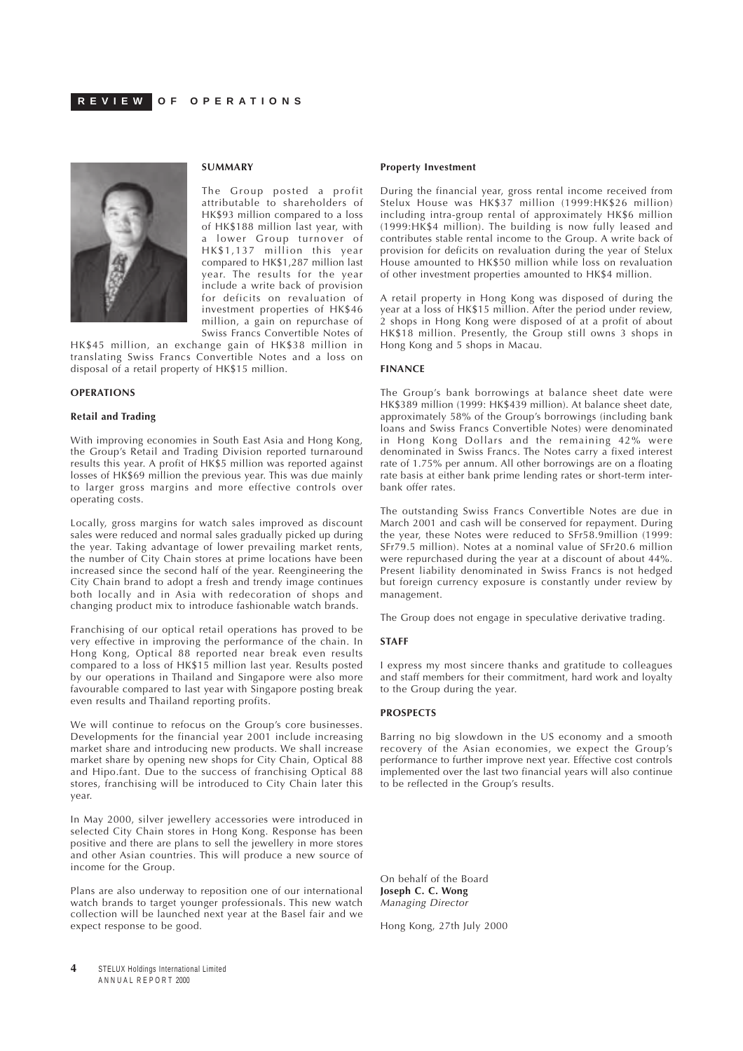# REVIEW OF OPERATIONS

## SUMMARY

The Group posted a profit attributable to shareholders of HK$93 million compared to a loss of HK$188 million last year, with a lower Group turnover of HK$1,137 million this year compared to HK$1,287 million last year. The results for the year include a write back of provision for deficits on revaluation of investment properties of HK$46 million, a gain on repurchase of Swiss Francs Convertible Notes of HK$45 million, an exchange gain of HK$38 million in translating Swiss Francs Convertible Notes and a loss on disposal of a retail property of HK$15 million.

## OPERATIONS

### Retail and Trading

With improving economies in South East Asia and Hong Kong, the Group's Retail and Trading Division reported turnaround results this year. A profit of HK$5 million was reported against losses of HK$69 million the previous year. This was due mainly to larger gross margins and more effective controls over operating costs.

Locally, gross margins for watch sales improved as discount sales were reduced and normal sales gradually picked up during the year. Taking advantage of lower prevailing market rents, the number of City Chain stores at prime locations have been increased since the second half of the year. Reengineering the City Chain brand to adopt a fresh and trendy image continues both locally and in Asia with redecoration of shops and changing product mix to introduce fashionable watch brands.

Franchising of our optical retail operations has proved to be very effective in improving the performance of the chain. In Hong Kong, Optical 88 reported near break even results compared to a loss of HK$15 million last year. Results posted by our operations in Thailand and Singapore were also more favourable compared to last year with Singapore posting break even results and Thailand reporting profits.

We will continue to refocus on the Group's core businesses. Developments for the financial year 2001 include increasing market share and introducing new products. We shall increase market share by opening new shops for City Chain, Optical 88 and Hipo.fant. Due to the success of franchising Optical 88 stores, franchising will be introduced to City Chain later this year.

In May 2000, silver jewellery accessories were introduced in selected City Chain stores in Hong Kong. Response has been positive and there are plans to sell the jewellery in more stores and other Asian countries. This will produce a new source of income for the Group.

Plans are also underway to reposition one of our international watch brands to target younger professionals. This new watch collection will be launched next year at the Basel fair and we expect response to be good.

### Property Investment

During the financial year, gross rental income received from Stelux House was HK$37 million (1999:HK$26 million) including intra-group rental of approximately HK$6 million (1999:HK$4 million). The building is now fully leased and contributes stable rental income to the Group. A write back of provision for deficits on revaluation during the year of Stelux House amounted to HK$50 million while loss on revaluation of other investment properties amounted to HK$4 million.

A retail property in Hong Kong was disposed of during the year at a loss of HK$15 million. After the period under review, 2 shops in Hong Kong were disposed of at a profit of about HK$18 million. Presently, the Group still owns 3 shops in Hong Kong and 5 shops in Macau.

## FINANCE

The Group's bank borrowings at balance sheet date were HK$389 million (1999: HK$439 million). At balance sheet date, approximately 58% of the Group's borrowings (including bank loans and Swiss Francs Convertible Notes) were denominated in Hong Kong Dollars and the remaining 42% were denominated in Swiss Francs. The Notes carry a fixed interest rate of 1.75% per annum. All other borrowings are on a floating rate basis at either bank prime lending rates or short-term inter-bank offer rates.

The outstanding Swiss Francs Convertible Notes are due in March 2001 and cash will be conserved for repayment. During the year, these Notes were reduced to SFr58.9million (1999: SFr79.5 million). Notes at a nominal value of SFr20.6 million were repurchased during the year at a discount of about 44%. Present liability denominated in Swiss Francs is not hedged but foreign currency exposure is constantly under review by management.

The Group does not engage in speculative derivative trading.

## STAFF

I express my most sincere thanks and gratitude to colleagues and staff members for their commitment, hard work and loyalty to the Group during the year.

## PROSPECTS

Barring no big slowdown in the US economy and a smooth recovery of the Asian economies, we expect the Group's performance to further improve next year. Effective cost controls implemented over the last two financial years will also continue to be reflected in the Group's results.

On behalf of the Board
**Joseph C. C. Wong**
*Managing Director*

Hong Kong, 27th July 2000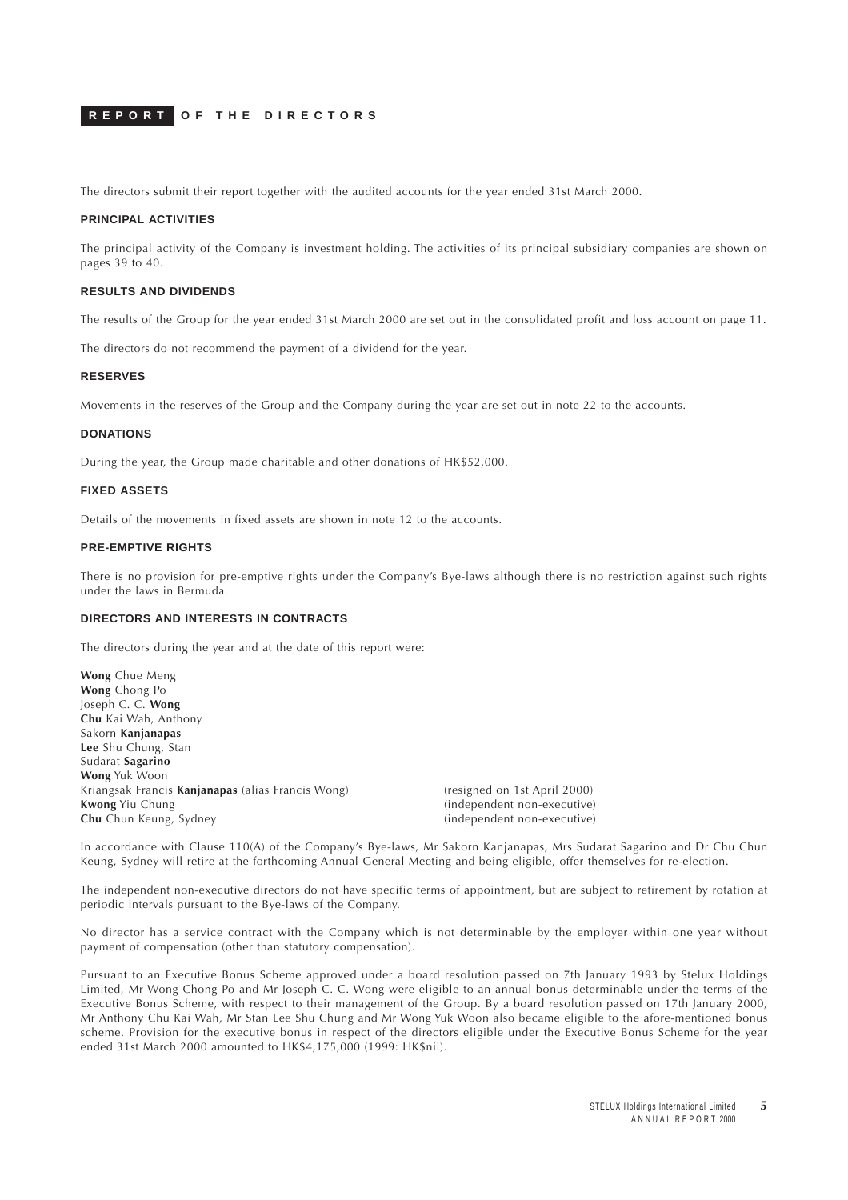# REPORT OF THE DIRECTORS

The directors submit their report together with the audited accounts for the year ended 31st March 2000.

## PRINCIPAL ACTIVITIES

The principal activity of the Company is investment holding. The activities of its principal subsidiary companies are shown on pages 39 to 40.

## RESULTS AND DIVIDENDS

The results of the Group for the year ended 31st March 2000 are set out in the consolidated profit and loss account on page 11.

The directors do not recommend the payment of a dividend for the year.

## RESERVES

Movements in the reserves of the Group and the Company during the year are set out in note 22 to the accounts.

## DONATIONS

During the year, the Group made charitable and other donations of HK$52,000.

## FIXED ASSETS

Details of the movements in fixed assets are shown in note 12 to the accounts.

## PRE-EMPTIVE RIGHTS

There is no provision for pre-emptive rights under the Company's Bye-laws although there is no restriction against such rights under the laws in Bermuda.

## DIRECTORS AND INTERESTS IN CONTRACTS

The directors during the year and at the date of this report were:

**Wong** Chue Meng
**Wong** Chong Po
Joseph C. C. **Wong**
**Chu** Kai Wah, Anthony
Sakorn **Kanjanapas**
**Lee** Shu Chung, Stan
Sudarat **Sagarino**
**Wong** Yuk Woon
Kriangsak Francis **Kanjanapas** (alias Francis Wong) (resigned on 1st April 2000)
**Kwong** Yiu Chung (independent non-executive)
**Chu** Chun Keung, Sydney (independent non-executive)

In accordance with Clause 110(A) of the Company's Bye-laws, Mr Sakorn Kanjanapas, Mrs Sudarat Sagarino and Dr Chu Chun Keung, Sydney will retire at the forthcoming Annual General Meeting and being eligible, offer themselves for re-election.

The independent non-executive directors do not have specific terms of appointment, but are subject to retirement by rotation at periodic intervals pursuant to the Bye-laws of the Company.

No director has a service contract with the Company which is not determinable by the employer within one year without payment of compensation (other than statutory compensation).

Pursuant to an Executive Bonus Scheme approved under a board resolution passed on 7th January 1993 by Stelux Holdings Limited, Mr Wong Chong Po and Mr Joseph C. C. Wong were eligible to an annual bonus determinable under the terms of the Executive Bonus Scheme, with respect to their management of the Group. By a board resolution passed on 17th January 2000, Mr Anthony Chu Kai Wah, Mr Stan Lee Shu Chung and Mr Wong Yuk Woon also became eligible to the afore-mentioned bonus scheme. Provision for the executive bonus in respect of the directors eligible under the Executive Bonus Scheme for the year ended 31st March 2000 amounted to HK$4,175,000 (1999: HK$nil).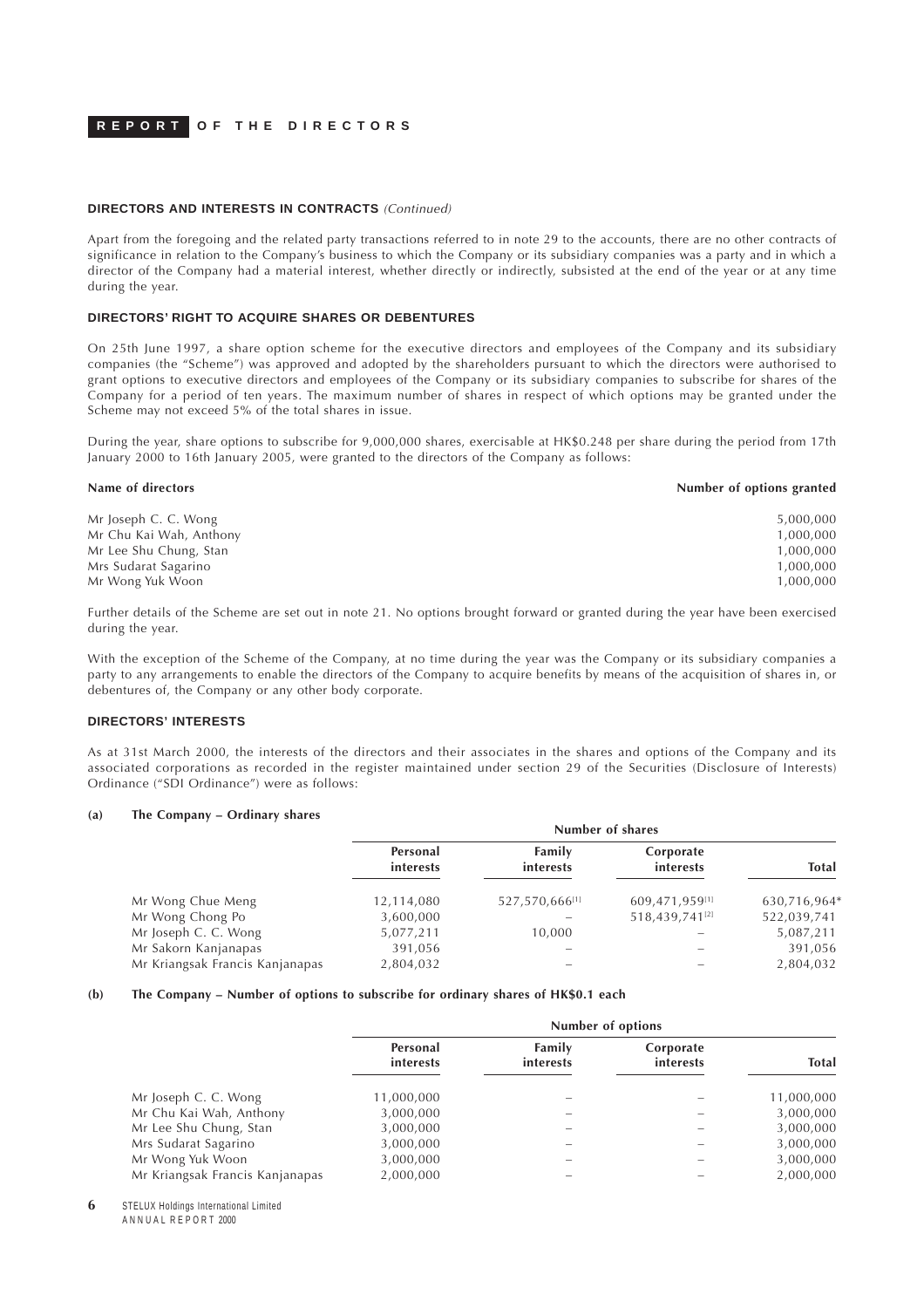## DIRECTORS AND INTERESTS IN CONTRACTS *(Continued)*

Apart from the foregoing and the related party transactions referred to in note 29 to the accounts, there are no other contracts of significance in relation to the Company's business to which the Company or its subsidiary companies was a party and in which a director of the Company had a material interest, whether directly or indirectly, subsisted at the end of the year or at any time during the year.

## DIRECTORS' RIGHT TO ACQUIRE SHARES OR DEBENTURES

On 25th June 1997, a share option scheme for the executive directors and employees of the Company and its subsidiary companies (the "Scheme") was approved and adopted by the shareholders pursuant to which the directors were authorised to grant options to executive directors and employees of the Company or its subsidiary companies to subscribe for shares of the Company for a period of ten years. The maximum number of shares in respect of which options may be granted under the Scheme may not exceed 5% of the total shares in issue.

During the year, share options to subscribe for 9,000,000 shares, exercisable at HK$0.248 per share during the period from 17th January 2000 to 16th January 2005, were granted to the directors of the Company as follows:

| Name of directors | Number of options granted |
|---|---|
| Mr Joseph C. C. Wong | 5,000,000 |
| Mr Chu Kai Wah, Anthony | 1,000,000 |
| Mr Lee Shu Chung, Stan | 1,000,000 |
| Mrs Sudarat Sagarino | 1,000,000 |
| Mr Wong Yuk Woon | 1,000,000 |

Further details of the Scheme are set out in note 21. No options brought forward or granted during the year have been exercised during the year.

With the exception of the Scheme of the Company, at no time during the year was the Company or its subsidiary companies a party to any arrangements to enable the directors of the Company to acquire benefits by means of the acquisition of shares in, or debentures of, the Company or any other body corporate.

## DIRECTORS' INTERESTS

As at 31st March 2000, the interests of the directors and their associates in the shares and options of the Company and its associated corporations as recorded in the register maintained under section 29 of the Securities (Disclosure of Interests) Ordinance ("SDI Ordinance") were as follows:

**(a) The Company – Ordinary shares**

| | Number of shares | | | |
|---|---|---|---|---|
| | Personal interests | Family interests | Corporate interests | Total |
| Mr Wong Chue Meng | 12,114,080 | 527,570,666[1] | 609,471,959[1] | 630,716,964* |
| Mr Wong Chong Po | 3,600,000 | – | 518,439,741[2] | 522,039,741 |
| Mr Joseph C. C. Wong | 5,077,211 | 10,000 | – | 5,087,211 |
| Mr Sakorn Kanjanapas | 391,056 | – | – | 391,056 |
| Mr Kriangsak Francis Kanjanapas | 2,804,032 | – | – | 2,804,032 |

**(b) The Company – Number of options to subscribe for ordinary shares of HK$0.1 each**

| | Number of options | | | |
|---|---|---|---|---|
| | Personal interests | Family interests | Corporate interests | Total |
| Mr Joseph C. C. Wong | 11,000,000 | – | – | 11,000,000 |
| Mr Chu Kai Wah, Anthony | 3,000,000 | – | – | 3,000,000 |
| Mr Lee Shu Chung, Stan | 3,000,000 | – | – | 3,000,000 |
| Mrs Sudarat Sagarino | 3,000,000 | – | – | 3,000,000 |
| Mr Wong Yuk Woon | 3,000,000 | – | – | 3,000,000 |
| Mr Kriangsak Francis Kanjanapas | 2,000,000 | – | – | 2,000,000 |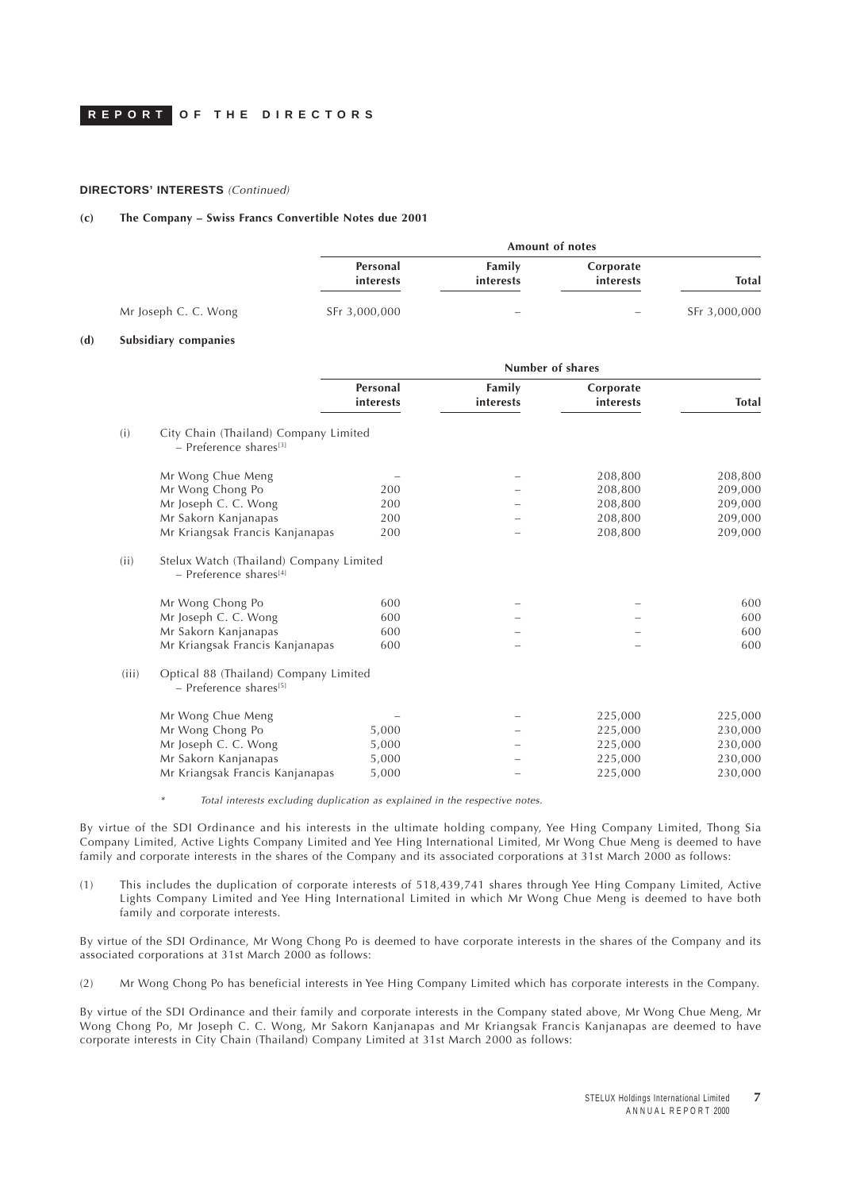**DIRECTORS' INTERESTS** *(Continued)*

**(c) The Company – Swiss Francs Convertible Notes due 2001**

| | Amount of notes | | | |
|---|---|---|---|---|
| | **Personal interests** | **Family interests** | **Corporate interests** | **Total** |
| Mr Joseph C. C. Wong | SFr 3,000,000 | – | – | SFr 3,000,000 |

**(d) Subsidiary companies**

| | Number of shares | | | |
|---|---|---|---|---|
| | **Personal interests** | **Family interests** | **Corporate interests** | **Total** |
| **(i) City Chain (Thailand) Company Limited – Preference shares[3]** | | | | |
| Mr Wong Chue Meng | – | – | 208,800 | 208,800 |
| Mr Wong Chong Po | 200 | – | 208,800 | 209,000 |
| Mr Joseph C. C. Wong | 200 | – | 208,800 | 209,000 |
| Mr Sakorn Kanjanapas | 200 | – | 208,800 | 209,000 |
| Mr Kriangsak Francis Kanjanapas | 200 | – | 208,800 | 209,000 |
| **(ii) Stelux Watch (Thailand) Company Limited – Preference shares[4]** | | | | |
| Mr Wong Chong Po | 600 | – | – | 600 |
| Mr Joseph C. C. Wong | 600 | – | – | 600 |
| Mr Sakorn Kanjanapas | 600 | – | – | 600 |
| Mr Kriangsak Francis Kanjanapas | 600 | – | – | 600 |
| **(iii) Optical 88 (Thailand) Company Limited – Preference shares[5]** | | | | |
| Mr Wong Chue Meng | – | – | 225,000 | 225,000 |
| Mr Wong Chong Po | 5,000 | – | 225,000 | 230,000 |
| Mr Joseph C. C. Wong | 5,000 | – | 225,000 | 230,000 |
| Mr Sakorn Kanjanapas | 5,000 | – | 225,000 | 230,000 |
| Mr Kriangsak Francis Kanjanapas | 5,000 | – | 225,000 | 230,000 |

\* *Total interests excluding duplication as explained in the respective notes.*

By virtue of the SDI Ordinance and his interests in the ultimate holding company, Yee Hing Company Limited, Thong Sia Company Limited, Active Lights Company Limited and Yee Hing International Limited, Mr Wong Chue Meng is deemed to have family and corporate interests in the shares of the Company and its associated corporations at 31st March 2000 as follows:

(1) This includes the duplication of corporate interests of 518,439,741 shares through Yee Hing Company Limited, Active Lights Company Limited and Yee Hing International Limited in which Mr Wong Chue Meng is deemed to have both family and corporate interests.

By virtue of the SDI Ordinance, Mr Wong Chong Po is deemed to have corporate interests in the shares of the Company and its associated corporations at 31st March 2000 as follows:

(2) Mr Wong Chong Po has beneficial interests in Yee Hing Company Limited which has corporate interests in the Company.

By virtue of the SDI Ordinance and their family and corporate interests in the Company stated above, Mr Wong Chue Meng, Mr Wong Chong Po, Mr Joseph C. C. Wong, Mr Sakorn Kanjanapas and Mr Kriangsak Francis Kanjanapas are deemed to have corporate interests in City Chain (Thailand) Company Limited at 31st March 2000 as follows: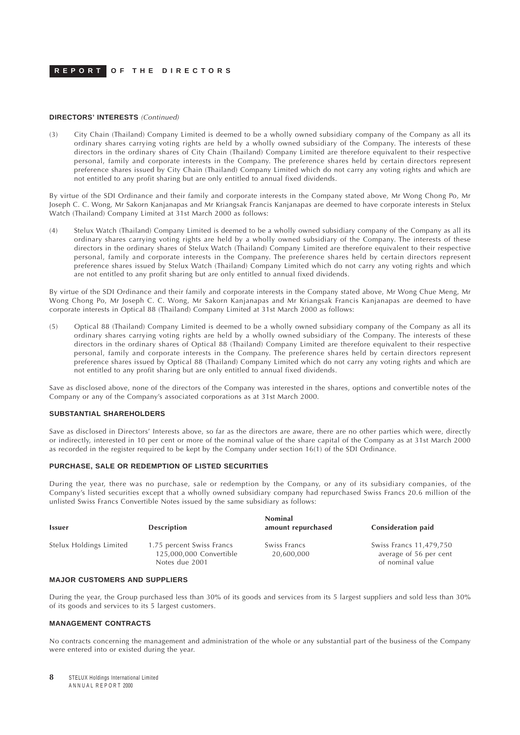## REPORT OF THE DIRECTORS

**DIRECTORS' INTERESTS** *(Continued)*

(3) City Chain (Thailand) Company Limited is deemed to be a wholly owned subsidiary company of the Company as all its ordinary shares carrying voting rights are held by a wholly owned subsidiary of the Company. The interests of these directors in the ordinary shares of City Chain (Thailand) Company Limited are therefore equivalent to their respective personal, family and corporate interests in the Company. The preference shares held by certain directors represent preference shares issued by City Chain (Thailand) Company Limited which do not carry any voting rights and which are not entitled to any profit sharing but are only entitled to annual fixed dividends.

By virtue of the SDI Ordinance and their family and corporate interests in the Company stated above, Mr Wong Chong Po, Mr Joseph C. C. Wong, Mr Sakorn Kanjanapas and Mr Kriangsak Francis Kanjanapas are deemed to have corporate interests in Stelux Watch (Thailand) Company Limited at 31st March 2000 as follows:

(4) Stelux Watch (Thailand) Company Limited is deemed to be a wholly owned subsidiary company of the Company as all its ordinary shares carrying voting rights are held by a wholly owned subsidiary of the Company. The interests of these directors in the ordinary shares of Stelux Watch (Thailand) Company Limited are therefore equivalent to their respective personal, family and corporate interests in the Company. The preference shares held by certain directors represent preference shares issued by Stelux Watch (Thailand) Company Limited which do not carry any voting rights and which are not entitled to any profit sharing but are only entitled to annual fixed dividends.

By virtue of the SDI Ordinance and their family and corporate interests in the Company stated above, Mr Wong Chue Meng, Mr Wong Chong Po, Mr Joseph C. C. Wong, Mr Sakorn Kanjanapas and Mr Kriangsak Francis Kanjanapas are deemed to have corporate interests in Optical 88 (Thailand) Company Limited at 31st March 2000 as follows:

(5) Optical 88 (Thailand) Company Limited is deemed to be a wholly owned subsidiary company of the Company as all its ordinary shares carrying voting rights are held by a wholly owned subsidiary of the Company. The interests of these directors in the ordinary shares of Optical 88 (Thailand) Company Limited are therefore equivalent to their respective personal, family and corporate interests in the Company. The preference shares held by certain directors represent preference shares issued by Optical 88 (Thailand) Company Limited which do not carry any voting rights and which are not entitled to any profit sharing but are only entitled to annual fixed dividends.

Save as disclosed above, none of the directors of the Company was interested in the shares, options and convertible notes of the Company or any of the Company's associated corporations as at 31st March 2000.

**SUBSTANTIAL SHAREHOLDERS**

Save as disclosed in Directors' Interests above, so far as the directors are aware, there are no other parties which were, directly or indirectly, interested in 10 per cent or more of the nominal value of the share capital of the Company as at 31st March 2000 as recorded in the register required to be kept by the Company under section 16(1) of the SDI Ordinance.

**PURCHASE, SALE OR REDEMPTION OF LISTED SECURITIES**

During the year, there was no purchase, sale or redemption by the Company, or any of its subsidiary companies, of the Company's listed securities except that a wholly owned subsidiary company had repurchased Swiss Francs 20.6 million of the unlisted Swiss Francs Convertible Notes issued by the same subsidiary as follows:

| Issuer | Description | Nominal amount repurchased | Consideration paid |
|---|---|---|---|
| Stelux Holdings Limited | 1.75 percent Swiss Francs 125,000,000 Convertible Notes due 2001 | Swiss Francs 20,600,000 | Swiss Francs 11,479,750 average of 56 per cent of nominal value |

**MAJOR CUSTOMERS AND SUPPLIERS**

During the year, the Group purchased less than 30% of its goods and services from its 5 largest suppliers and sold less than 30% of its goods and services to its 5 largest customers.

**MANAGEMENT CONTRACTS**

No contracts concerning the management and administration of the whole or any substantial part of the business of the Company were entered into or existed during the year.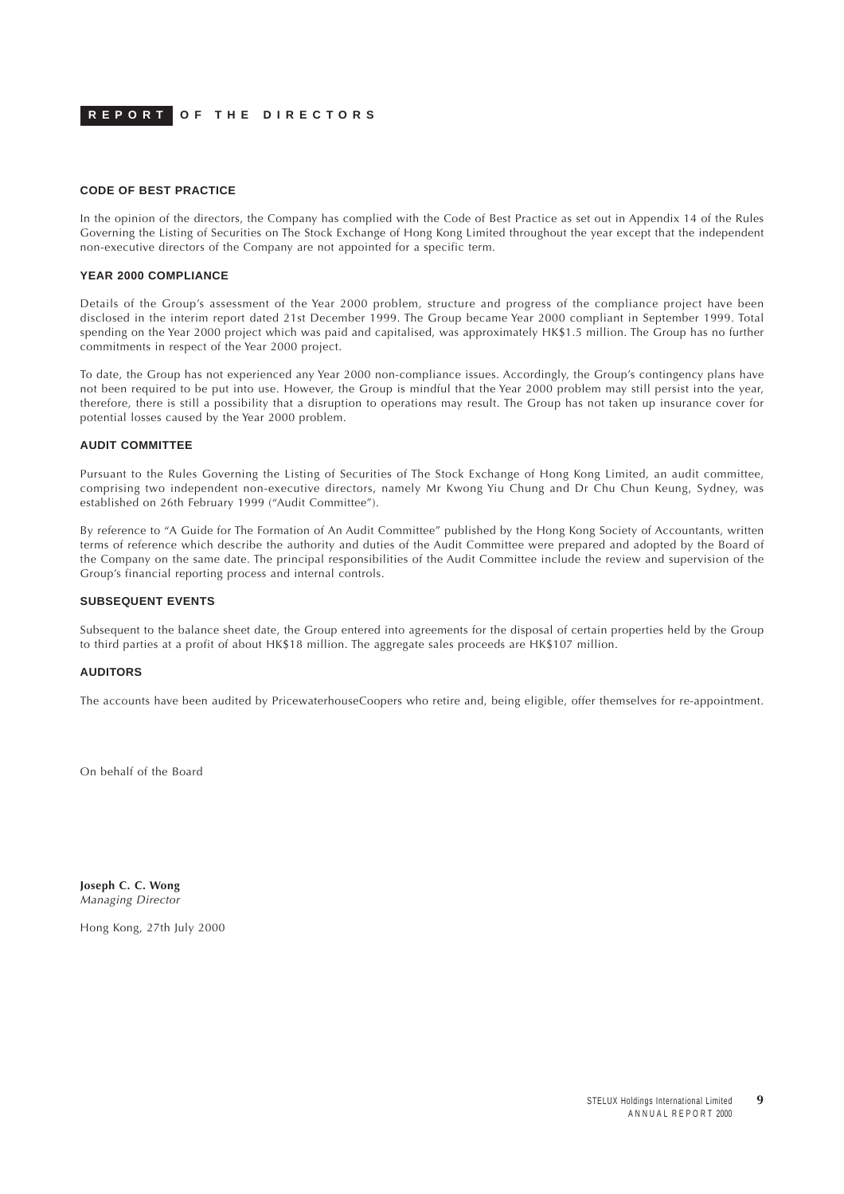# REPORT OF THE DIRECTORS

### CODE OF BEST PRACTICE

In the opinion of the directors, the Company has complied with the Code of Best Practice as set out in Appendix 14 of the Rules Governing the Listing of Securities on The Stock Exchange of Hong Kong Limited throughout the year except that the independent non-executive directors of the Company are not appointed for a specific term.

### YEAR 2000 COMPLIANCE

Details of the Group's assessment of the Year 2000 problem, structure and progress of the compliance project have been disclosed in the interim report dated 21st December 1999. The Group became Year 2000 compliant in September 1999. Total spending on the Year 2000 project which was paid and capitalised, was approximately HK$1.5 million. The Group has no further commitments in respect of the Year 2000 project.

To date, the Group has not experienced any Year 2000 non-compliance issues. Accordingly, the Group's contingency plans have not been required to be put into use. However, the Group is mindful that the Year 2000 problem may still persist into the year, therefore, there is still a possibility that a disruption to operations may result. The Group has not taken up insurance cover for potential losses caused by the Year 2000 problem.

### AUDIT COMMITTEE

Pursuant to the Rules Governing the Listing of Securities of The Stock Exchange of Hong Kong Limited, an audit committee, comprising two independent non-executive directors, namely Mr Kwong Yiu Chung and Dr Chu Chun Keung, Sydney, was established on 26th February 1999 ("Audit Committee").

By reference to "A Guide for The Formation of An Audit Committee" published by the Hong Kong Society of Accountants, written terms of reference which describe the authority and duties of the Audit Committee were prepared and adopted by the Board of the Company on the same date. The principal responsibilities of the Audit Committee include the review and supervision of the Group's financial reporting process and internal controls.

### SUBSEQUENT EVENTS

Subsequent to the balance sheet date, the Group entered into agreements for the disposal of certain properties held by the Group to third parties at a profit of about HK$18 million. The aggregate sales proceeds are HK$107 million.

### AUDITORS

The accounts have been audited by PricewaterhouseCoopers who retire and, being eligible, offer themselves for re-appointment.

On behalf of the Board

**Joseph C. C. Wong**
*Managing Director*

Hong Kong, 27th July 2000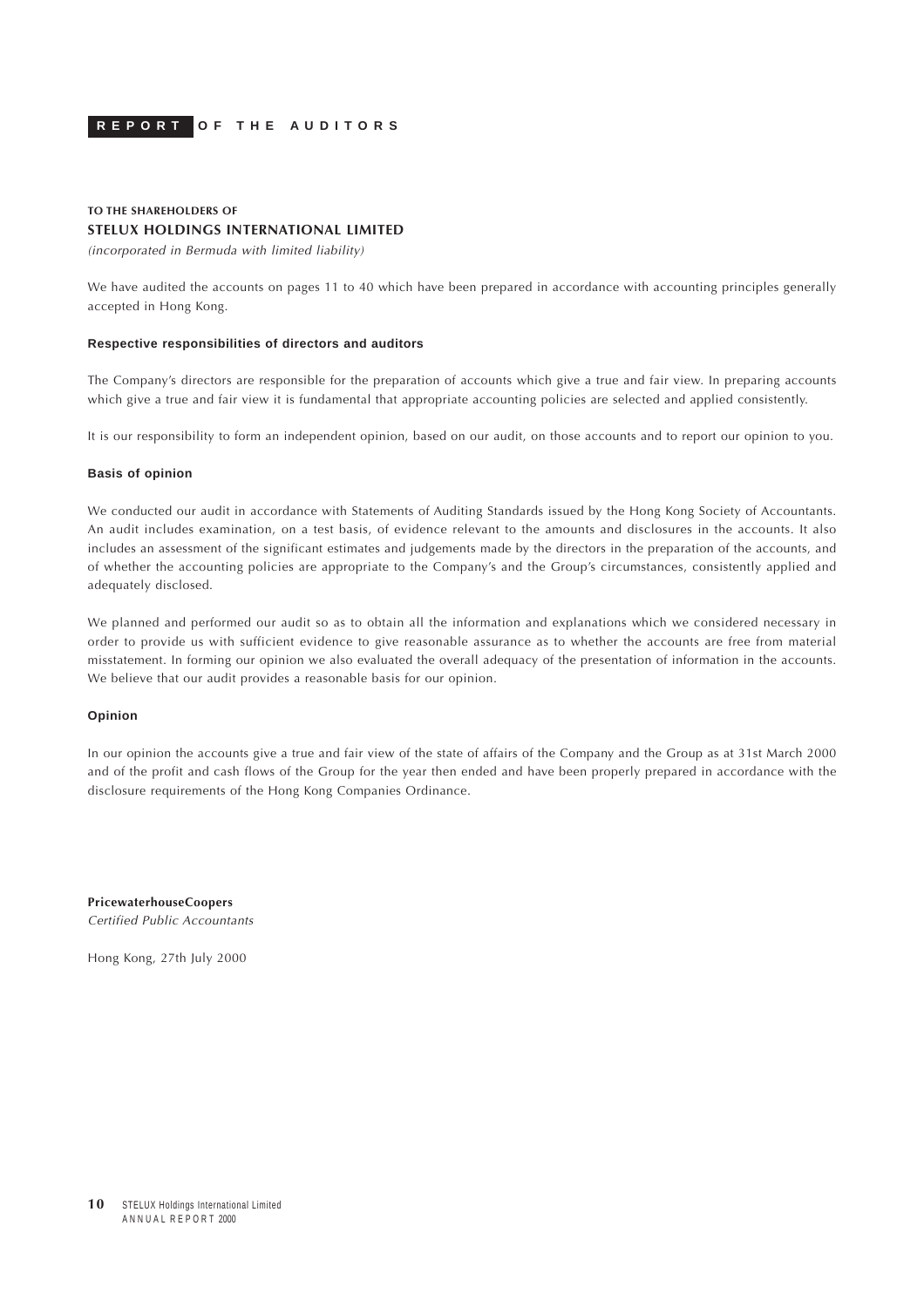# REPORT OF THE AUDITORS

**TO THE SHAREHOLDERS OF**
**STELUX HOLDINGS INTERNATIONAL LIMITED**
*(incorporated in Bermuda with limited liability)*

We have audited the accounts on pages 11 to 40 which have been prepared in accordance with accounting principles generally accepted in Hong Kong.

### Respective responsibilities of directors and auditors

The Company's directors are responsible for the preparation of accounts which give a true and fair view. In preparing accounts which give a true and fair view it is fundamental that appropriate accounting policies are selected and applied consistently.

It is our responsibility to form an independent opinion, based on our audit, on those accounts and to report our opinion to you.

### Basis of opinion

We conducted our audit in accordance with Statements of Auditing Standards issued by the Hong Kong Society of Accountants. An audit includes examination, on a test basis, of evidence relevant to the amounts and disclosures in the accounts. It also includes an assessment of the significant estimates and judgements made by the directors in the preparation of the accounts, and of whether the accounting policies are appropriate to the Company's and the Group's circumstances, consistently applied and adequately disclosed.

We planned and performed our audit so as to obtain all the information and explanations which we considered necessary in order to provide us with sufficient evidence to give reasonable assurance as to whether the accounts are free from material misstatement. In forming our opinion we also evaluated the overall adequacy of the presentation of information in the accounts. We believe that our audit provides a reasonable basis for our opinion.

### Opinion

In our opinion the accounts give a true and fair view of the state of affairs of the Company and the Group as at 31st March 2000 and of the profit and cash flows of the Group for the year then ended and have been properly prepared in accordance with the disclosure requirements of the Hong Kong Companies Ordinance.

**PricewaterhouseCoopers**
*Certified Public Accountants*

Hong Kong, 27th July 2000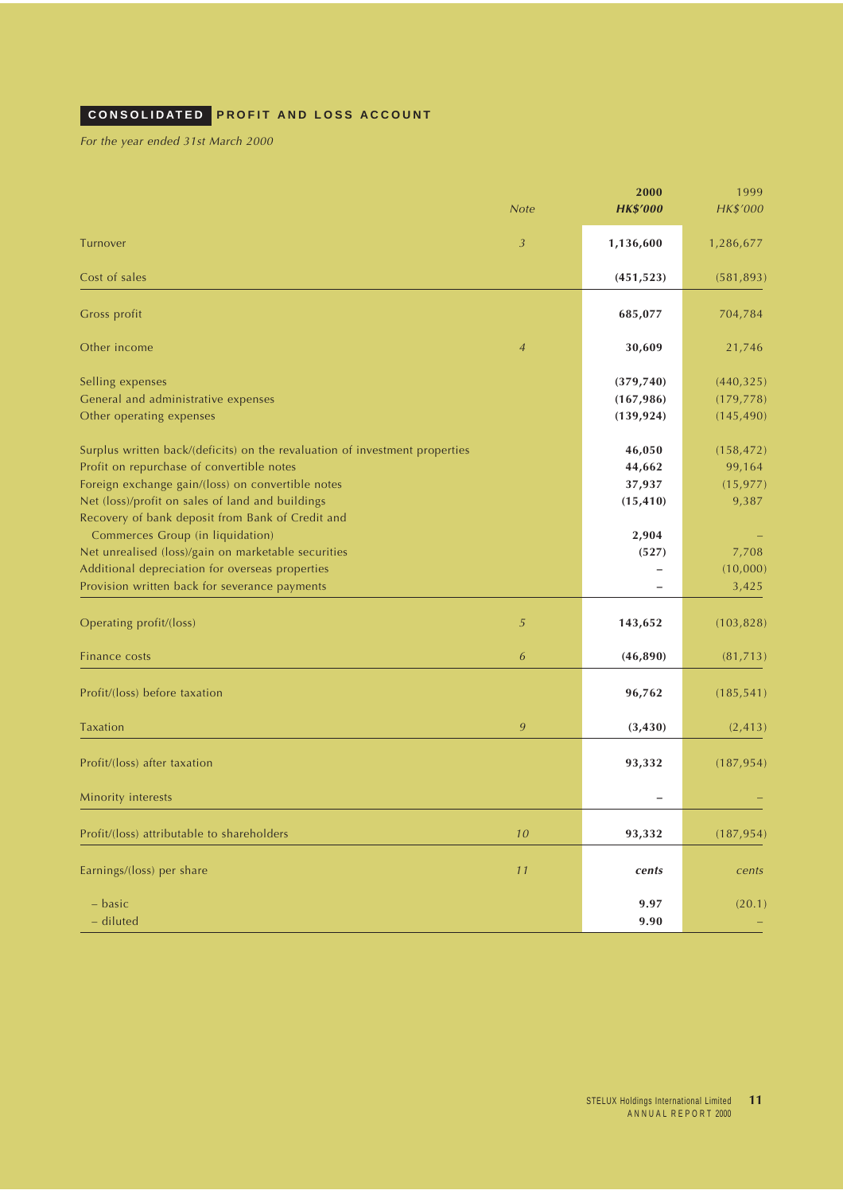## CONSOLIDATED PROFIT AND LOSS ACCOUNT

*For the year ended 31st March 2000*

| | Note | 2000 HK$'000 | 1999 HK$'000 |
|---|---|---|---|
| Turnover | 3 | **1,136,600** | 1,286,677 |
| Cost of sales | | **(451,523)** | (581,893) |
| Gross profit | | **685,077** | 704,784 |
| Other income | 4 | **30,609** | 21,746 |
| Selling expenses | | **(379,740)** | (440,325) |
| General and administrative expenses | | **(167,986)** | (179,778) |
| Other operating expenses | | **(139,924)** | (145,490) |
| Surplus written back/(deficits) on the revaluation of investment properties | | **46,050** | (158,472) |
| Profit on repurchase of convertible notes | | **44,662** | 99,164 |
| Foreign exchange gain/(loss) on convertible notes | | **37,937** | (15,977) |
| Net (loss)/profit on sales of land and buildings | | **(15,410)** | 9,387 |
| Recovery of bank deposit from Bank of Credit and Commerces Group (in liquidation) | | **2,904** | – |
| Net unrealised (loss)/gain on marketable securities | | **(527)** | 7,708 |
| Additional depreciation for overseas properties | | **–** | (10,000) |
| Provision written back for severance payments | | **–** | 3,425 |
| Operating profit/(loss) | 5 | **143,652** | (103,828) |
| Finance costs | 6 | **(46,890)** | (81,713) |
| Profit/(loss) before taxation | | **96,762** | (185,541) |
| Taxation | 9 | **(3,430)** | (2,413) |
| Profit/(loss) after taxation | | **93,332** | (187,954) |
| Minority interests | | **–** | – |
| Profit/(loss) attributable to shareholders | 10 | **93,332** | (187,954) |
| Earnings/(loss) per share | 11 | ***cents*** | *cents* |
| – basic | | **9.97** | (20.1) |
| – diluted | | **9.90** | – |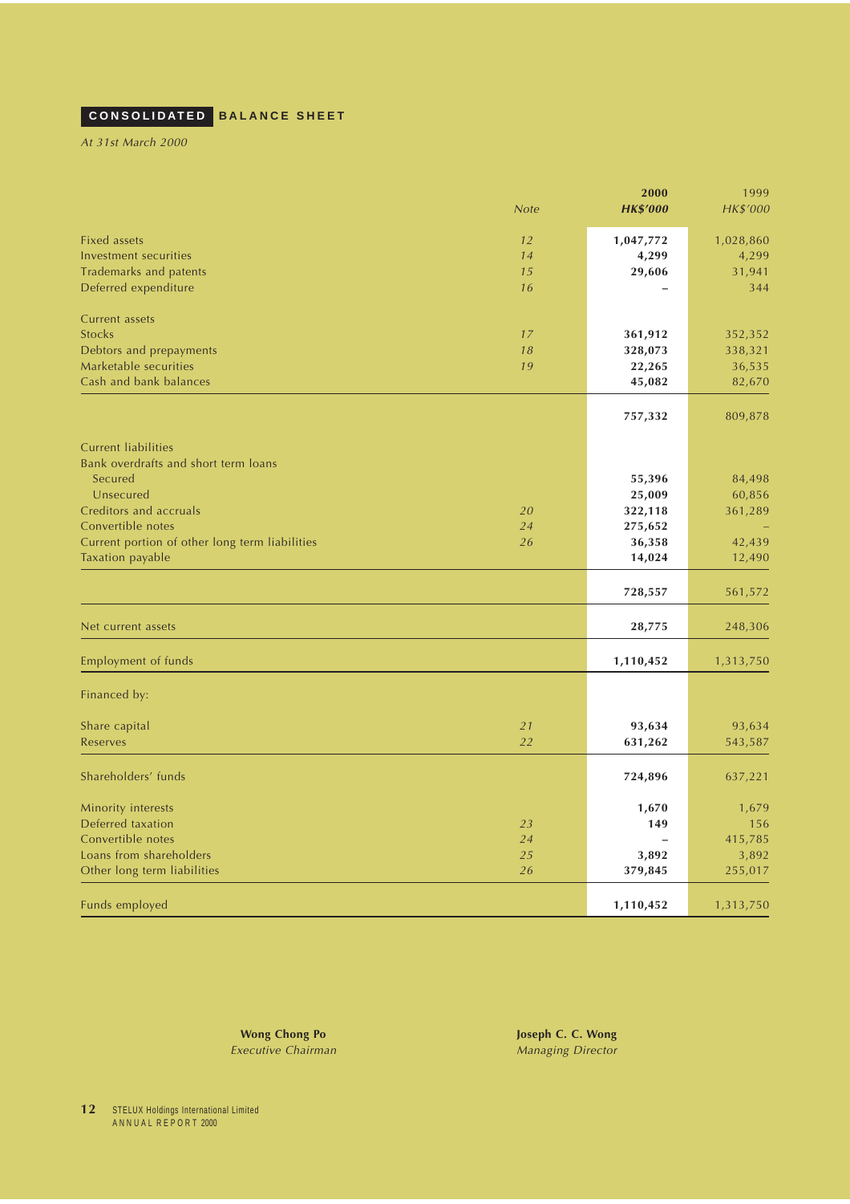# CONSOLIDATED BALANCE SHEET

*At 31st March 2000*

| | Note | **2000 HK$'000** | 1999 HK$'000 |
|---|---|---|---|
| Fixed assets | 12 | **1,047,772** | 1,028,860 |
| Investment securities | 14 | **4,299** | 4,299 |
| Trademarks and patents | 15 | **29,606** | 31,941 |
| Deferred expenditure | 16 | **–** | 344 |
| Current assets | | | |
| Stocks | 17 | **361,912** | 352,352 |
| Debtors and prepayments | 18 | **328,073** | 338,321 |
| Marketable securities | 19 | **22,265** | 36,535 |
| Cash and bank balances | | **45,082** | 82,670 |
| | | **757,332** | 809,878 |
| Current liabilities | | | |
| Bank overdrafts and short term loans | | | |
| Secured | | **55,396** | 84,498 |
| Unsecured | | **25,009** | 60,856 |
| Creditors and accruals | 20 | **322,118** | 361,289 |
| Convertible notes | 24 | **275,652** | – |
| Current portion of other long term liabilities | 26 | **36,358** | 42,439 |
| Taxation payable | | **14,024** | 12,490 |
| | | **728,557** | 561,572 |
| Net current assets | | **28,775** | 248,306 |
| Employment of funds | | **1,110,452** | 1,313,750 |
| Financed by: | | | |
| Share capital | 21 | **93,634** | 93,634 |
| Reserves | 22 | **631,262** | 543,587 |
| Shareholders' funds | | **724,896** | 637,221 |
| Minority interests | | **1,670** | 1,679 |
| Deferred taxation | 23 | **149** | 156 |
| Convertible notes | 24 | **–** | 415,785 |
| Loans from shareholders | 25 | **3,892** | 3,892 |
| Other long term liabilities | 26 | **379,845** | 255,017 |
| Funds employed | | **1,110,452** | 1,313,750 |

**Wong Chong Po**
*Executive Chairman*

**Joseph C. C. Wong**
*Managing Director*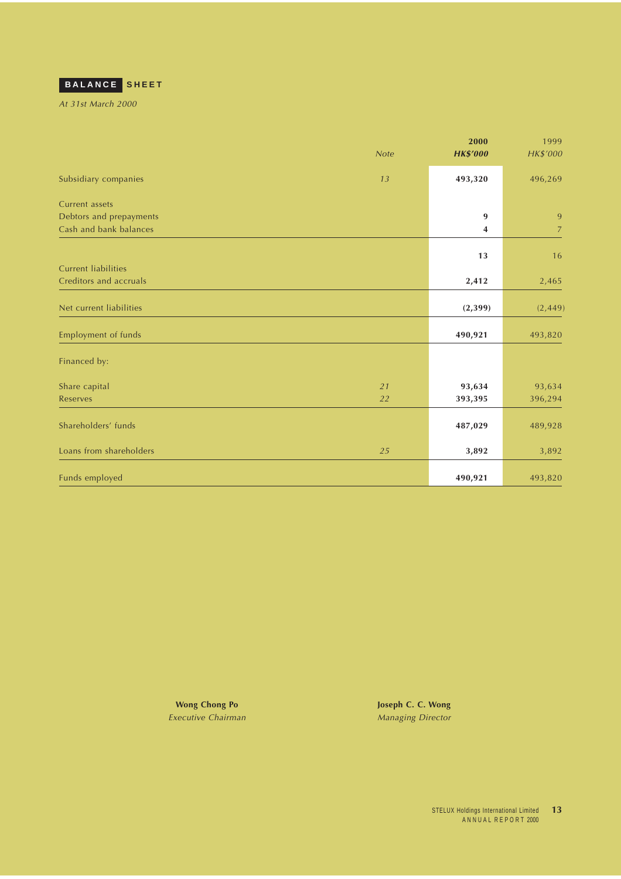# BALANCE SHEET

*At 31st March 2000*

| | Note | 2000 HK$'000 | 1999 HK$'000 |
|---|---|---|---|
| Subsidiary companies | 13 | **493,320** | 496,269 |
| Current assets | | | |
| Debtors and prepayments | | **9** | 9 |
| Cash and bank balances | | **4** | 7 |
| | | **13** | 16 |
| Current liabilities | | | |
| Creditors and accruals | | **2,412** | 2,465 |
| Net current liabilities | | **(2,399)** | (2,449) |
| Employment of funds | | **490,921** | 493,820 |
| Financed by: | | | |
| Share capital | 21 | **93,634** | 93,634 |
| Reserves | 22 | **393,395** | 396,294 |
| Shareholders' funds | | **487,029** | 489,928 |
| Loans from shareholders | 25 | **3,892** | 3,892 |
| Funds employed | | **490,921** | 493,820 |

**Wong Chong Po**
*Executive Chairman*

**Joseph C. C. Wong**
*Managing Director*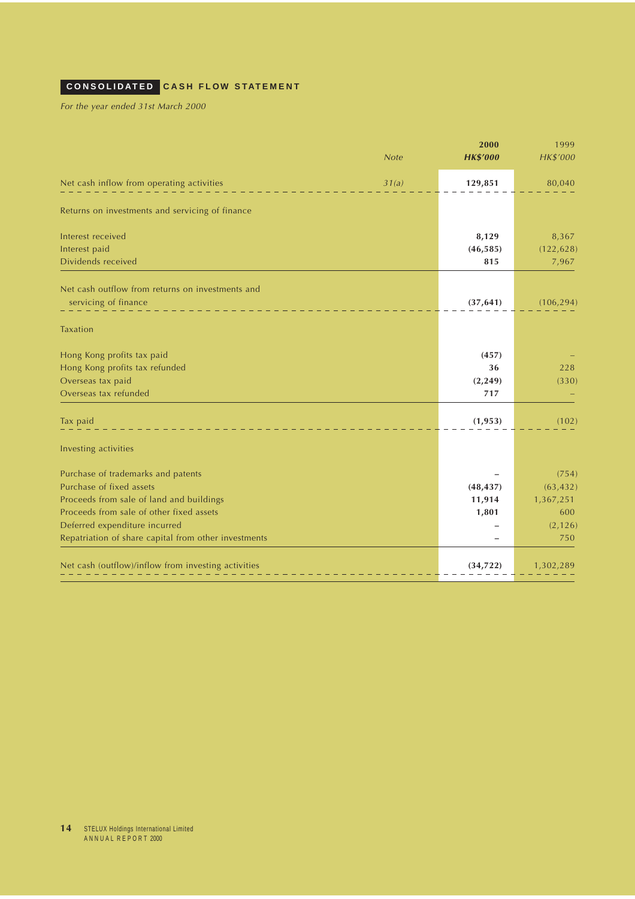## CONSOLIDATED CASH FLOW STATEMENT

*For the year ended 31st March 2000*

| | Note | 2000 HK$'000 | 1999 HK$'000 |
|---|---|---|---|
| Net cash inflow from operating activities | 31(a) | **129,851** | 80,040 |
| **Returns on investments and servicing of finance** | | | |
| Interest received | | **8,129** | 8,367 |
| Interest paid | | **(46,585)** | (122,628) |
| Dividends received | | **815** | 7,967 |
| Net cash outflow from returns on investments and servicing of finance | | **(37,641)** | (106,294) |
| **Taxation** | | | |
| Hong Kong profits tax paid | | **(457)** | – |
| Hong Kong profits tax refunded | | **36** | 228 |
| Overseas tax paid | | **(2,249)** | (330) |
| Overseas tax refunded | | **717** | – |
| Tax paid | | **(1,953)** | (102) |
| **Investing activities** | | | |
| Purchase of trademarks and patents | | **–** | (754) |
| Purchase of fixed assets | | **(48,437)** | (63,432) |
| Proceeds from sale of land and buildings | | **11,914** | 1,367,251 |
| Proceeds from sale of other fixed assets | | **1,801** | 600 |
| Deferred expenditure incurred | | **–** | (2,126) |
| Repatriation of share capital from other investments | | **–** | 750 |
| Net cash (outflow)/inflow from investing activities | | **(34,722)** | 1,302,289 |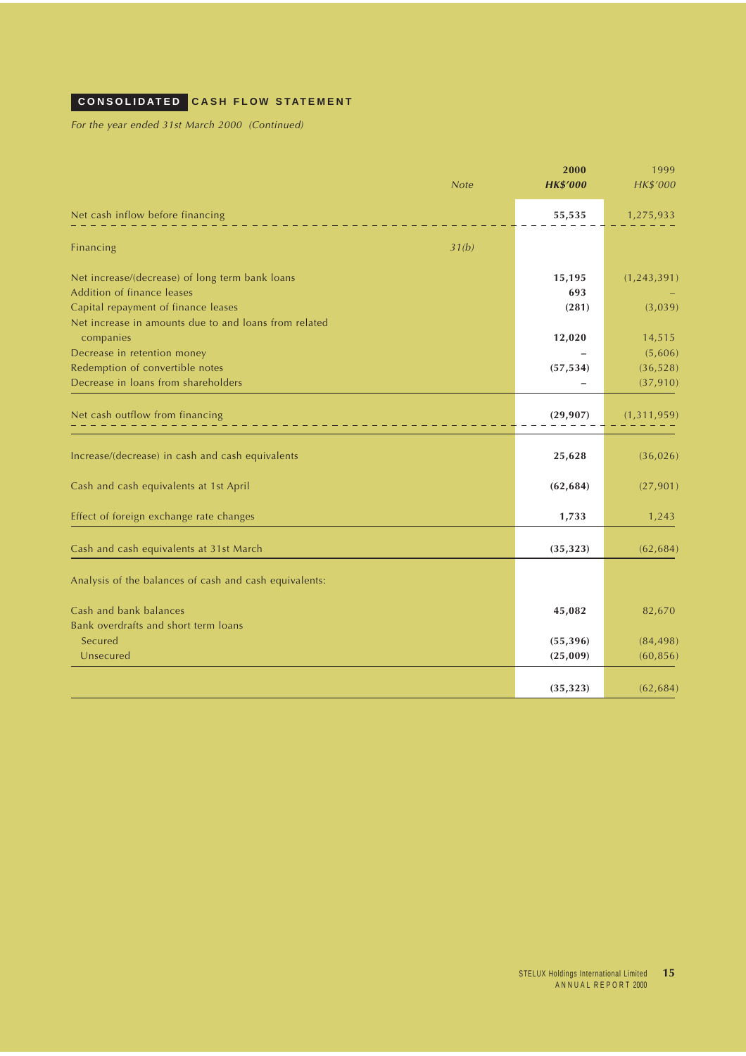## CONSOLIDATED CASH FLOW STATEMENT

*For the year ended 31st March 2000 (Continued)*

| | Note | 2000 HK$'000 | 1999 HK$'000 |
|---|---|---|---|
| Net cash inflow before financing | | **55,535** | 1,275,933 |
| Financing | *31(b)* | | |
| Net increase/(decrease) of long term bank loans | | **15,195** | (1,243,391) |
| Addition of finance leases | | **693** | – |
| Capital repayment of finance leases | | **(281)** | (3,039) |
| Net increase in amounts due to and loans from related companies | | **12,020** | 14,515 |
| Decrease in retention money | | **–** | (5,606) |
| Redemption of convertible notes | | **(57,534)** | (36,528) |
| Decrease in loans from shareholders | | **–** | (37,910) |
| Net cash outflow from financing | | **(29,907)** | (1,311,959) |
| Increase/(decrease) in cash and cash equivalents | | **25,628** | (36,026) |
| Cash and cash equivalents at 1st April | | **(62,684)** | (27,901) |
| Effect of foreign exchange rate changes | | **1,733** | 1,243 |
| Cash and cash equivalents at 31st March | | **(35,323)** | (62,684) |
| Analysis of the balances of cash and cash equivalents: | | | |
| Cash and bank balances | | **45,082** | 82,670 |
| Bank overdrafts and short term loans | | | |
| Secured | | **(55,396)** | (84,498) |
| Unsecured | | **(25,009)** | (60,856) |
| | | **(35,323)** | (62,684) |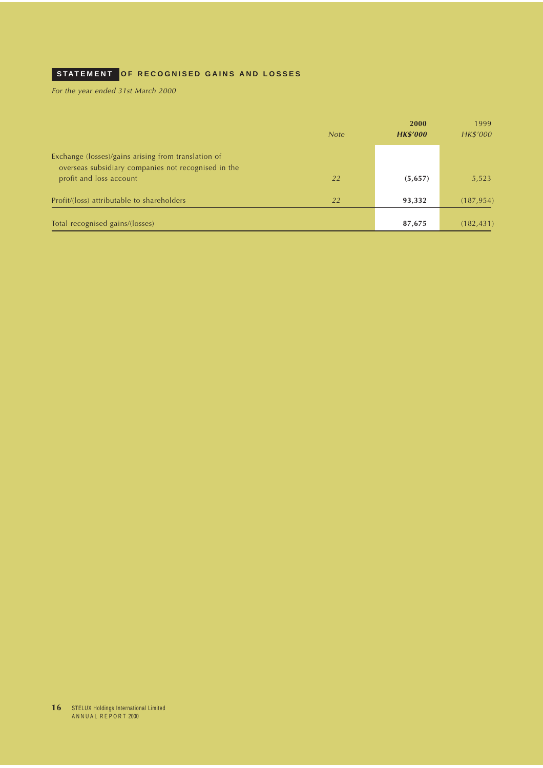# STATEMENT OF RECOGNISED GAINS AND LOSSES

*For the year ended 31st March 2000*

| | *Note* | **2000** ***HK$'000*** | 1999 *HK$'000* |
|---|---|---|---|
| Exchange (losses)/gains arising from translation of overseas subsidiary companies not recognised in the profit and loss account | *22* | **(5,657)** | 5,523 |
| Profit/(loss) attributable to shareholders | *22* | **93,332** | (187,954) |
| Total recognised gains/(losses) | | **87,675** | (182,431) |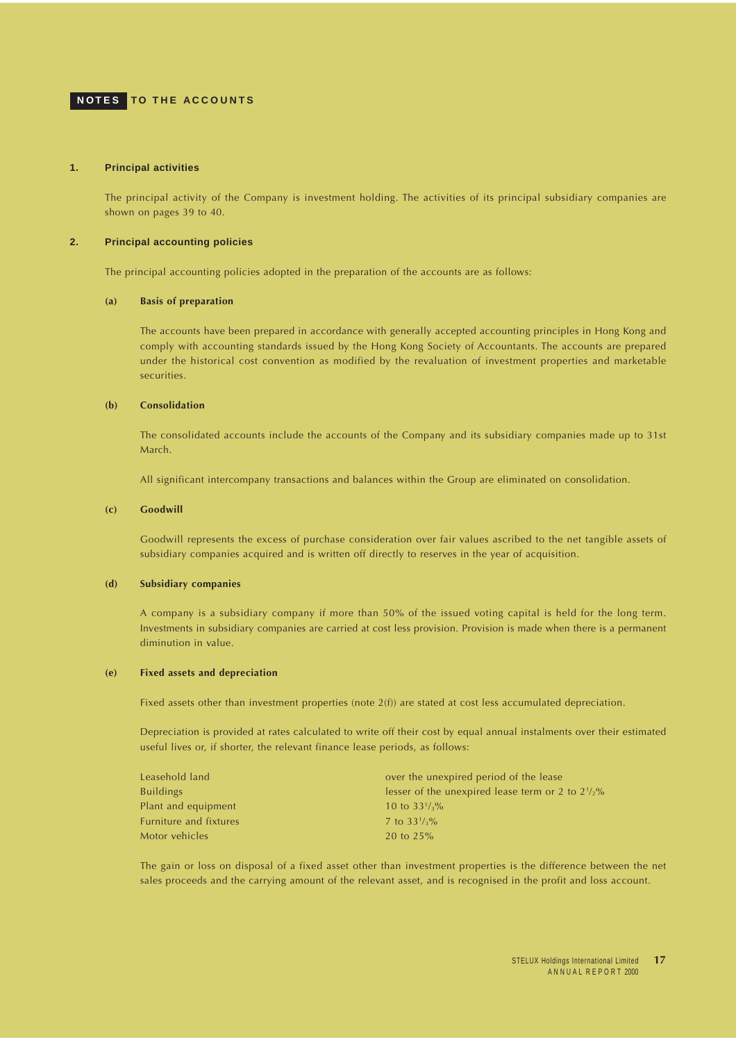# NOTES TO THE ACCOUNTS

## 1. Principal activities

The principal activity of the Company is investment holding. The activities of its principal subsidiary companies are shown on pages 39 to 40.

## 2. Principal accounting policies

The principal accounting policies adopted in the preparation of the accounts are as follows:

### (a) Basis of preparation

The accounts have been prepared in accordance with generally accepted accounting principles in Hong Kong and comply with accounting standards issued by the Hong Kong Society of Accountants. The accounts are prepared under the historical cost convention as modified by the revaluation of investment properties and marketable securities.

### (b) Consolidation

The consolidated accounts include the accounts of the Company and its subsidiary companies made up to 31st March.

All significant intercompany transactions and balances within the Group are eliminated on consolidation.

### (c) Goodwill

Goodwill represents the excess of purchase consideration over fair values ascribed to the net tangible assets of subsidiary companies acquired and is written off directly to reserves in the year of acquisition.

### (d) Subsidiary companies

A company is a subsidiary company if more than 50% of the issued voting capital is held for the long term. Investments in subsidiary companies are carried at cost less provision. Provision is made when there is a permanent diminution in value.

### (e) Fixed assets and depreciation

Fixed assets other than investment properties (note 2(f)) are stated at cost less accumulated depreciation.

Depreciation is provided at rates calculated to write off their cost by equal annual instalments over their estimated useful lives or, if shorter, the relevant finance lease periods, as follows:

| | |
|---|---|
| Leasehold land | over the unexpired period of the lease |
| Buildings | lesser of the unexpired lease term or 2 to $2^1/_2$% |
| Plant and equipment | 10 to $33^1/_3$% |
| Furniture and fixtures | 7 to $33^1/_3$% |
| Motor vehicles | 20 to 25% |

The gain or loss on disposal of a fixed asset other than investment properties is the difference between the net sales proceeds and the carrying amount of the relevant asset, and is recognised in the profit and loss account.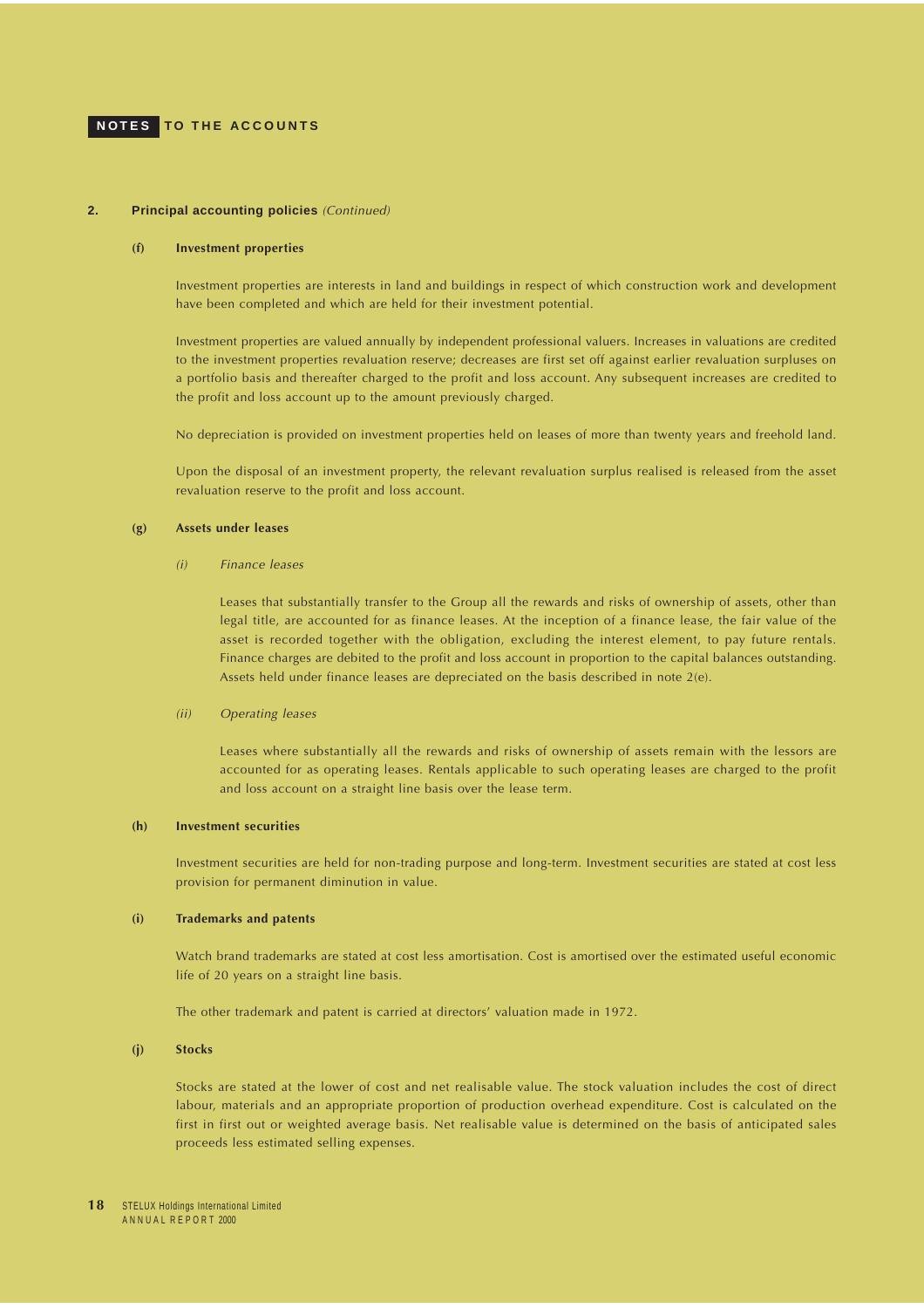# NOTES TO THE ACCOUNTS

## 2. Principal accounting policies *(Continued)*

### (f) Investment properties

Investment properties are interests in land and buildings in respect of which construction work and development have been completed and which are held for their investment potential.

Investment properties are valued annually by independent professional valuers. Increases in valuations are credited to the investment properties revaluation reserve; decreases are first set off against earlier revaluation surpluses on a portfolio basis and thereafter charged to the profit and loss account. Any subsequent increases are credited to the profit and loss account up to the amount previously charged.

No depreciation is provided on investment properties held on leases of more than twenty years and freehold land.

Upon the disposal of an investment property, the relevant revaluation surplus realised is released from the asset revaluation reserve to the profit and loss account.

### (g) Assets under leases

*(i) Finance leases*

Leases that substantially transfer to the Group all the rewards and risks of ownership of assets, other than legal title, are accounted for as finance leases. At the inception of a finance lease, the fair value of the asset is recorded together with the obligation, excluding the interest element, to pay future rentals. Finance charges are debited to the profit and loss account in proportion to the capital balances outstanding. Assets held under finance leases are depreciated on the basis described in note 2(e).

*(ii) Operating leases*

Leases where substantially all the rewards and risks of ownership of assets remain with the lessors are accounted for as operating leases. Rentals applicable to such operating leases are charged to the profit and loss account on a straight line basis over the lease term.

### (h) Investment securities

Investment securities are held for non-trading purpose and long-term. Investment securities are stated at cost less provision for permanent diminution in value.

### (i) Trademarks and patents

Watch brand trademarks are stated at cost less amortisation. Cost is amortised over the estimated useful economic life of 20 years on a straight line basis.

The other trademark and patent is carried at directors' valuation made in 1972.

### (j) Stocks

Stocks are stated at the lower of cost and net realisable value. The stock valuation includes the cost of direct labour, materials and an appropriate proportion of production overhead expenditure. Cost is calculated on the first in first out or weighted average basis. Net realisable value is determined on the basis of anticipated sales proceeds less estimated selling expenses.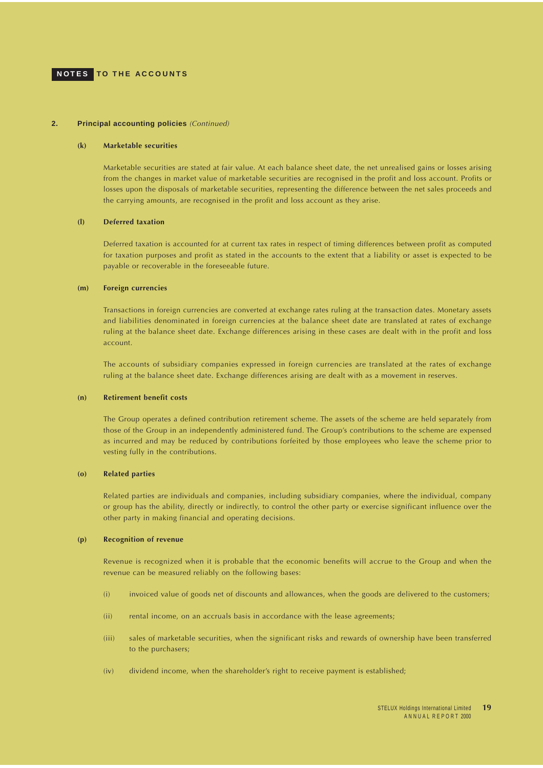## 2. Principal accounting policies *(Continued)*

### (k) Marketable securities

Marketable securities are stated at fair value. At each balance sheet date, the net unrealised gains or losses arising from the changes in market value of marketable securities are recognised in the profit and loss account. Profits or losses upon the disposals of marketable securities, representing the difference between the net sales proceeds and the carrying amounts, are recognised in the profit and loss account as they arise.

### (l) Deferred taxation

Deferred taxation is accounted for at current tax rates in respect of timing differences between profit as computed for taxation purposes and profit as stated in the accounts to the extent that a liability or asset is expected to be payable or recoverable in the foreseeable future.

### (m) Foreign currencies

Transactions in foreign currencies are converted at exchange rates ruling at the transaction dates. Monetary assets and liabilities denominated in foreign currencies at the balance sheet date are translated at rates of exchange ruling at the balance sheet date. Exchange differences arising in these cases are dealt with in the profit and loss account.

The accounts of subsidiary companies expressed in foreign currencies are translated at the rates of exchange ruling at the balance sheet date. Exchange differences arising are dealt with as a movement in reserves.

### (n) Retirement benefit costs

The Group operates a defined contribution retirement scheme. The assets of the scheme are held separately from those of the Group in an independently administered fund. The Group's contributions to the scheme are expensed as incurred and may be reduced by contributions forfeited by those employees who leave the scheme prior to vesting fully in the contributions.

### (o) Related parties

Related parties are individuals and companies, including subsidiary companies, where the individual, company or group has the ability, directly or indirectly, to control the other party or exercise significant influence over the other party in making financial and operating decisions.

### (p) Recognition of revenue

Revenue is recognized when it is probable that the economic benefits will accrue to the Group and when the revenue can be measured reliably on the following bases:

(i) invoiced value of goods net of discounts and allowances, when the goods are delivered to the customers;

(ii) rental income, on an accruals basis in accordance with the lease agreements;

(iii) sales of marketable securities, when the significant risks and rewards of ownership have been transferred to the purchasers;

(iv) dividend income, when the shareholder's right to receive payment is established;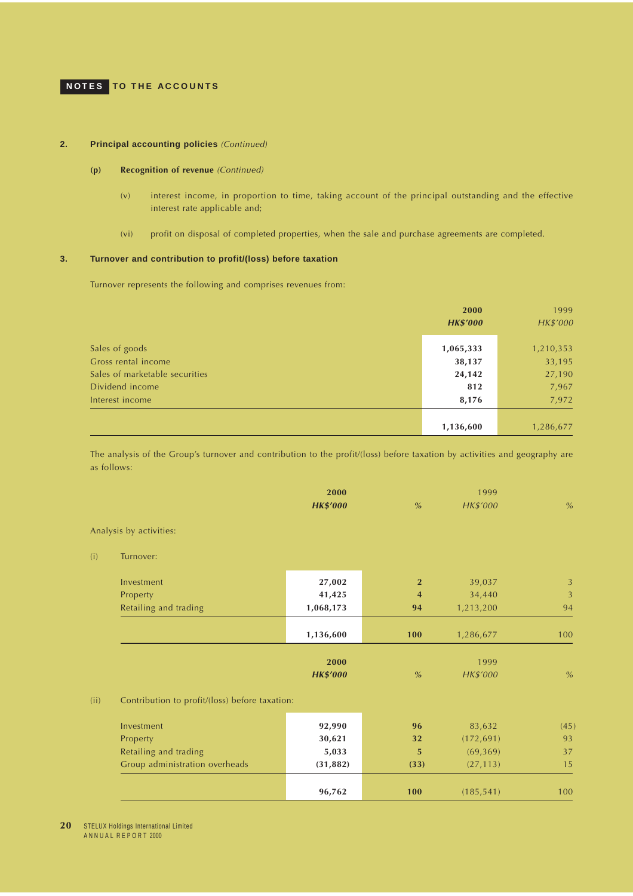# NOTES TO THE ACCOUNTS

## 2. Principal accounting policies *(Continued)*

### (p) Recognition of revenue *(Continued)*

(v) interest income, in proportion to time, taking account of the principal outstanding and the effective interest rate applicable and;

(vi) profit on disposal of completed properties, when the sale and purchase agreements are completed.

## 3. Turnover and contribution to profit/(loss) before taxation

Turnover represents the following and comprises revenues from:

| | **2000** **HK$'000** | 1999 HK$'000 |
|---|---|---|
| Sales of goods | **1,065,333** | 1,210,353 |
| Gross rental income | **38,137** | 33,195 |
| Sales of marketable securities | **24,142** | 27,190 |
| Dividend income | **812** | 7,967 |
| Interest income | **8,176** | 7,972 |
| | **1,136,600** | 1,286,677 |

The analysis of the Group's turnover and contribution to the profit/(loss) before taxation by activities and geography are as follows:

Analysis by activities:

(i) Turnover:

| | **2000** **HK$'000** | **%** | 1999 HK$'000 | % |
|---|---|---|---|---|
| Investment | **27,002** | **2** | 39,037 | 3 |
| Property | **41,425** | **4** | 34,440 | 3 |
| Retailing and trading | **1,068,173** | **94** | 1,213,200 | 94 |
| | **1,136,600** | **100** | 1,286,677 | 100 |

(ii) Contribution to profit/(loss) before taxation:

| | **2000** **HK$'000** | **%** | 1999 HK$'000 | % |
|---|---|---|---|---|
| Investment | **92,990** | **96** | 83,632 | (45) |
| Property | **30,621** | **32** | (172,691) | 93 |
| Retailing and trading | **5,033** | **5** | (69,369) | 37 |
| Group administration overheads | **(31,882)** | **(33)** | (27,113) | 15 |
| | **96,762** | **100** | (185,541) | 100 |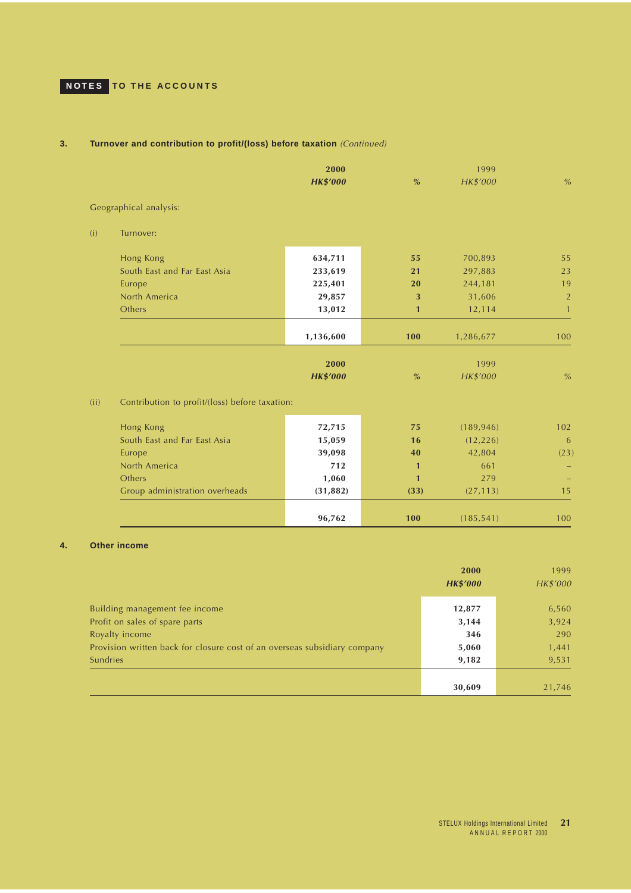### 3. Turnover and contribution to profit/(loss) before taxation *(Continued)*

Geographical analysis:

(i) Turnover:

| | 2000 HK$'000 | % | 1999 HK$'000 | % |
|---|---|---|---|---|
| Hong Kong | 634,711 | 55 | 700,893 | 55 |
| South East and Far East Asia | 233,619 | 21 | 297,883 | 23 |
| Europe | 225,401 | 20 | 244,181 | 19 |
| North America | 29,857 | 3 | 31,606 | 2 |
| Others | 13,012 | 1 | 12,114 | 1 |
| | 1,136,600 | 100 | 1,286,677 | 100 |

(ii) Contribution to profit/(loss) before taxation:

| | 2000 HK$'000 | % | 1999 HK$'000 | % |
|---|---|---|---|---|
| Hong Kong | 72,715 | 75 | (189,946) | 102 |
| South East and Far East Asia | 15,059 | 16 | (12,226) | 6 |
| Europe | 39,098 | 40 | 42,804 | (23) |
| North America | 712 | 1 | 661 | – |
| Others | 1,060 | 1 | 279 | – |
| Group administration overheads | (31,882) | (33) | (27,113) | 15 |
| | 96,762 | 100 | (185,541) | 100 |

### 4. Other income

| | 2000 HK$'000 | 1999 HK$'000 |
|---|---|---|
| Building management fee income | 12,877 | 6,560 |
| Profit on sales of spare parts | 3,144 | 3,924 |
| Royalty income | 346 | 290 |
| Provision written back for closure cost of an overseas subsidiary company | 5,060 | 1,441 |
| Sundries | 9,182 | 9,531 |
| | 30,609 | 21,746 |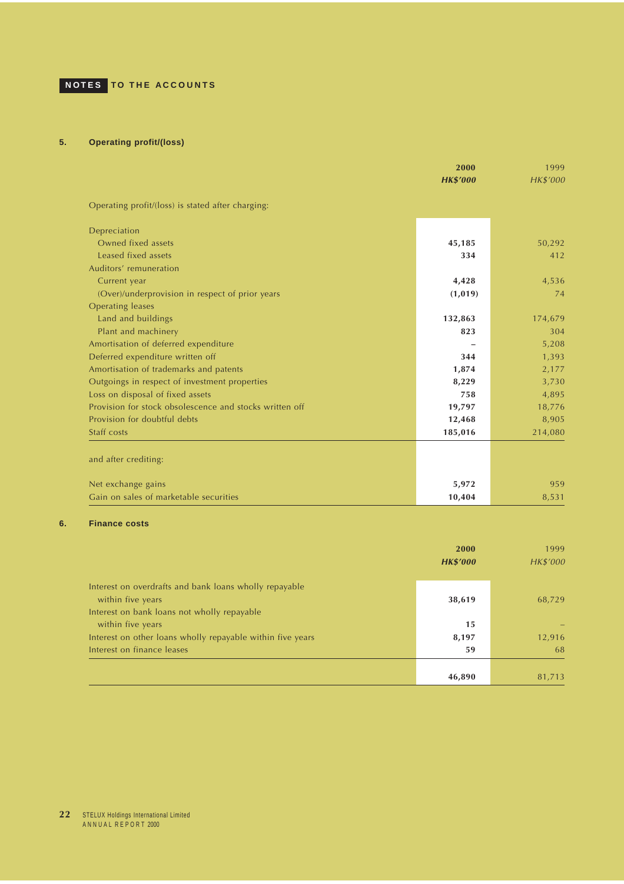# NOTES TO THE ACCOUNTS

## 5. Operating profit/(loss)

| | 2000 HK$'000 | 1999 HK$'000 |
|---|---|---|
| Operating profit/(loss) is stated after charging: | | |
| Depreciation | | |
| Owned fixed assets | 45,185 | 50,292 |
| Leased fixed assets | 334 | 412 |
| Auditors' remuneration | | |
| Current year | 4,428 | 4,536 |
| (Over)/underprovision in respect of prior years | (1,019) | 74 |
| Operating leases | | |
| Land and buildings | 132,863 | 174,679 |
| Plant and machinery | 823 | 304 |
| Amortisation of deferred expenditure | – | 5,208 |
| Deferred expenditure written off | 344 | 1,393 |
| Amortisation of trademarks and patents | 1,874 | 2,177 |
| Outgoings in respect of investment properties | 8,229 | 3,730 |
| Loss on disposal of fixed assets | 758 | 4,895 |
| Provision for stock obsolescence and stocks written off | 19,797 | 18,776 |
| Provision for doubtful debts | 12,468 | 8,905 |
| Staff costs | 185,016 | 214,080 |
| and after crediting: | | |
| Net exchange gains | 5,972 | 959 |
| Gain on sales of marketable securities | 10,404 | 8,531 |

## 6. Finance costs

| | 2000 HK$'000 | 1999 HK$'000 |
|---|---|---|
| Interest on overdrafts and bank loans wholly repayable within five years | 38,619 | 68,729 |
| Interest on bank loans not wholly repayable within five years | 15 | – |
| Interest on other loans wholly repayable within five years | 8,197 | 12,916 |
| Interest on finance leases | 59 | 68 |
| | 46,890 | 81,713 |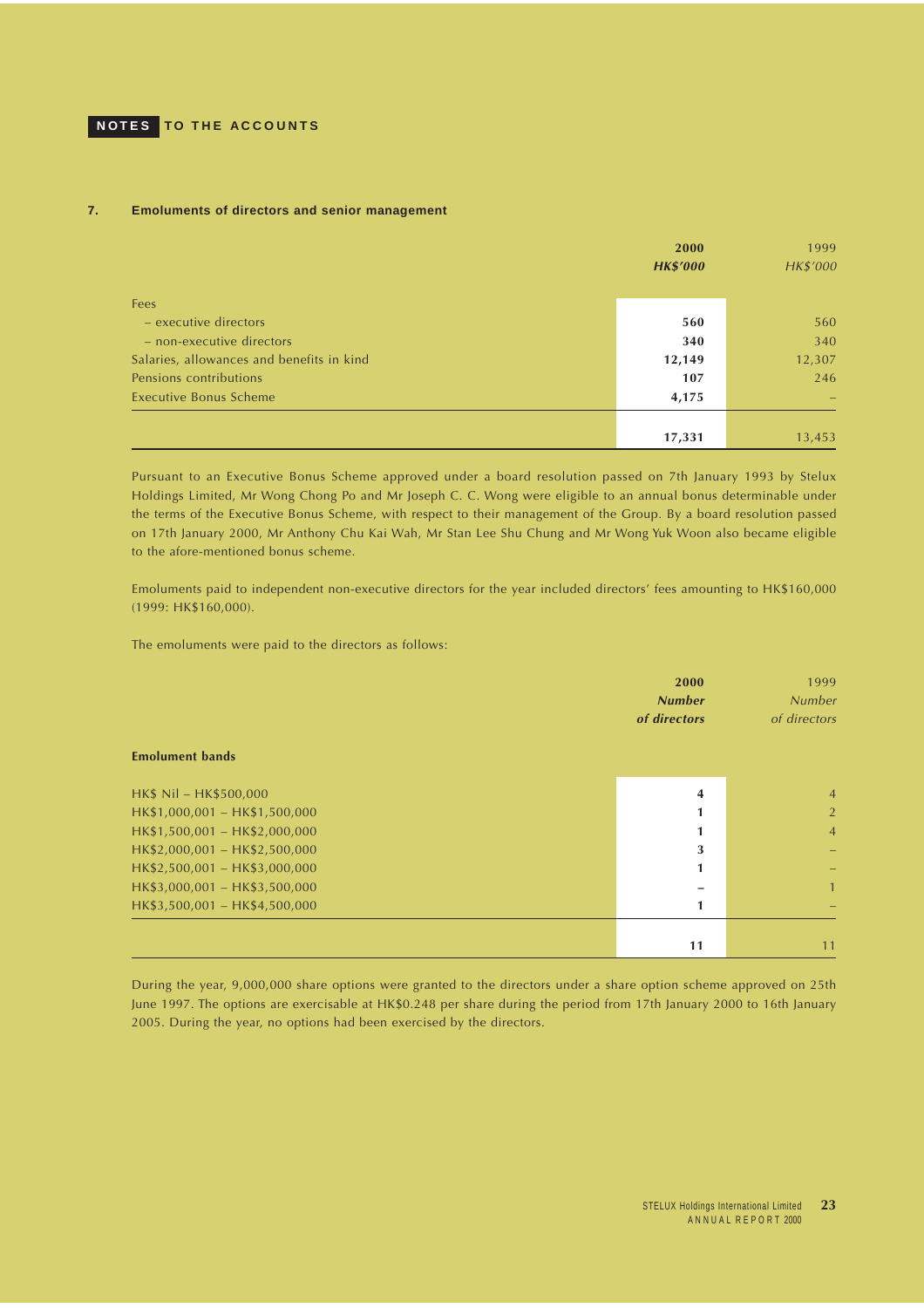### 7. Emoluments of directors and senior management

| | **2000** | 1999 |
|---|---|---|
| | ***HK$'000*** | *HK$'000* |
| Fees | | |
| – executive directors | **560** | 560 |
| – non-executive directors | **340** | 340 |
| Salaries, allowances and benefits in kind | **12,149** | 12,307 |
| Pensions contributions | **107** | 246 |
| Executive Bonus Scheme | **4,175** | – |
| | **17,331** | 13,453 |

Pursuant to an Executive Bonus Scheme approved under a board resolution passed on 7th January 1993 by Stelux Holdings Limited, Mr Wong Chong Po and Mr Joseph C. C. Wong were eligible to an annual bonus determinable under the terms of the Executive Bonus Scheme, with respect to their management of the Group. By a board resolution passed on 17th January 2000, Mr Anthony Chu Kai Wah, Mr Stan Lee Shu Chung and Mr Wong Yuk Woon also became eligible to the afore-mentioned bonus scheme.

Emoluments paid to independent non-executive directors for the year included directors' fees amounting to HK$160,000 (1999: HK$160,000).

The emoluments were paid to the directors as follows:

| | **2000** | 1999 |
|---|---|---|
| | ***Number of directors*** | *Number of directors* |
| **Emolument bands** | | |
| HK$ Nil – HK$500,000 | **4** | 4 |
| HK$1,000,001 – HK$1,500,000 | **1** | 2 |
| HK$1,500,001 – HK$2,000,000 | **1** | 4 |
| HK$2,000,001 – HK$2,500,000 | **3** | – |
| HK$2,500,001 – HK$3,000,000 | **1** | – |
| HK$3,000,001 – HK$3,500,000 | **–** | 1 |
| HK$3,500,001 – HK$4,500,000 | **1** | – |
| | **11** | 11 |

During the year, 9,000,000 share options were granted to the directors under a share option scheme approved on 25th June 1997. The options are exercisable at HK$0.248 per share during the period from 17th January 2000 to 16th January 2005. During the year, no options had been exercised by the directors.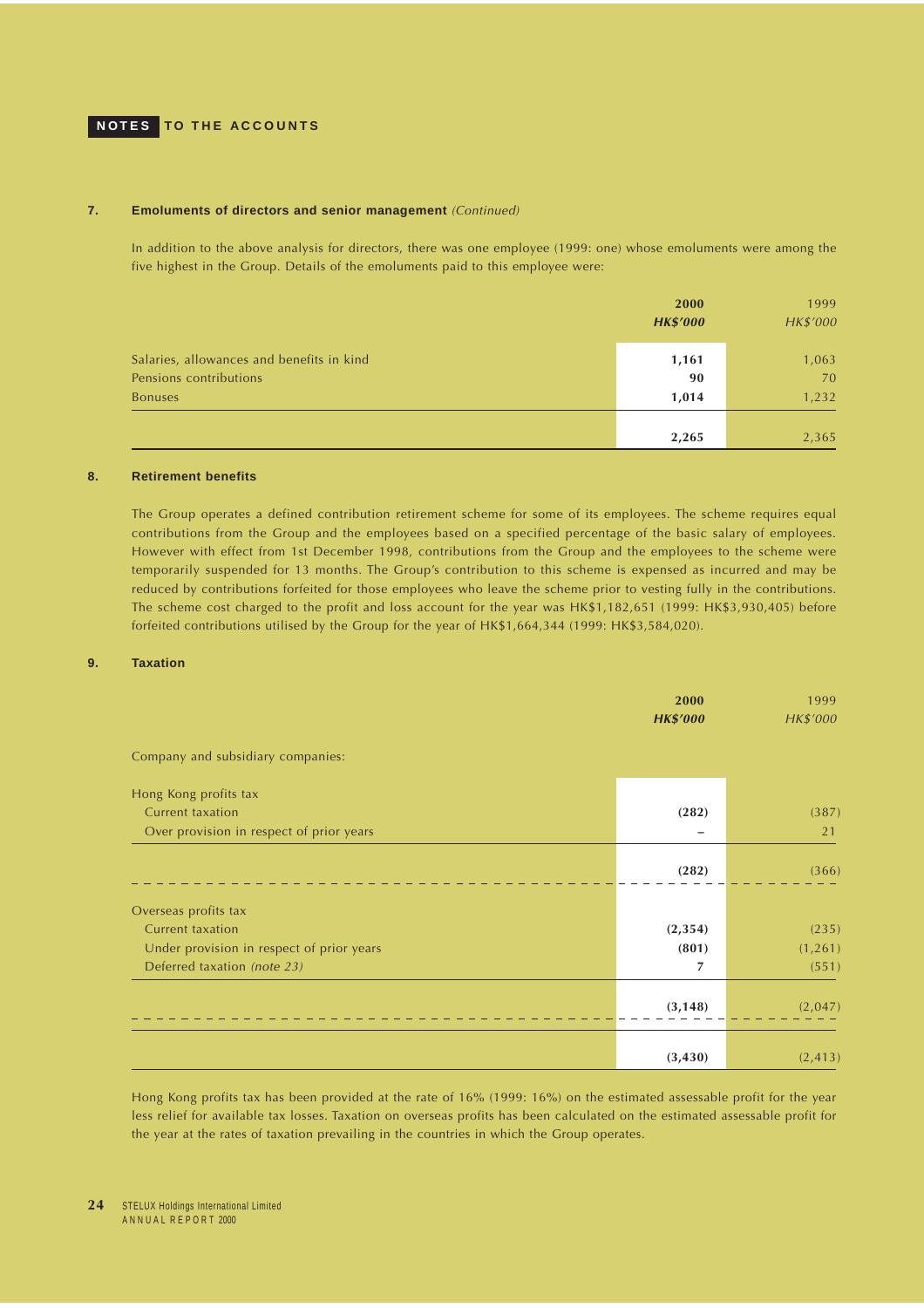## 7. Emoluments of directors and senior management *(Continued)*

In addition to the above analysis for directors, there was one employee (1999: one) whose emoluments were among the five highest in the Group. Details of the emoluments paid to this employee were:

| | **2000** | 1999 |
|---|---|---|
| | ***HK$'000*** | *HK$'000* |
| Salaries, allowances and benefits in kind | **1,161** | 1,063 |
| Pensions contributions | **90** | 70 |
| Bonuses | **1,014** | 1,232 |
| | **2,265** | 2,365 |

## 8. Retirement benefits

The Group operates a defined contribution retirement scheme for some of its employees. The scheme requires equal contributions from the Group and the employees based on a specified percentage of the basic salary of employees. However with effect from 1st December 1998, contributions from the Group and the employees to the scheme were temporarily suspended for 13 months. The Group's contribution to this scheme is expensed as incurred and may be reduced by contributions forfeited for those employees who leave the scheme prior to vesting fully in the contributions. The scheme cost charged to the profit and loss account for the year was HK$1,182,651 (1999: HK$3,930,405) before forfeited contributions utilised by the Group for the year of HK$1,664,344 (1999: HK$3,584,020).

## 9. Taxation

| | **2000** | 1999 |
|---|---|---|
| | ***HK$'000*** | *HK$'000* |
| Company and subsidiary companies: | | |
| Hong Kong profits tax | | |
| Current taxation | **(282)** | (387) |
| Over provision in respect of prior years | **–** | 21 |
| | **(282)** | (366) |
| Overseas profits tax | | |
| Current taxation | **(2,354)** | (235) |
| Under provision in respect of prior years | **(801)** | (1,261) |
| Deferred taxation *(note 23)* | **7** | (551) |
| | **(3,148)** | (2,047) |
| | **(3,430)** | (2,413) |

Hong Kong profits tax has been provided at the rate of 16% (1999: 16%) on the estimated assessable profit for the year less relief for available tax losses. Taxation on overseas profits has been calculated on the estimated assessable profit for the year at the rates of taxation prevailing in the countries in which the Group operates.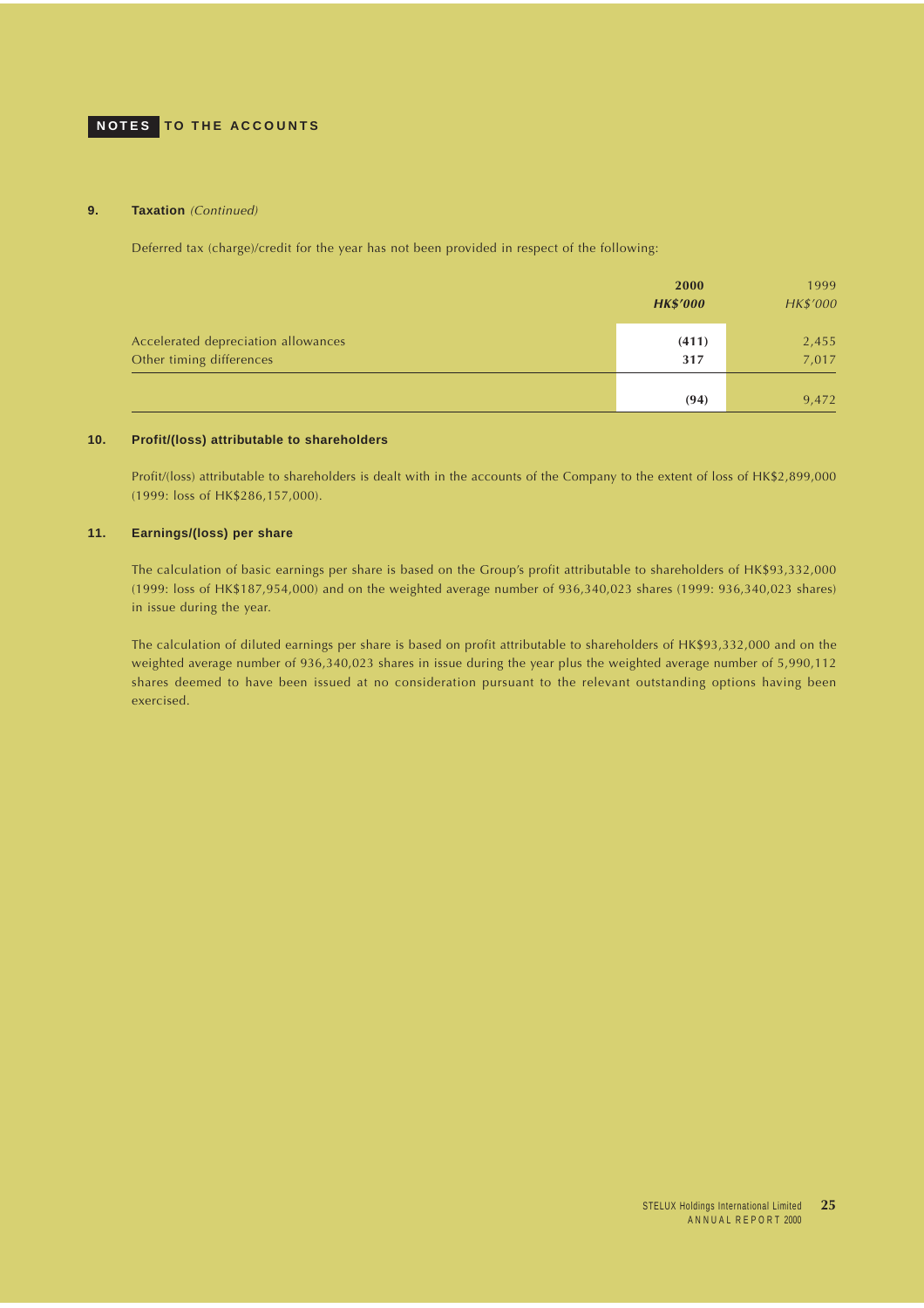## NOTES TO THE ACCOUNTS

### 9. Taxation *(Continued)*

Deferred tax (charge)/credit for the year has not been provided in respect of the following:

| | **2000** | 1999 |
|---|---|---|
| | ***HK$'000*** | *HK$'000* |
| Accelerated depreciation allowances | **(411)** | 2,455 |
| Other timing differences | **317** | 7,017 |
| | **(94)** | 9,472 |

### 10. Profit/(loss) attributable to shareholders

Profit/(loss) attributable to shareholders is dealt with in the accounts of the Company to the extent of loss of HK$2,899,000 (1999: loss of HK$286,157,000).

### 11. Earnings/(loss) per share

The calculation of basic earnings per share is based on the Group's profit attributable to shareholders of HK$93,332,000 (1999: loss of HK$187,954,000) and on the weighted average number of 936,340,023 shares (1999: 936,340,023 shares) in issue during the year.

The calculation of diluted earnings per share is based on profit attributable to shareholders of HK$93,332,000 and on the weighted average number of 936,340,023 shares in issue during the year plus the weighted average number of 5,990,112 shares deemed to have been issued at no consideration pursuant to the relevant outstanding options having been exercised.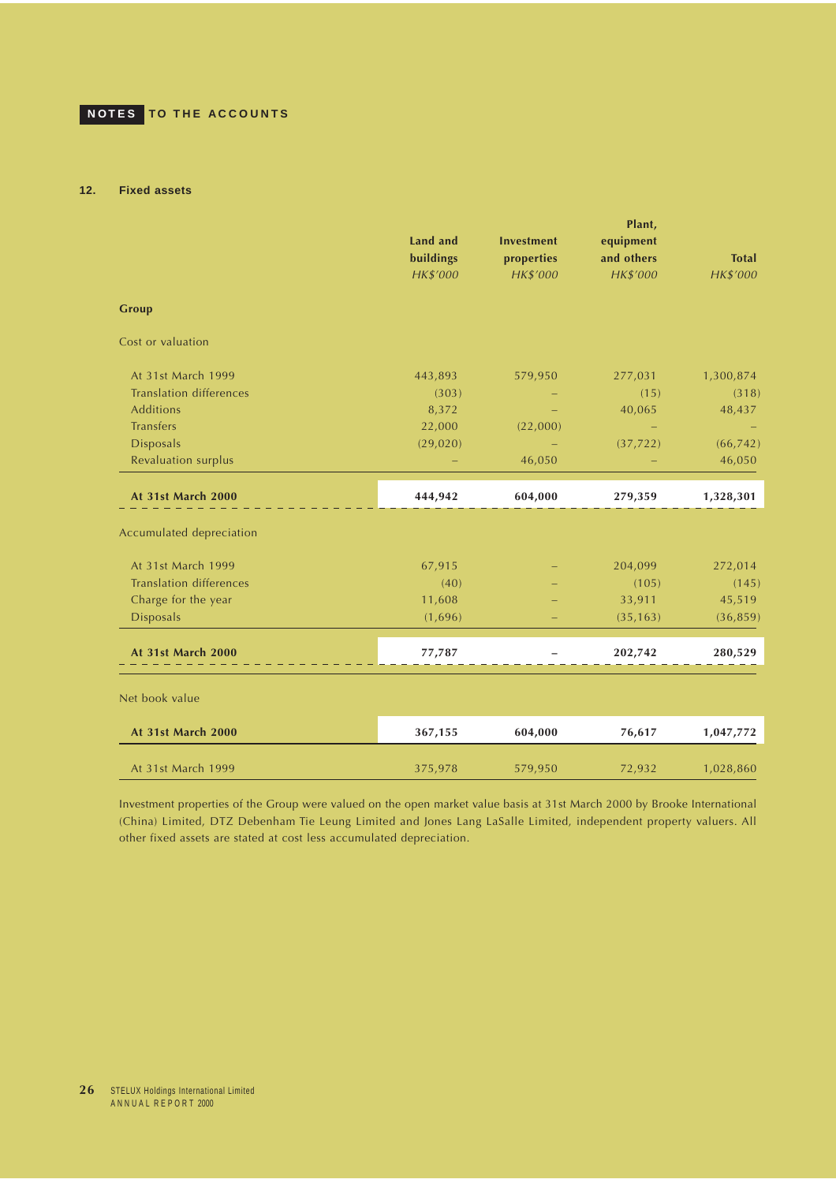## NOTES TO THE ACCOUNTS

### 12. Fixed assets

| | Land and buildings HK$'000 | Investment properties HK$'000 | Plant, equipment and others HK$'000 | Total HK$'000 |
|---|---|---|---|---|
| **Group** | | | | |
| Cost or valuation | | | | |
| At 31st March 1999 | 443,893 | 579,950 | 277,031 | 1,300,874 |
| Translation differences | (303) | – | (15) | (318) |
| Additions | 8,372 | – | 40,065 | 48,437 |
| Transfers | 22,000 | (22,000) | – | – |
| Disposals | (29,020) | – | (37,722) | (66,742) |
| Revaluation surplus | – | 46,050 | – | 46,050 |
| **At 31st March 2000** | **444,942** | **604,000** | **279,359** | **1,328,301** |
| Accumulated depreciation | | | | |
| At 31st March 1999 | 67,915 | – | 204,099 | 272,014 |
| Translation differences | (40) | – | (105) | (145) |
| Charge for the year | 11,608 | – | 33,911 | 45,519 |
| Disposals | (1,696) | – | (35,163) | (36,859) |
| **At 31st March 2000** | **77,787** | **–** | **202,742** | **280,529** |
| Net book value | | | | |
| **At 31st March 2000** | **367,155** | **604,000** | **76,617** | **1,047,772** |
| At 31st March 1999 | 375,978 | 579,950 | 72,932 | 1,028,860 |

Investment properties of the Group were valued on the open market value basis at 31st March 2000 by Brooke International (China) Limited, DTZ Debenham Tie Leung Limited and Jones Lang LaSalle Limited, independent property valuers. All other fixed assets are stated at cost less accumulated depreciation.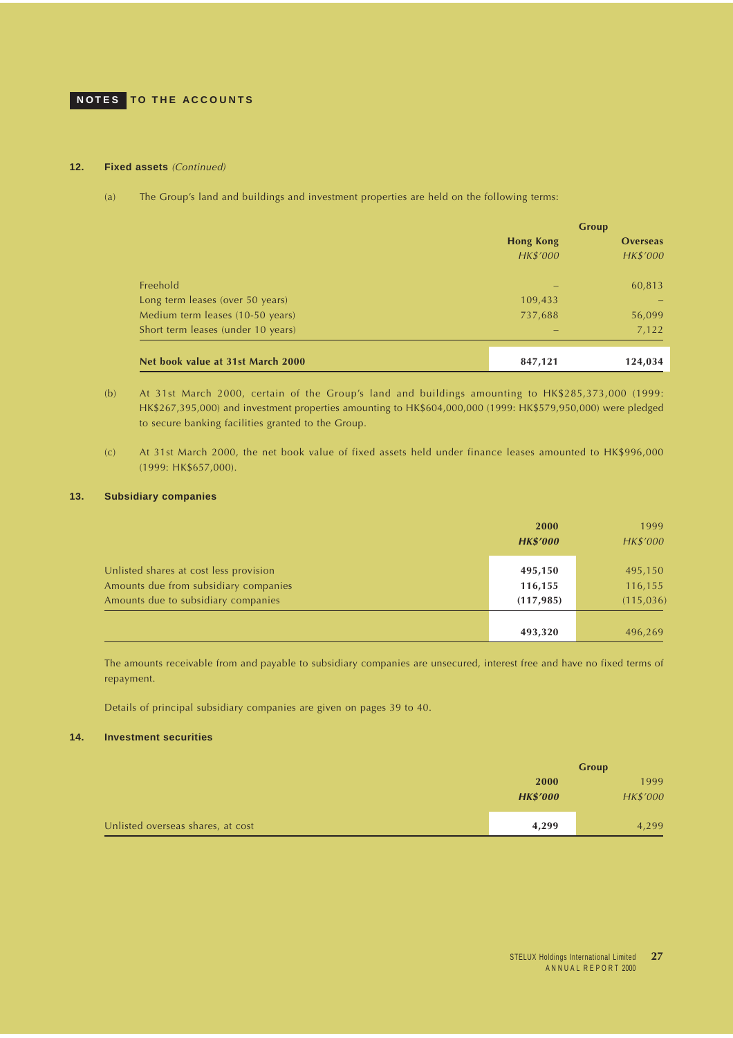## NOTES TO THE ACCOUNTS

### 12. Fixed assets *(Continued)*

(a) The Group's land and buildings and investment properties are held on the following terms:

| | Group | |
|---|---|---|
| | **Hong Kong** | **Overseas** |
| | *HK$'000* | *HK$'000* |
| Freehold | – | 60,813 |
| Long term leases (over 50 years) | 109,433 | – |
| Medium term leases (10-50 years) | 737,688 | 56,099 |
| Short term leases (under 10 years) | – | 7,122 |
| **Net book value at 31st March 2000** | **847,121** | **124,034** |

(b) At 31st March 2000, certain of the Group's land and buildings amounting to HK$285,373,000 (1999: HK$267,395,000) and investment properties amounting to HK$604,000,000 (1999: HK$579,950,000) were pledged to secure banking facilities granted to the Group.

(c) At 31st March 2000, the net book value of fixed assets held under finance leases amounted to HK$996,000 (1999: HK$657,000).

### 13. Subsidiary companies

| | **2000** | 1999 |
|---|---|---|
| | ***HK$'000*** | *HK$'000* |
| Unlisted shares at cost less provision | **495,150** | 495,150 |
| Amounts due from subsidiary companies | **116,155** | 116,155 |
| Amounts due to subsidiary companies | **(117,985)** | (115,036) |
| | **493,320** | 496,269 |

The amounts receivable from and payable to subsidiary companies are unsecured, interest free and have no fixed terms of repayment.

Details of principal subsidiary companies are given on pages 39 to 40.

### 14. Investment securities

| | Group | |
|---|---|---|
| | **2000** | 1999 |
| | ***HK$'000*** | *HK$'000* |
| Unlisted overseas shares, at cost | **4,299** | 4,299 |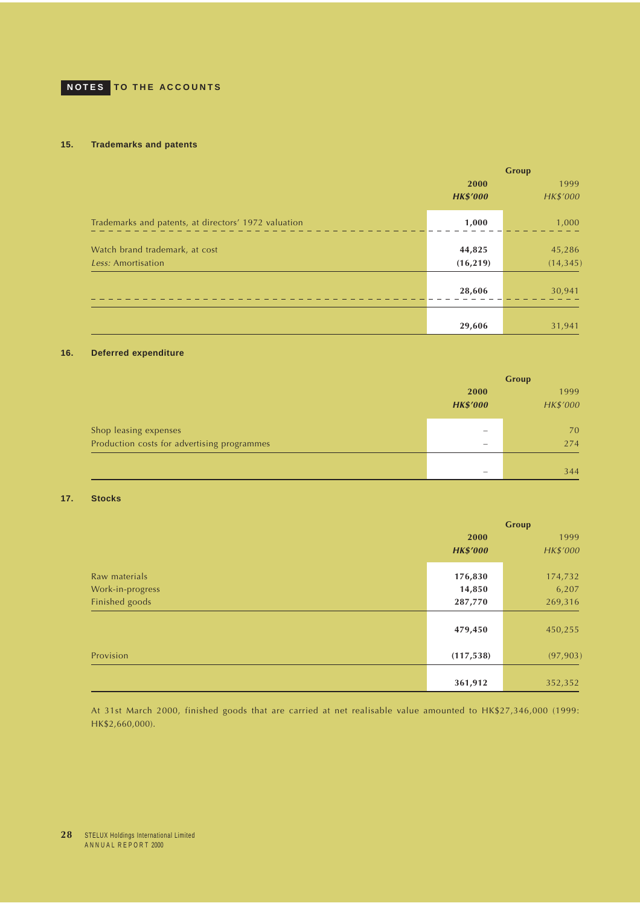## NOTES TO THE ACCOUNTS

### 15. Trademarks and patents

| | Group | |
|---|---|---|
| | **2000** | 1999 |
| | ***HK$'000*** | *HK$'000* |
| Trademarks and patents, at directors' 1972 valuation | **1,000** | 1,000 |
| Watch brand trademark, at cost | **44,825** | 45,286 |
| *Less:* Amortisation | **(16,219)** | (14,345) |
| | **28,606** | 30,941 |
| | **29,606** | 31,941 |

### 16. Deferred expenditure

| | Group | |
|---|---|---|
| | **2000** | 1999 |
| | ***HK$'000*** | *HK$'000* |
| Shop leasing expenses | – | 70 |
| Production costs for advertising programmes | – | 274 |
| | – | 344 |

### 17. Stocks

| | Group | |
|---|---|---|
| | **2000** | 1999 |
| | ***HK$'000*** | *HK$'000* |
| Raw materials | **176,830** | 174,732 |
| Work-in-progress | **14,850** | 6,207 |
| Finished goods | **287,770** | 269,316 |
| | **479,450** | 450,255 |
| Provision | **(117,538)** | (97,903) |
| | **361,912** | 352,352 |

At 31st March 2000, finished goods that are carried at net realisable value amounted to HK$27,346,000 (1999: HK$2,660,000).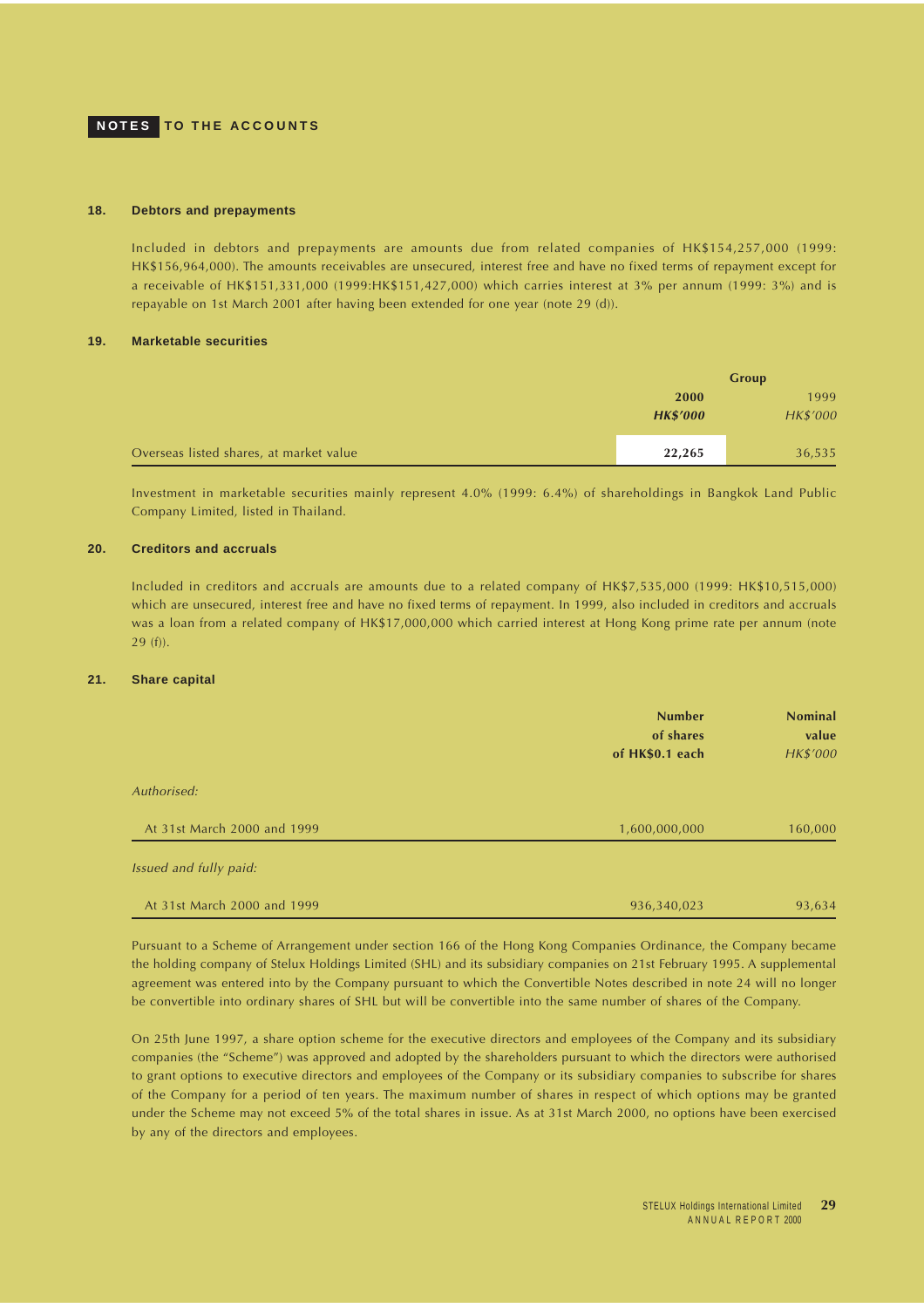## NOTES TO THE ACCOUNTS

### 18. Debtors and prepayments

Included in debtors and prepayments are amounts due from related companies of HK$154,257,000 (1999: HK$156,964,000). The amounts receivables are unsecured, interest free and have no fixed terms of repayment except for a receivable of HK$151,331,000 (1999:HK$151,427,000) which carries interest at 3% per annum (1999: 3%) and is repayable on 1st March 2001 after having been extended for one year (note 29 (d)).

### 19. Marketable securities

| | Group | |
|---|---|---|
| | **2000** | 1999 |
| | ***HK$'000*** | *HK$'000* |
| Overseas listed shares, at market value | **22,265** | 36,535 |

Investment in marketable securities mainly represent 4.0% (1999: 6.4%) of shareholdings in Bangkok Land Public Company Limited, listed in Thailand.

### 20. Creditors and accruals

Included in creditors and accruals are amounts due to a related company of HK$7,535,000 (1999: HK$10,515,000) which are unsecured, interest free and have no fixed terms of repayment. In 1999, also included in creditors and accruals was a loan from a related company of HK$17,000,000 which carried interest at Hong Kong prime rate per annum (note 29 (f)).

### 21. Share capital

| | **Number of shares of HK$0.1 each** | **Nominal value** *HK$'000* |
|---|---|---|
| *Authorised:* | | |
| At 31st March 2000 and 1999 | 1,600,000,000 | 160,000 |
| *Issued and fully paid:* | | |
| At 31st March 2000 and 1999 | 936,340,023 | 93,634 |

Pursuant to a Scheme of Arrangement under section 166 of the Hong Kong Companies Ordinance, the Company became the holding company of Stelux Holdings Limited (SHL) and its subsidiary companies on 21st February 1995. A supplemental agreement was entered into by the Company pursuant to which the Convertible Notes described in note 24 will no longer be convertible into ordinary shares of SHL but will be convertible into the same number of shares of the Company.

On 25th June 1997, a share option scheme for the executive directors and employees of the Company and its subsidiary companies (the "Scheme") was approved and adopted by the shareholders pursuant to which the directors were authorised to grant options to executive directors and employees of the Company or its subsidiary companies to subscribe for shares of the Company for a period of ten years. The maximum number of shares in respect of which options may be granted under the Scheme may not exceed 5% of the total shares in issue. As at 31st March 2000, no options have been exercised by any of the directors and employees.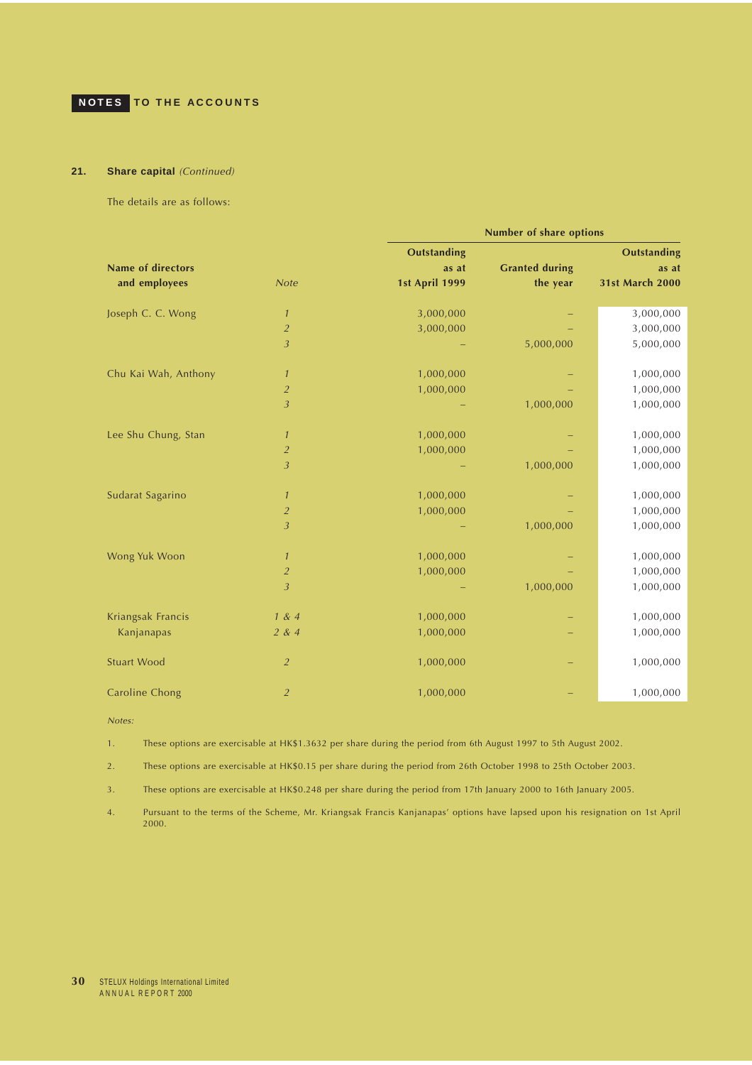## 21. Share capital *(Continued)*

The details are as follows:

| Name of directors and employees | Note | Number of share options: Outstanding as at 1st April 1999 | Granted during the year | Outstanding as at 31st March 2000 |
|---|---|---|---|---|
| Joseph C. C. Wong | *1* | 3,000,000 | – | 3,000,000 |
| | *2* | 3,000,000 | – | 3,000,000 |
| | *3* | – | 5,000,000 | 5,000,000 |
| Chu Kai Wah, Anthony | *1* | 1,000,000 | – | 1,000,000 |
| | *2* | 1,000,000 | – | 1,000,000 |
| | *3* | – | 1,000,000 | 1,000,000 |
| Lee Shu Chung, Stan | *1* | 1,000,000 | – | 1,000,000 |
| | *2* | 1,000,000 | – | 1,000,000 |
| | *3* | – | 1,000,000 | 1,000,000 |
| Sudarat Sagarino | *1* | 1,000,000 | – | 1,000,000 |
| | *2* | 1,000,000 | – | 1,000,000 |
| | *3* | – | 1,000,000 | 1,000,000 |
| Wong Yuk Woon | *1* | 1,000,000 | – | 1,000,000 |
| | *2* | 1,000,000 | – | 1,000,000 |
| | *3* | – | 1,000,000 | 1,000,000 |
| Kriangsak Francis | *1 & 4* | 1,000,000 | – | 1,000,000 |
| Kanjanapas | *2 & 4* | 1,000,000 | – | 1,000,000 |
| Stuart Wood | *2* | 1,000,000 | – | 1,000,000 |
| Caroline Chong | *2* | 1,000,000 | – | 1,000,000 |

*Notes:*

1. These options are exercisable at HK$1.3632 per share during the period from 6th August 1997 to 5th August 2002.
2. These options are exercisable at HK$0.15 per share during the period from 26th October 1998 to 25th October 2003.
3. These options are exercisable at HK$0.248 per share during the period from 17th January 2000 to 16th January 2005.
4. Pursuant to the terms of the Scheme, Mr. Kriangsak Francis Kanjanapas' options have lapsed upon his resignation on 1st April 2000.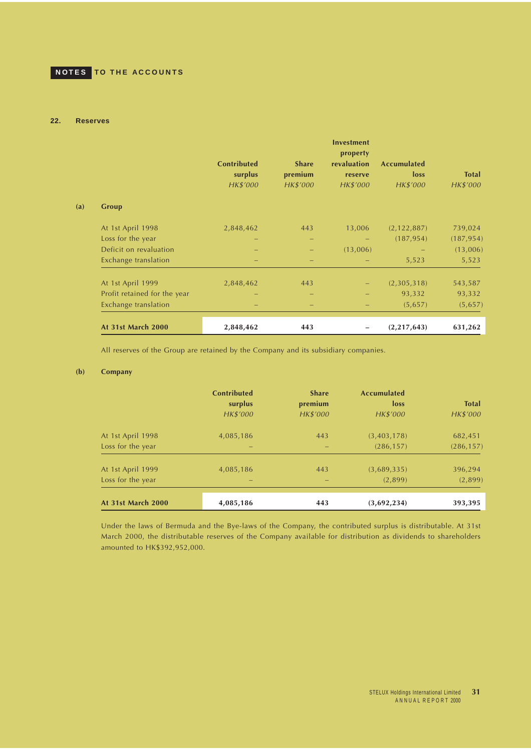NOTES TO THE ACCOUNTS

## 22. Reserves

**(a) Group**

| | Contributed surplus *HK$'000* | Share premium *HK$'000* | Investment property revaluation reserve *HK$'000* | Accumulated loss *HK$'000* | Total *HK$'000* |
|---|---|---|---|---|---|
| At 1st April 1998 | 2,848,462 | 443 | 13,006 | (2,122,887) | 739,024 |
| Loss for the year | – | – | – | (187,954) | (187,954) |
| Deficit on revaluation | – | – | (13,006) | – | (13,006) |
| Exchange translation | – | – | – | 5,523 | 5,523 |
| At 1st April 1999 | 2,848,462 | 443 | – | (2,305,318) | 543,587 |
| Profit retained for the year | – | – | – | 93,332 | 93,332 |
| Exchange translation | – | – | – | (5,657) | (5,657) |
| **At 31st March 2000** | **2,848,462** | **443** | **–** | **(2,217,643)** | **631,262** |

All reserves of the Group are retained by the Company and its subsidiary companies.

**(b) Company**

| | Contributed surplus *HK$'000* | Share premium *HK$'000* | Accumulated loss *HK$'000* | Total *HK$'000* |
|---|---|---|---|---|
| At 1st April 1998 | 4,085,186 | 443 | (3,403,178) | 682,451 |
| Loss for the year | – | – | (286,157) | (286,157) |
| At 1st April 1999 | 4,085,186 | 443 | (3,689,335) | 396,294 |
| Loss for the year | – | – | (2,899) | (2,899) |
| **At 31st March 2000** | **4,085,186** | **443** | **(3,692,234)** | **393,395** |

Under the laws of Bermuda and the Bye-laws of the Company, the contributed surplus is distributable. At 31st March 2000, the distributable reserves of the Company available for distribution as dividends to shareholders amounted to HK$392,952,000.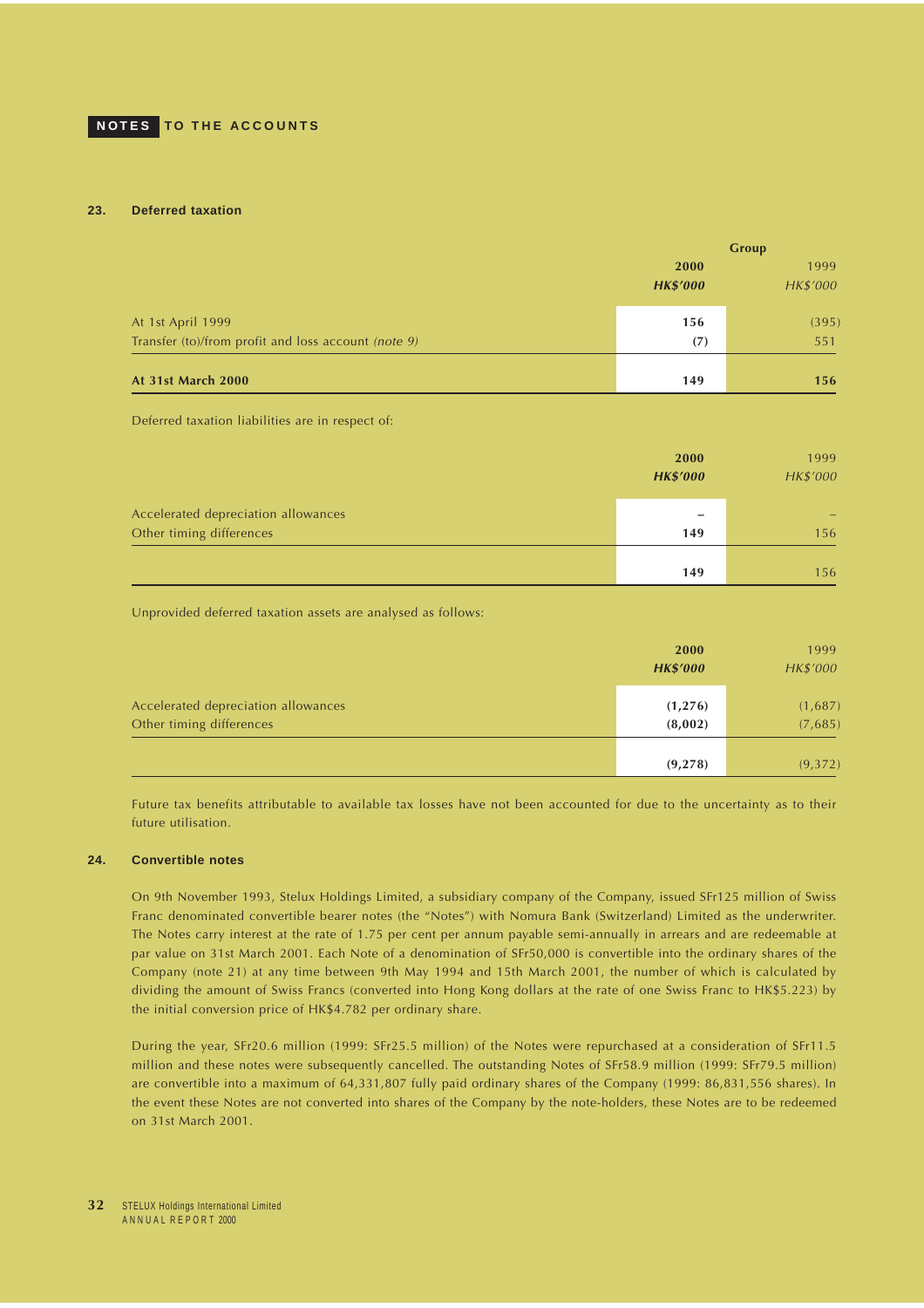## NOTES TO THE ACCOUNTS

### 23. Deferred taxation

| | Group | |
|---|---|---|
| | **2000** | 1999 |
| | ***HK$'000*** | *HK$'000* |
| At 1st April 1999 | **156** | (395) |
| Transfer (to)/from profit and loss account *(note 9)* | **(7)** | 551 |
| **At 31st March 2000** | **149** | **156** |

Deferred taxation liabilities are in respect of:

| | **2000** | 1999 |
|---|---|---|
| | ***HK$'000*** | *HK$'000* |
| Accelerated depreciation allowances | **–** | – |
| Other timing differences | **149** | 156 |
| | **149** | 156 |

Unprovided deferred taxation assets are analysed as follows:

| | **2000** | 1999 |
|---|---|---|
| | ***HK$'000*** | *HK$'000* |
| Accelerated depreciation allowances | **(1,276)** | (1,687) |
| Other timing differences | **(8,002)** | (7,685) |
| | **(9,278)** | (9,372) |

Future tax benefits attributable to available tax losses have not been accounted for due to the uncertainty as to their future utilisation.

### 24. Convertible notes

On 9th November 1993, Stelux Holdings Limited, a subsidiary company of the Company, issued SFr125 million of Swiss Franc denominated convertible bearer notes (the "Notes") with Nomura Bank (Switzerland) Limited as the underwriter. The Notes carry interest at the rate of 1.75 per cent per annum payable semi-annually in arrears and are redeemable at par value on 31st March 2001. Each Note of a denomination of SFr50,000 is convertible into the ordinary shares of the Company (note 21) at any time between 9th May 1994 and 15th March 2001, the number of which is calculated by dividing the amount of Swiss Francs (converted into Hong Kong dollars at the rate of one Swiss Franc to HK$5.223) by the initial conversion price of HK$4.782 per ordinary share.

During the year, SFr20.6 million (1999: SFr25.5 million) of the Notes were repurchased at a consideration of SFr11.5 million and these notes were subsequently cancelled. The outstanding Notes of SFr58.9 million (1999: SFr79.5 million) are convertible into a maximum of 64,331,807 fully paid ordinary shares of the Company (1999: 86,831,556 shares). In the event these Notes are not converted into shares of the Company by the note-holders, these Notes are to be redeemed on 31st March 2001.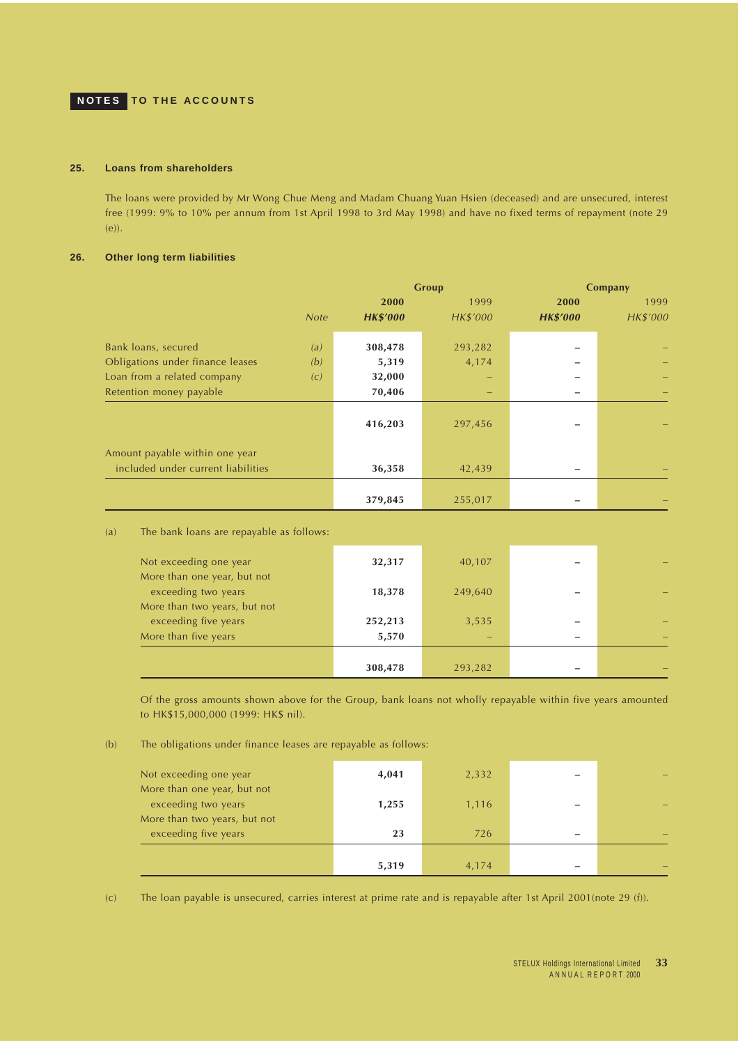# NOTES TO THE ACCOUNTS

## 25. Loans from shareholders

The loans were provided by Mr Wong Chue Meng and Madam Chuang Yuan Hsien (deceased) and are unsecured, interest free (1999: 9% to 10% per annum from 1st April 1998 to 3rd May 1998) and have no fixed terms of repayment (note 29 (e)).

## 26. Other long term liabilities

| | | Group | | Company | |
|---|---|---|---|---|---|
| | | **2000** | 1999 | **2000** | 1999 |
| | *Note* | ***HK$'000*** | *HK$'000* | ***HK$'000*** | *HK$'000* |
| Bank loans, secured | *(a)* | **308,478** | 293,282 | **–** | – |
| Obligations under finance leases | *(b)* | **5,319** | 4,174 | **–** | – |
| Loan from a related company | *(c)* | **32,000** | – | **–** | – |
| Retention money payable | | **70,406** | – | **–** | – |
| | | **416,203** | 297,456 | **–** | – |
| Amount payable within one year included under current liabilities | | **36,358** | 42,439 | **–** | – |
| | | **379,845** | 255,017 | **–** | – |

(a) The bank loans are repayable as follows:

| | Group 2000 HK$'000 | Group 1999 HK$'000 | Company 2000 HK$'000 | Company 1999 HK$'000 |
|---|---|---|---|---|
| Not exceeding one year | **32,317** | 40,107 | **–** | – |
| More than one year, but not exceeding two years | **18,378** | 249,640 | **–** | – |
| More than two years, but not exceeding five years | **252,213** | 3,535 | **–** | – |
| More than five years | **5,570** | – | **–** | – |
| | **308,478** | 293,282 | **–** | – |

Of the gross amounts shown above for the Group, bank loans not wholly repayable within five years amounted to HK$15,000,000 (1999: HK$ nil).

(b) The obligations under finance leases are repayable as follows:

| | Group 2000 HK$'000 | Group 1999 HK$'000 | Company 2000 HK$'000 | Company 1999 HK$'000 |
|---|---|---|---|---|
| Not exceeding one year | **4,041** | 2,332 | **–** | – |
| More than one year, but not exceeding two years | **1,255** | 1,116 | **–** | – |
| More than two years, but not exceeding five years | **23** | 726 | **–** | – |
| | **5,319** | 4,174 | **–** | – |

(c) The loan payable is unsecured, carries interest at prime rate and is repayable after 1st April 2001(note 29 (f)).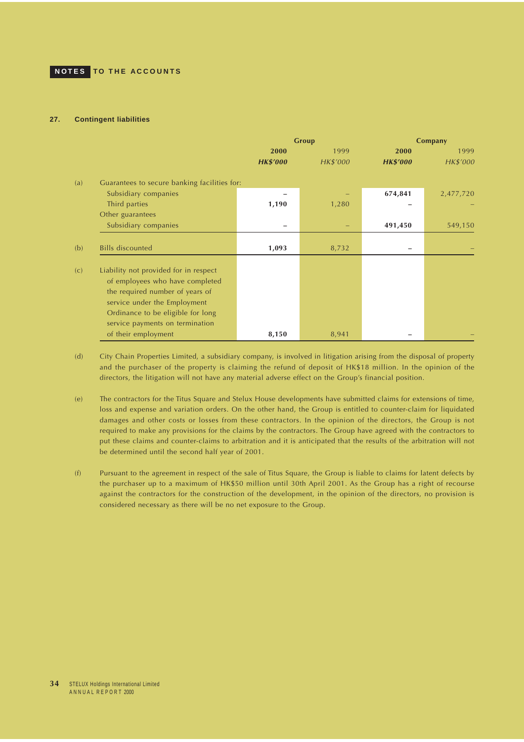## 27. Contingent liabilities

| | | Group | | Company | |
|---|---|---|---|---|---|
| | | **2000** | 1999 | **2000** | 1999 |
| | | ***HK$'000*** | *HK$'000* | ***HK$'000*** | *HK$'000* |
| (a) | Guarantees to secure banking facilities for: | | | | |
| | Subsidiary companies | **–** | – | **674,841** | 2,477,720 |
| | Third parties | **1,190** | 1,280 | **–** | – |
| | Other guarantees | | | | |
| | Subsidiary companies | **–** | – | **491,450** | 549,150 |
| (b) | Bills discounted | **1,093** | 8,732 | **–** | – |
| (c) | Liability not provided for in respect of employees who have completed the required number of years of service under the Employment Ordinance to be eligible for long service payments on termination of their employment | **8,150** | 8,941 | **–** | – |

(d) City Chain Properties Limited, a subsidiary company, is involved in litigation arising from the disposal of property and the purchaser of the property is claiming the refund of deposit of HK$18 million. In the opinion of the directors, the litigation will not have any material adverse effect on the Group's financial position.

(e) The contractors for the Titus Square and Stelux House developments have submitted claims for extensions of time, loss and expense and variation orders. On the other hand, the Group is entitled to counter-claim for liquidated damages and other costs or losses from these contractors. In the opinion of the directors, the Group is not required to make any provisions for the claims by the contractors. The Group have agreed with the contractors to put these claims and counter-claims to arbitration and it is anticipated that the results of the arbitration will not be determined until the second half year of 2001.

(f) Pursuant to the agreement in respect of the sale of Titus Square, the Group is liable to claims for latent defects by the purchaser up to a maximum of HK$50 million until 30th April 2001. As the Group has a right of recourse against the contractors for the construction of the development, in the opinion of the directors, no provision is considered necessary as there will be no net exposure to the Group.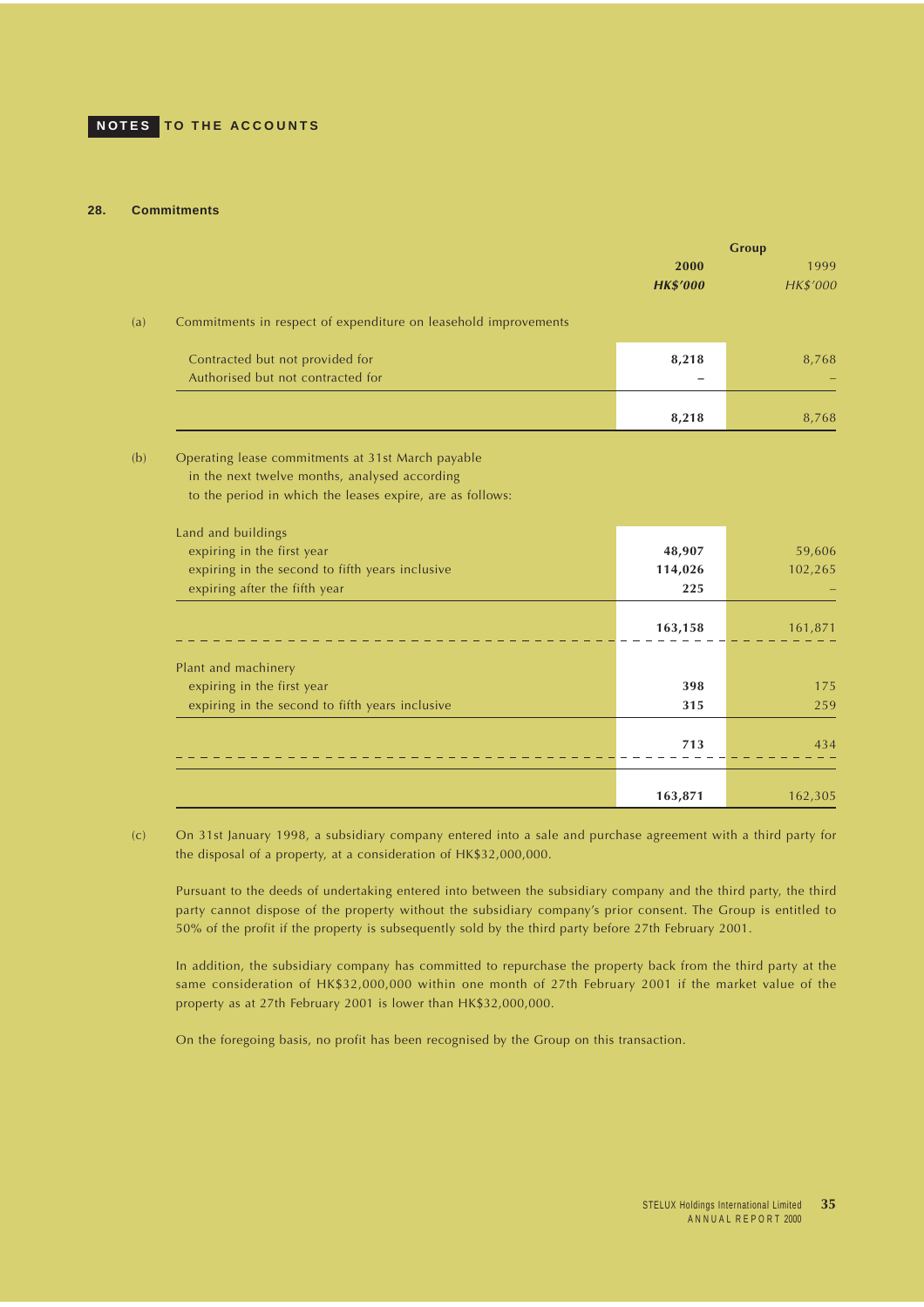## NOTES TO THE ACCOUNTS

### 28. Commitments

| | | Group | |
|---|---|---|---|
| | | **2000** | 1999 |
| | | ***HK$'000*** | *HK$'000* |
| (a) | Commitments in respect of expenditure on leasehold improvements | | |
| | Contracted but not provided for | **8,218** | 8,768 |
| | Authorised but not contracted for | **–** | – |
| | | **8,218** | 8,768 |
| (b) | Operating lease commitments at 31st March payable in the next twelve months, analysed according to the period in which the leases expire, are as follows: | | |
| | Land and buildings | | |
| | expiring in the first year | **48,907** | 59,606 |
| | expiring in the second to fifth years inclusive | **114,026** | 102,265 |
| | expiring after the fifth year | **225** | – |
| | | **163,158** | 161,871 |
| | Plant and machinery | | |
| | expiring in the first year | **398** | 175 |
| | expiring in the second to fifth years inclusive | **315** | 259 |
| | | **713** | 434 |
| | | **163,871** | 162,305 |

(c) On 31st January 1998, a subsidiary company entered into a sale and purchase agreement with a third party for the disposal of a property, at a consideration of HK$32,000,000.

Pursuant to the deeds of undertaking entered into between the subsidiary company and the third party, the third party cannot dispose of the property without the subsidiary company's prior consent. The Group is entitled to 50% of the profit if the property is subsequently sold by the third party before 27th February 2001.

In addition, the subsidiary company has committed to repurchase the property back from the third party at the same consideration of HK$32,000,000 within one month of 27th February 2001 if the market value of the property as at 27th February 2001 is lower than HK$32,000,000.

On the foregoing basis, no profit has been recognised by the Group on this transaction.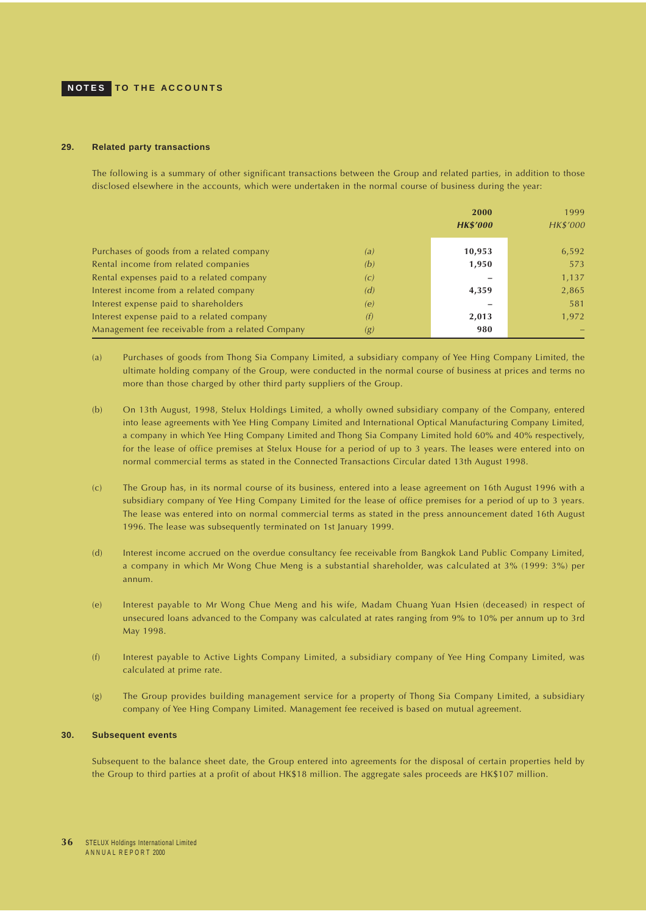## NOTES TO THE ACCOUNTS

### 29. Related party transactions

The following is a summary of other significant transactions between the Group and related parties, in addition to those disclosed elsewhere in the accounts, which were undertaken in the normal course of business during the year:

| | | **2000** | 1999 |
|---|---|---|---|
| | | ***HK$'000*** | *HK$'000* |
| Purchases of goods from a related company | *(a)* | **10,953** | 6,592 |
| Rental income from related companies | *(b)* | **1,950** | 573 |
| Rental expenses paid to a related company | *(c)* | **–** | 1,137 |
| Interest income from a related company | *(d)* | **4,359** | 2,865 |
| Interest expense paid to shareholders | *(e)* | **–** | 581 |
| Interest expense paid to a related company | *(f)* | **2,013** | 1,972 |
| Management fee receivable from a related Company | *(g)* | **980** | – |

(a) Purchases of goods from Thong Sia Company Limited, a subsidiary company of Yee Hing Company Limited, the ultimate holding company of the Group, were conducted in the normal course of business at prices and terms no more than those charged by other third party suppliers of the Group.

(b) On 13th August, 1998, Stelux Holdings Limited, a wholly owned subsidiary company of the Company, entered into lease agreements with Yee Hing Company Limited and International Optical Manufacturing Company Limited, a company in which Yee Hing Company Limited and Thong Sia Company Limited hold 60% and 40% respectively, for the lease of office premises at Stelux House for a period of up to 3 years. The leases were entered into on normal commercial terms as stated in the Connected Transactions Circular dated 13th August 1998.

(c) The Group has, in its normal course of its business, entered into a lease agreement on 16th August 1996 with a subsidiary company of Yee Hing Company Limited for the lease of office premises for a period of up to 3 years. The lease was entered into on normal commercial terms as stated in the press announcement dated 16th August 1996. The lease was subsequently terminated on 1st January 1999.

(d) Interest income accrued on the overdue consultancy fee receivable from Bangkok Land Public Company Limited, a company in which Mr Wong Chue Meng is a substantial shareholder, was calculated at 3% (1999: 3%) per annum.

(e) Interest payable to Mr Wong Chue Meng and his wife, Madam Chuang Yuan Hsien (deceased) in respect of unsecured loans advanced to the Company was calculated at rates ranging from 9% to 10% per annum up to 3rd May 1998.

(f) Interest payable to Active Lights Company Limited, a subsidiary company of Yee Hing Company Limited, was calculated at prime rate.

(g) The Group provides building management service for a property of Thong Sia Company Limited, a subsidiary company of Yee Hing Company Limited. Management fee received is based on mutual agreement.

### 30. Subsequent events

Subsequent to the balance sheet date, the Group entered into agreements for the disposal of certain properties held by the Group to third parties at a profit of about HK$18 million. The aggregate sales proceeds are HK$107 million.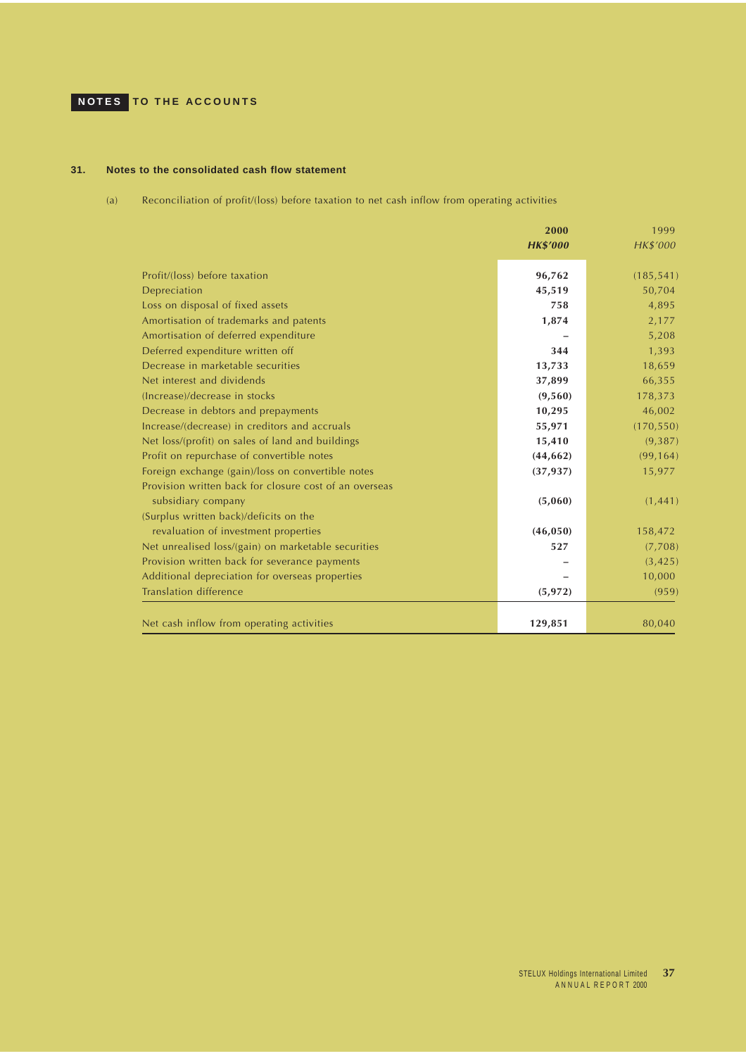## 31. Notes to the consolidated cash flow statement

(a) Reconciliation of profit/(loss) before taxation to net cash inflow from operating activities

| | **2000** | 1999 |
|---|---|---|
| | ***HK$'000*** | *HK$'000* |
| Profit/(loss) before taxation | **96,762** | (185,541) |
| Depreciation | **45,519** | 50,704 |
| Loss on disposal of fixed assets | **758** | 4,895 |
| Amortisation of trademarks and patents | **1,874** | 2,177 |
| Amortisation of deferred expenditure | **–** | 5,208 |
| Deferred expenditure written off | **344** | 1,393 |
| Decrease in marketable securities | **13,733** | 18,659 |
| Net interest and dividends | **37,899** | 66,355 |
| (Increase)/decrease in stocks | **(9,560)** | 178,373 |
| Decrease in debtors and prepayments | **10,295** | 46,002 |
| Increase/(decrease) in creditors and accruals | **55,971** | (170,550) |
| Net loss/(profit) on sales of land and buildings | **15,410** | (9,387) |
| Profit on repurchase of convertible notes | **(44,662)** | (99,164) |
| Foreign exchange (gain)/loss on convertible notes | **(37,937)** | 15,977 |
| Provision written back for closure cost of an overseas subsidiary company | **(5,060)** | (1,441) |
| (Surplus written back)/deficits on the revaluation of investment properties | **(46,050)** | 158,472 |
| Net unrealised loss/(gain) on marketable securities | **527** | (7,708) |
| Provision written back for severance payments | **–** | (3,425) |
| Additional depreciation for overseas properties | **–** | 10,000 |
| Translation difference | **(5,972)** | (959) |
| Net cash inflow from operating activities | **129,851** | 80,040 |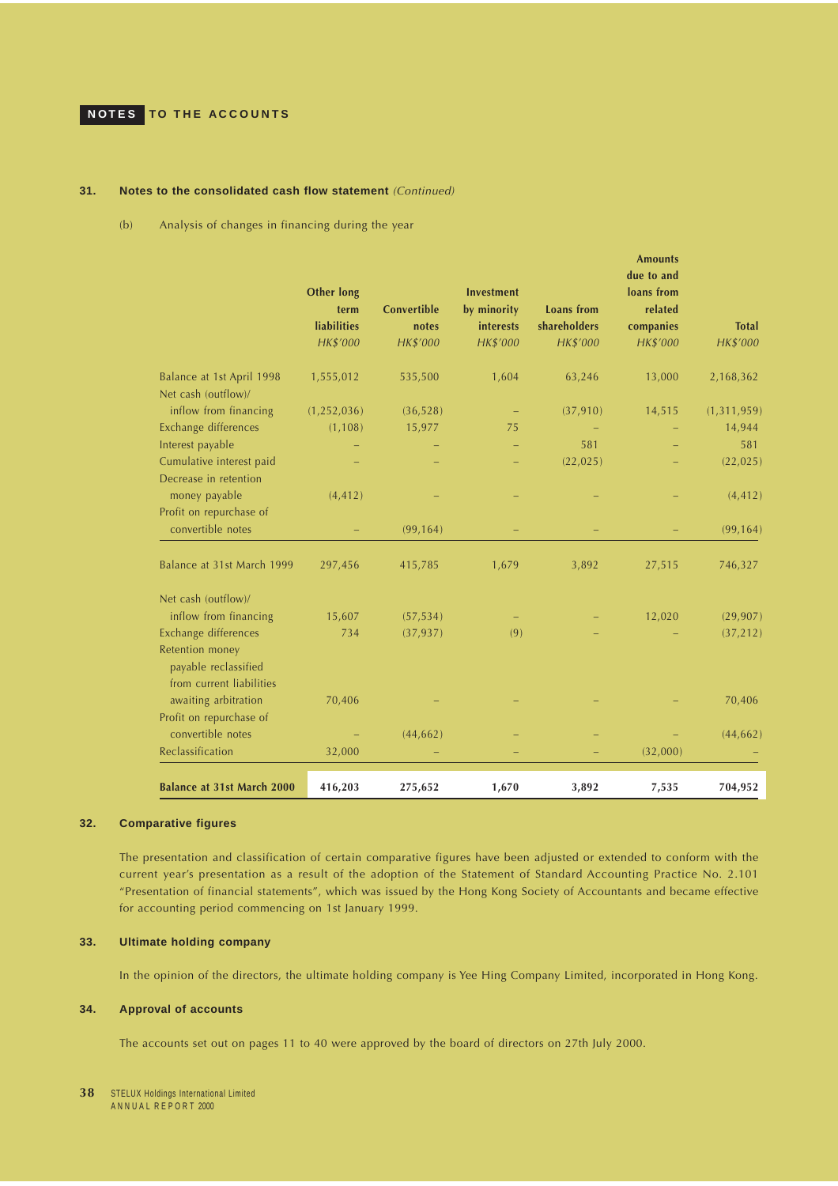## NOTES TO THE ACCOUNTS

### 31. Notes to the consolidated cash flow statement *(Continued)*

(b) Analysis of changes in financing during the year

| | Other long term liabilities | Convertible notes | Investment by minority interests | Loans from shareholders | Amounts due to and loans from related companies | Total |
|---|---|---|---|---|---|---|
| | *HK$'000* | *HK$'000* | *HK$'000* | *HK$'000* | *HK$'000* | *HK$'000* |
| Balance at 1st April 1998 | 1,555,012 | 535,500 | 1,604 | 63,246 | 13,000 | 2,168,362 |
| Net cash (outflow)/ inflow from financing | (1,252,036) | (36,528) | – | (37,910) | 14,515 | (1,311,959) |
| Exchange differences | (1,108) | 15,977 | 75 | – | – | 14,944 |
| Interest payable | – | – | – | 581 | – | 581 |
| Cumulative interest paid | – | – | – | (22,025) | – | (22,025) |
| Decrease in retention money payable | (4,412) | – | – | – | – | (4,412) |
| Profit on repurchase of convertible notes | – | (99,164) | – | – | – | (99,164) |
| Balance at 31st March 1999 | 297,456 | 415,785 | 1,679 | 3,892 | 27,515 | 746,327 |
| Net cash (outflow)/ inflow from financing | 15,607 | (57,534) | – | – | 12,020 | (29,907) |
| Exchange differences | 734 | (37,937) | (9) | – | – | (37,212) |
| Retention money payable reclassified from current liabilities awaiting arbitration | 70,406 | – | – | – | – | 70,406 |
| Profit on repurchase of convertible notes | – | (44,662) | – | – | – | (44,662) |
| Reclassification | 32,000 | – | – | – | (32,000) | – |
| **Balance at 31st March 2000** | **416,203** | **275,652** | **1,670** | **3,892** | **7,535** | **704,952** |

### 32. Comparative figures

The presentation and classification of certain comparative figures have been adjusted or extended to conform with the current year's presentation as a result of the adoption of the Statement of Standard Accounting Practice No. 2.101 "Presentation of financial statements", which was issued by the Hong Kong Society of Accountants and became effective for accounting period commencing on 1st January 1999.

### 33. Ultimate holding company

In the opinion of the directors, the ultimate holding company is Yee Hing Company Limited, incorporated in Hong Kong.

### 34. Approval of accounts

The accounts set out on pages 11 to 40 were approved by the board of directors on 27th July 2000.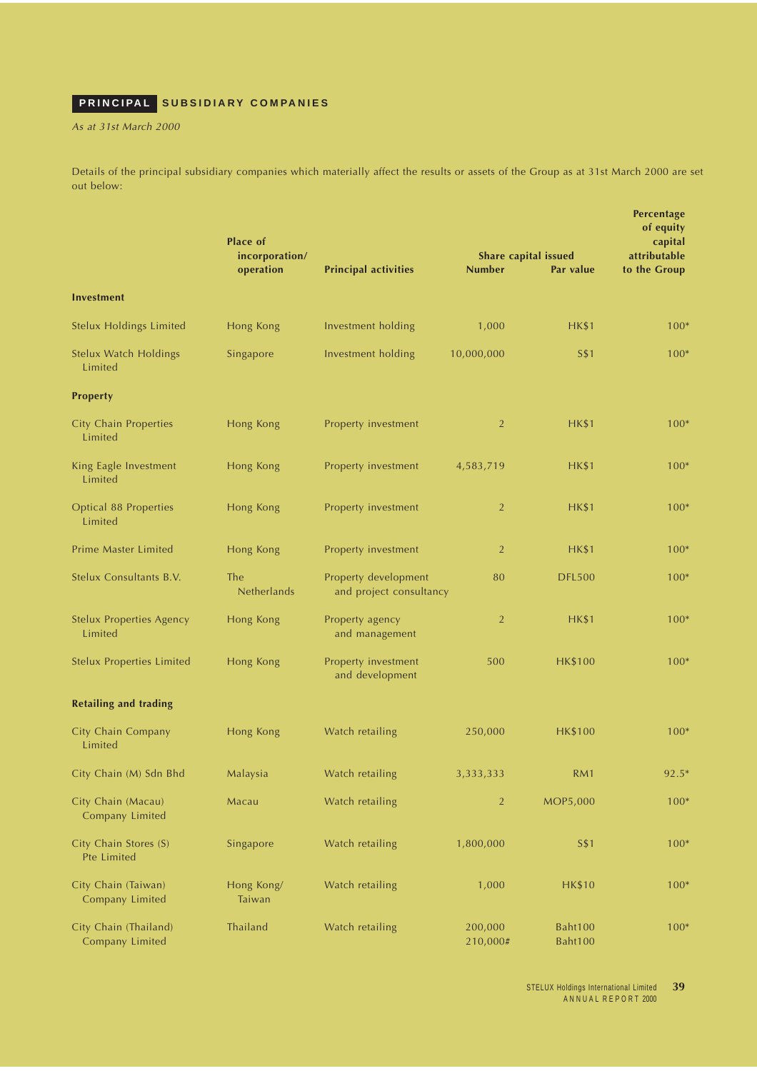## PRINCIPAL SUBSIDIARY COMPANIES

*As at 31st March 2000*

Details of the principal subsidiary companies which materially affect the results or assets of the Group as at 31st March 2000 are set out below:

| | Place of incorporation/ operation | Principal activities | Share capital issued | | Percentage of equity capital attributable to the Group |
|---|---|---|---|---|---|
| | | | Number | Par value | |
| **Investment** | | | | | |
| Stelux Holdings Limited | Hong Kong | Investment holding | 1,000 | HK$1 | 100* |
| Stelux Watch Holdings Limited | Singapore | Investment holding | 10,000,000 | S$1 | 100* |
| **Property** | | | | | |
| City Chain Properties Limited | Hong Kong | Property investment | 2 | HK$1 | 100* |
| King Eagle Investment Limited | Hong Kong | Property investment | 4,583,719 | HK$1 | 100* |
| Optical 88 Properties Limited | Hong Kong | Property investment | 2 | HK$1 | 100* |
| Prime Master Limited | Hong Kong | Property investment | 2 | HK$1 | 100* |
| Stelux Consultants B.V. | The Netherlands | Property development and project consultancy | 80 | DFL500 | 100* |
| Stelux Properties Agency Limited | Hong Kong | Property agency and management | 2 | HK$1 | 100* |
| Stelux Properties Limited | Hong Kong | Property investment and development | 500 | HK$100 | 100* |
| **Retailing and trading** | | | | | |
| City Chain Company Limited | Hong Kong | Watch retailing | 250,000 | HK$100 | 100* |
| City Chain (M) Sdn Bhd | Malaysia | Watch retailing | 3,333,333 | RM1 | 92.5* |
| City Chain (Macau) Company Limited | Macau | Watch retailing | 2 | MOP5,000 | 100* |
| City Chain Stores (S) Pte Limited | Singapore | Watch retailing | 1,800,000 | S$1 | 100* |
| City Chain (Taiwan) Company Limited | Hong Kong/ Taiwan | Watch retailing | 1,000 | HK$10 | 100* |
| City Chain (Thailand) Company Limited | Thailand | Watch retailing | 200,000<br>210,000# | Baht100<br>Baht100 | 100* |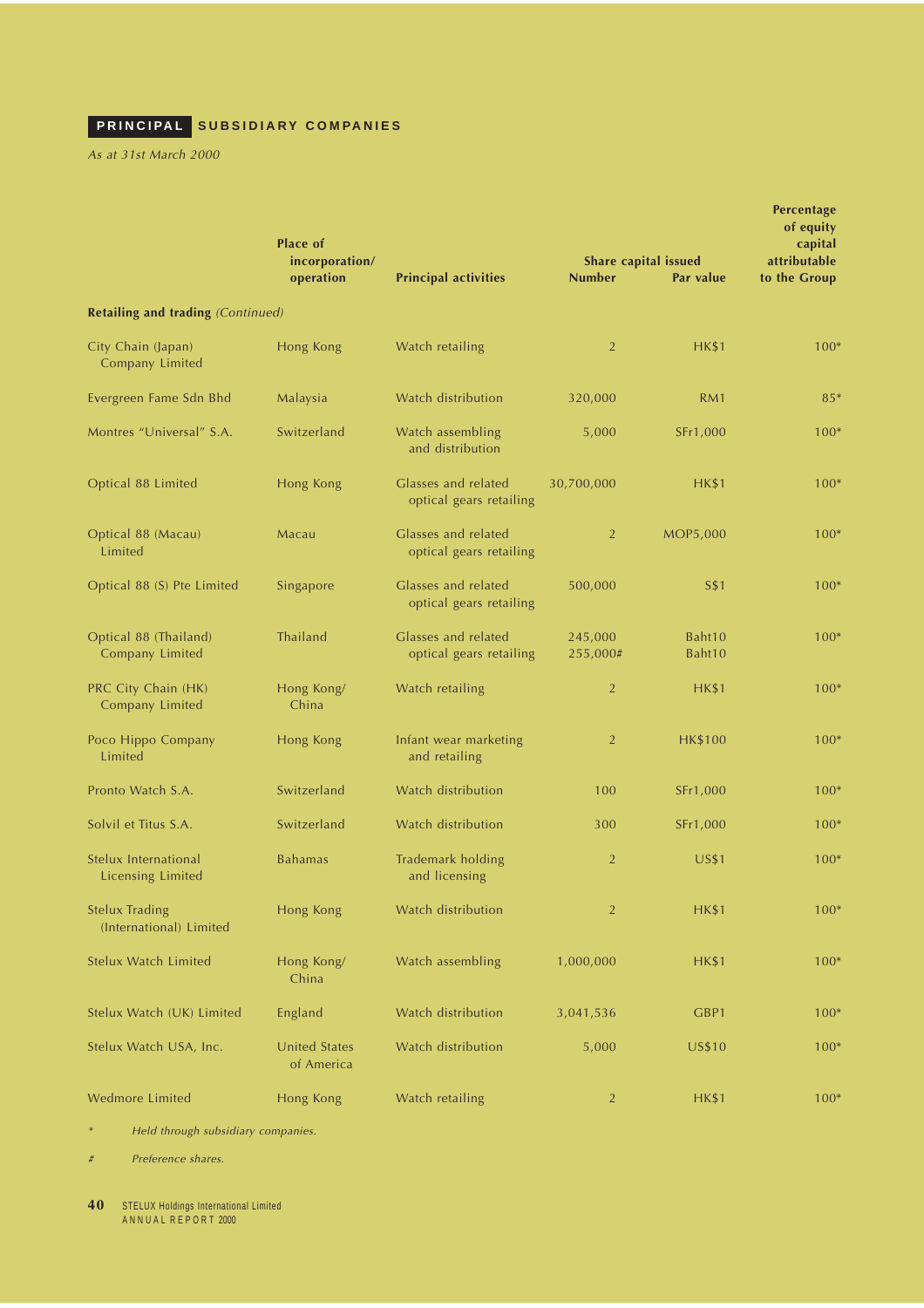## PRINCIPAL SUBSIDIARY COMPANIES

*As at 31st March 2000*

| | Place of incorporation/ operation | Principal activities | Share capital issued | | Percentage of equity capital attributable to the Group |
|---|---|---|---|---|---|
| | | | Number | Par value | |
| **Retailing and trading** *(Continued)* | | | | | |
| City Chain (Japan) Company Limited | Hong Kong | Watch retailing | 2 | HK$1 | 100* |
| Evergreen Fame Sdn Bhd | Malaysia | Watch distribution | 320,000 | RM1 | 85* |
| Montres "Universal" S.A. | Switzerland | Watch assembling and distribution | 5,000 | SFr1,000 | 100* |
| Optical 88 Limited | Hong Kong | Glasses and related optical gears retailing | 30,700,000 | HK$1 | 100* |
| Optical 88 (Macau) Limited | Macau | Glasses and related optical gears retailing | 2 | MOP5,000 | 100* |
| Optical 88 (S) Pte Limited | Singapore | Glasses and related optical gears retailing | 500,000 | S$1 | 100* |
| Optical 88 (Thailand) Company Limited | Thailand | Glasses and related optical gears retailing | 245,000<br>255,000# | Baht10<br>Baht10 | 100* |
| PRC City Chain (HK) Company Limited | Hong Kong/ China | Watch retailing | 2 | HK$1 | 100* |
| Poco Hippo Company Limited | Hong Kong | Infant wear marketing and retailing | 2 | HK$100 | 100* |
| Pronto Watch S.A. | Switzerland | Watch distribution | 100 | SFr1,000 | 100* |
| Solvil et Titus S.A. | Switzerland | Watch distribution | 300 | SFr1,000 | 100* |
| Stelux International Licensing Limited | Bahamas | Trademark holding and licensing | 2 | US$1 | 100* |
| Stelux Trading (International) Limited | Hong Kong | Watch distribution | 2 | HK$1 | 100* |
| Stelux Watch Limited | Hong Kong/ China | Watch assembling | 1,000,000 | HK$1 | 100* |
| Stelux Watch (UK) Limited | England | Watch distribution | 3,041,536 | GBP1 | 100* |
| Stelux Watch USA, Inc. | United States of America | Watch distribution | 5,000 | US$10 | 100* |
| Wedmore Limited | Hong Kong | Watch retailing | 2 | HK$1 | 100* |

\* *Held through subsidiary companies.*

\# *Preference shares.*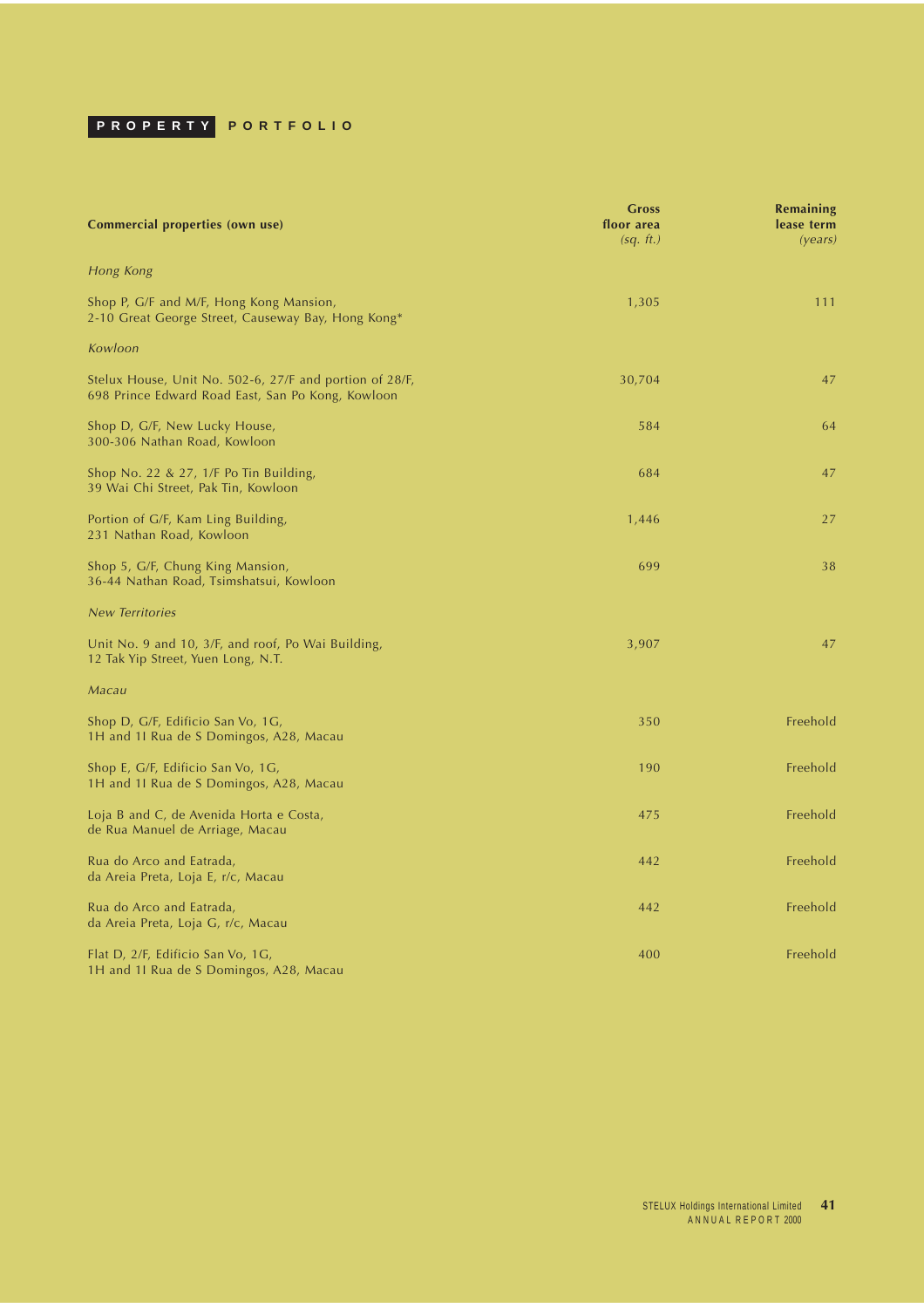# PROPERTY PORTFOLIO

| Commercial properties (own use) | Gross floor area *(sq. ft.)* | Remaining lease term *(years)* |
|---|---|---|
| *Hong Kong* | | |
| Shop P, G/F and M/F, Hong Kong Mansion, 2-10 Great George Street, Causeway Bay, Hong Kong* | 1,305 | 111 |
| *Kowloon* | | |
| Stelux House, Unit No. 502-6, 27/F and portion of 28/F, 698 Prince Edward Road East, San Po Kong, Kowloon | 30,704 | 47 |
| Shop D, G/F, New Lucky House, 300-306 Nathan Road, Kowloon | 584 | 64 |
| Shop No. 22 & 27, 1/F Po Tin Building, 39 Wai Chi Street, Pak Tin, Kowloon | 684 | 47 |
| Portion of G/F, Kam Ling Building, 231 Nathan Road, Kowloon | 1,446 | 27 |
| Shop 5, G/F, Chung King Mansion, 36-44 Nathan Road, Tsimshatsui, Kowloon | 699 | 38 |
| *New Territories* | | |
| Unit No. 9 and 10, 3/F, and roof, Po Wai Building, 12 Tak Yip Street, Yuen Long, N.T. | 3,907 | 47 |
| *Macau* | | |
| Shop D, G/F, Edificio San Vo, 1G, 1H and 1I Rua de S Domingos, A28, Macau | 350 | Freehold |
| Shop E, G/F, Edificio San Vo, 1G, 1H and 1I Rua de S Domingos, A28, Macau | 190 | Freehold |
| Loja B and C, de Avenida Horta e Costa, de Rua Manuel de Arriage, Macau | 475 | Freehold |
| Rua do Arco and Eatrada, da Areia Preta, Loja E, r/c, Macau | 442 | Freehold |
| Rua do Arco and Eatrada, da Areia Preta, Loja G, r/c, Macau | 442 | Freehold |
| Flat D, 2/F, Edificio San Vo, 1G, 1H and 1I Rua de S Domingos, A28, Macau | 400 | Freehold |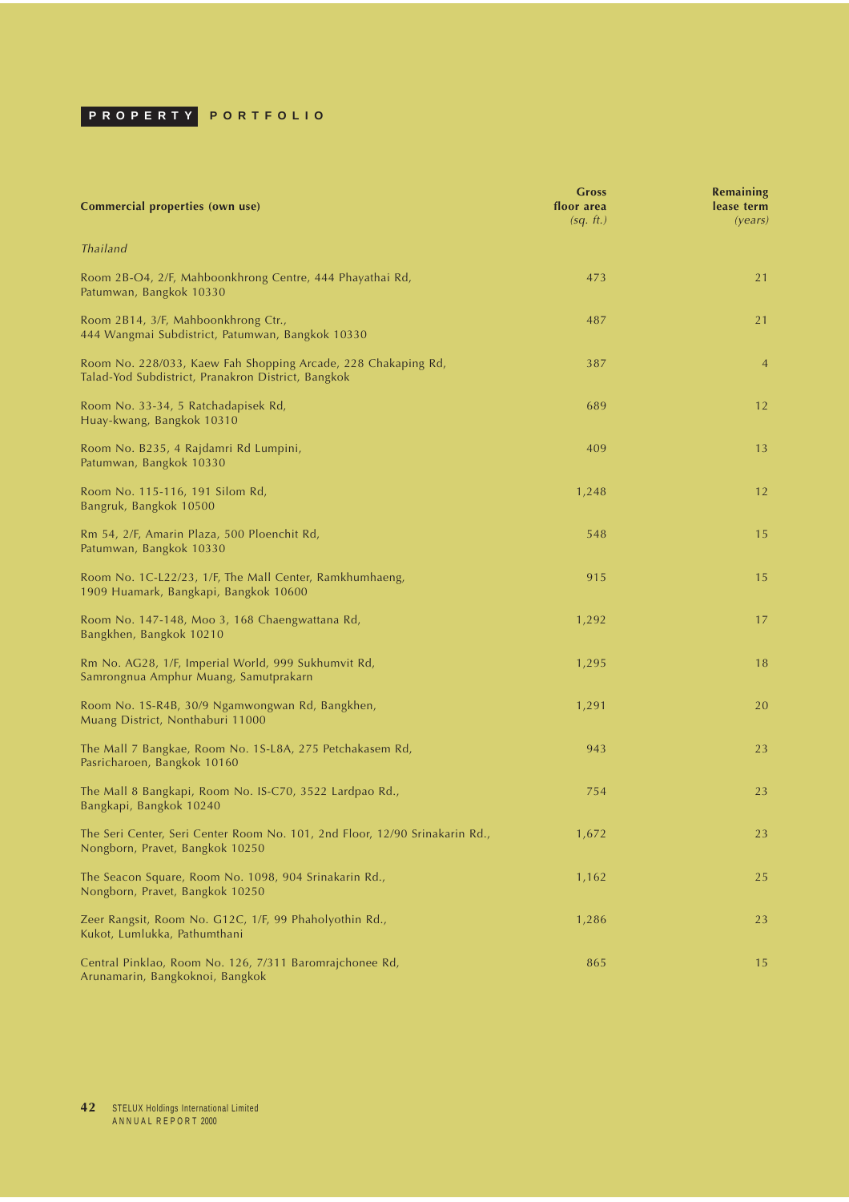# PROPERTY PORTFOLIO

| Commercial properties (own use) | Gross floor area *(sq. ft.)* | Remaining lease term *(years)* |
|---|---|---|
| *Thailand* | | |
| Room 2B-O4, 2/F, Mahboonkhrong Centre, 444 Phayathai Rd, Patumwan, Bangkok 10330 | 473 | 21 |
| Room 2B14, 3/F, Mahboonkhrong Ctr., 444 Wangmai Subdistrict, Patumwan, Bangkok 10330 | 487 | 21 |
| Room No. 228/033, Kaew Fah Shopping Arcade, 228 Chakaping Rd, Talad-Yod Subdistrict, Pranakron District, Bangkok | 387 | 4 |
| Room No. 33-34, 5 Ratchadapisek Rd, Huay-kwang, Bangkok 10310 | 689 | 12 |
| Room No. B235, 4 Rajdamri Rd Lumpini, Patumwan, Bangkok 10330 | 409 | 13 |
| Room No. 115-116, 191 Silom Rd, Bangruk, Bangkok 10500 | 1,248 | 12 |
| Rm 54, 2/F, Amarin Plaza, 500 Ploenchit Rd, Patumwan, Bangkok 10330 | 548 | 15 |
| Room No. 1C-L22/23, 1/F, The Mall Center, Ramkhumhaeng, 1909 Huamark, Bangkapi, Bangkok 10600 | 915 | 15 |
| Room No. 147-148, Moo 3, 168 Chaengwattana Rd, Bangkhen, Bangkok 10210 | 1,292 | 17 |
| Rm No. AG28, 1/F, Imperial World, 999 Sukhumvit Rd, Samrongnua Amphur Muang, Samutprakarn | 1,295 | 18 |
| Room No. 1S-R4B, 30/9 Ngamwongwan Rd, Bangkhen, Muang District, Nonthaburi 11000 | 1,291 | 20 |
| The Mall 7 Bangkae, Room No. 1S-L8A, 275 Petchakasem Rd, Pasricharoen, Bangkok 10160 | 943 | 23 |
| The Mall 8 Bangkapi, Room No. IS-C70, 3522 Lardpao Rd., Bangkapi, Bangkok 10240 | 754 | 23 |
| The Seri Center, Seri Center Room No. 101, 2nd Floor, 12/90 Srinakarin Rd., Nongborn, Pravet, Bangkok 10250 | 1,672 | 23 |
| The Seacon Square, Room No. 1098, 904 Srinakarin Rd., Nongborn, Pravet, Bangkok 10250 | 1,162 | 25 |
| Zeer Rangsit, Room No. G12C, 1/F, 99 Phaholyothin Rd., Kukot, Lumlukka, Pathumthani | 1,286 | 23 |
| Central Pinklao, Room No. 126, 7/311 Baromrajchonee Rd, Arunamarin, Bangkoknoi, Bangkok | 865 | 15 |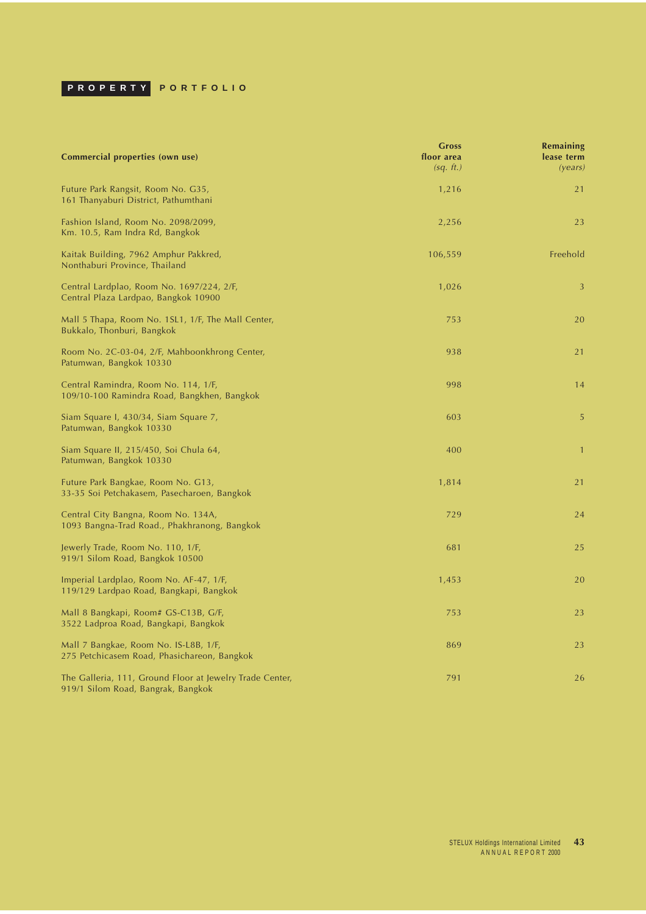## PROPERTY PORTFOLIO

| Commercial properties (own use) | Gross floor area *(sq. ft.)* | Remaining lease term *(years)* |
|---|---|---|
| Future Park Rangsit, Room No. G35, 161 Thanyaburi District, Pathumthani | 1,216 | 21 |
| Fashion Island, Room No. 2098/2099, Km. 10.5, Ram Indra Rd, Bangkok | 2,256 | 23 |
| Kaitak Building, 7962 Amphur Pakkred, Nonthaburi Province, Thailand | 106,559 | Freehold |
| Central Lardplao, Room No. 1697/224, 2/F, Central Plaza Lardpao, Bangkok 10900 | 1,026 | 3 |
| Mall 5 Thapa, Room No. 1SL1, 1/F, The Mall Center, Bukkalo, Thonburi, Bangkok | 753 | 20 |
| Room No. 2C-03-04, 2/F, Mahboonkhrong Center, Patumwan, Bangkok 10330 | 938 | 21 |
| Central Ramindra, Room No. 114, 1/F, 109/10-100 Ramindra Road, Bangkhen, Bangkok | 998 | 14 |
| Siam Square I, 430/34, Siam Square 7, Patumwan, Bangkok 10330 | 603 | 5 |
| Siam Square II, 215/450, Soi Chula 64, Patumwan, Bangkok 10330 | 400 | 1 |
| Future Park Bangkae, Room No. G13, 33-35 Soi Petchakasem, Pasecharoen, Bangkok | 1,814 | 21 |
| Central City Bangna, Room No. 134A, 1093 Bangna-Trad Road., Phakhranong, Bangkok | 729 | 24 |
| Jewerly Trade, Room No. 110, 1/F, 919/1 Silom Road, Bangkok 10500 | 681 | 25 |
| Imperial Lardplao, Room No. AF-47, 1/F, 119/129 Lardpao Road, Bangkapi, Bangkok | 1,453 | 20 |
| Mall 8 Bangkapi, Room# GS-C13B, G/F, 3522 Ladproa Road, Bangkapi, Bangkok | 753 | 23 |
| Mall 7 Bangkae, Room No. IS-L8B, 1/F, 275 Petchicasem Road, Phasichareon, Bangkok | 869 | 23 |
| The Galleria, 111, Ground Floor at Jewelry Trade Center, 919/1 Silom Road, Bangrak, Bangkok | 791 | 26 |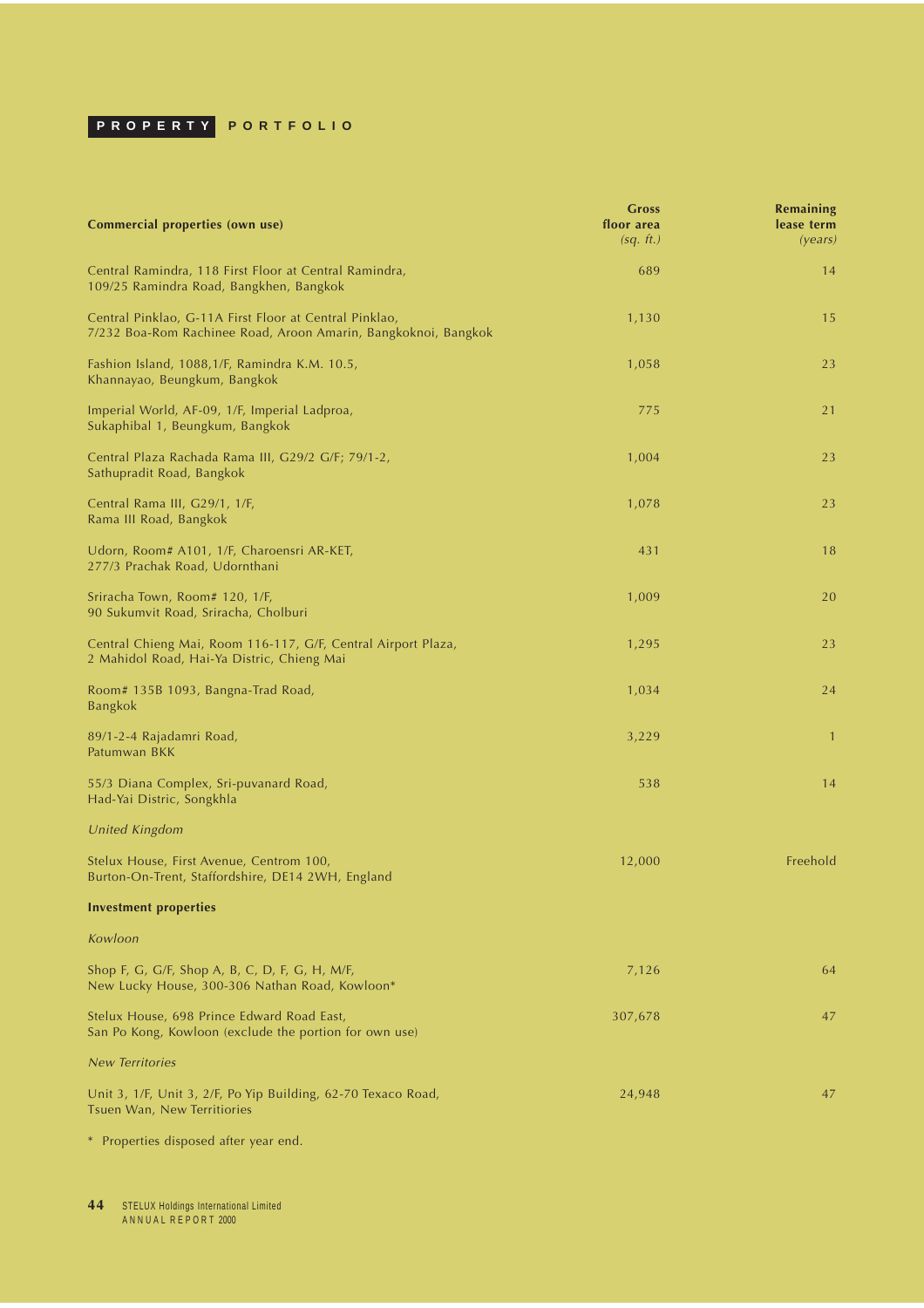# PROPERTY PORTFOLIO

| Commercial properties (own use) | Gross floor area *(sq. ft.)* | Remaining lease term *(years)* |
|---|---|---|
| Central Ramindra, 118 First Floor at Central Ramindra, 109/25 Ramindra Road, Bangkhen, Bangkok | 689 | 14 |
| Central Pinklao, G-11A First Floor at Central Pinklao, 7/232 Boa-Rom Rachinee Road, Aroon Amarin, Bangkoknoi, Bangkok | 1,130 | 15 |
| Fashion Island, 1088,1/F, Ramindra K.M. 10.5, Khannayao, Beungkum, Bangkok | 1,058 | 23 |
| Imperial World, AF-09, 1/F, Imperial Ladproa, Sukaphibal 1, Beungkum, Bangkok | 775 | 21 |
| Central Plaza Rachada Rama III, G29/2 G/F; 79/1-2, Sathupradit Road, Bangkok | 1,004 | 23 |
| Central Rama III, G29/1, 1/F, Rama III Road, Bangkok | 1,078 | 23 |
| Udorn, Room# A101, 1/F, Charoensri AR-KET, 277/3 Prachak Road, Udornthani | 431 | 18 |
| Sriracha Town, Room# 120, 1/F, 90 Sukumvit Road, Sriracha, Cholburi | 1,009 | 20 |
| Central Chieng Mai, Room 116-117, G/F, Central Airport Plaza, 2 Mahidol Road, Hai-Ya Distric, Chieng Mai | 1,295 | 23 |
| Room# 135B 1093, Bangna-Trad Road, Bangkok | 1,034 | 24 |
| 89/1-2-4 Rajadamri Road, Patumwan BKK | 3,229 | 1 |
| 55/3 Diana Complex, Sri-puvanard Road, Had-Yai Distric, Songkhla | 538 | 14 |
| *United Kingdom* | | |
| Stelux House, First Avenue, Centrom 100, Burton-On-Trent, Staffordshire, DE14 2WH, England | 12,000 | Freehold |
| **Investment properties** | | |
| *Kowloon* | | |
| Shop F, G, G/F, Shop A, B, C, D, F, G, H, M/F, New Lucky House, 300-306 Nathan Road, Kowloon* | 7,126 | 64 |
| Stelux House, 698 Prince Edward Road East, San Po Kong, Kowloon (exclude the portion for own use) | 307,678 | 47 |
| *New Territories* | | |
| Unit 3, 1/F, Unit 3, 2/F, Po Yip Building, 62-70 Texaco Road, Tsuen Wan, New Territiories | 24,948 | 47 |

* Properties disposed after year end.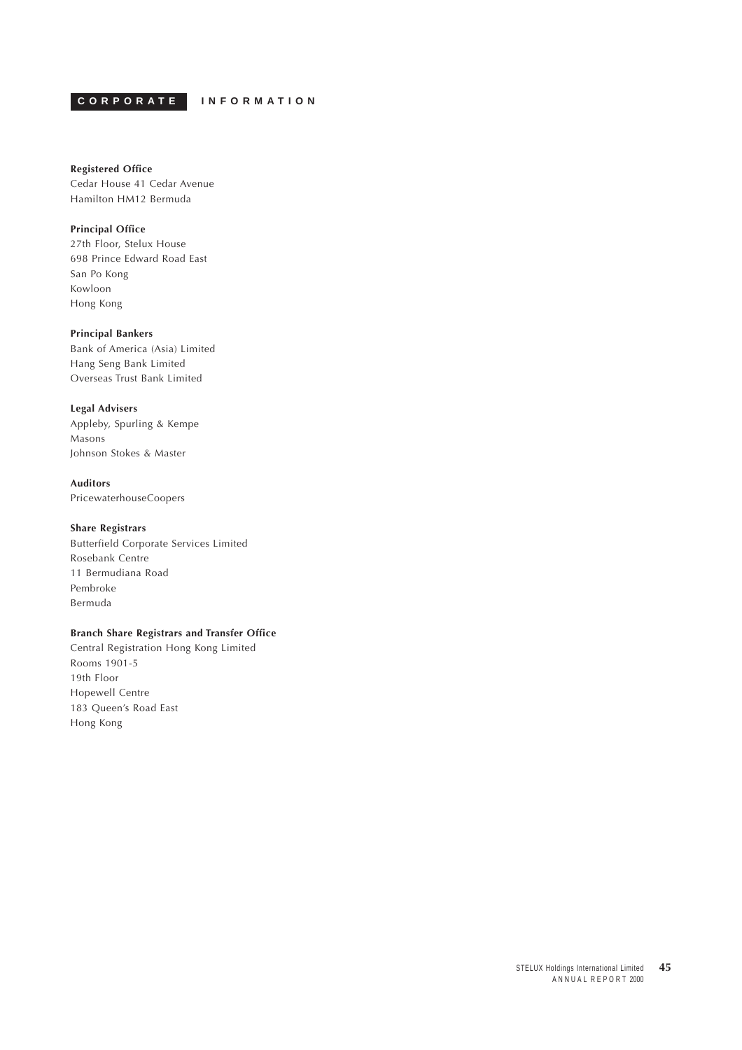# CORPORATE INFORMATION

**Registered Office**
Cedar House 41 Cedar Avenue
Hamilton HM12 Bermuda

**Principal Office**
27th Floor, Stelux House
698 Prince Edward Road East
San Po Kong
Kowloon
Hong Kong

**Principal Bankers**
Bank of America (Asia) Limited
Hang Seng Bank Limited
Overseas Trust Bank Limited

**Legal Advisers**
Appleby, Spurling & Kempe
Masons
Johnson Stokes & Master

**Auditors**
PricewaterhouseCoopers

**Share Registrars**
Butterfield Corporate Services Limited
Rosebank Centre
11 Bermudiana Road
Pembroke
Bermuda

**Branch Share Registrars and Transfer Office**
Central Registration Hong Kong Limited
Rooms 1901-5
19th Floor
Hopewell Centre
183 Queen's Road East
Hong Kong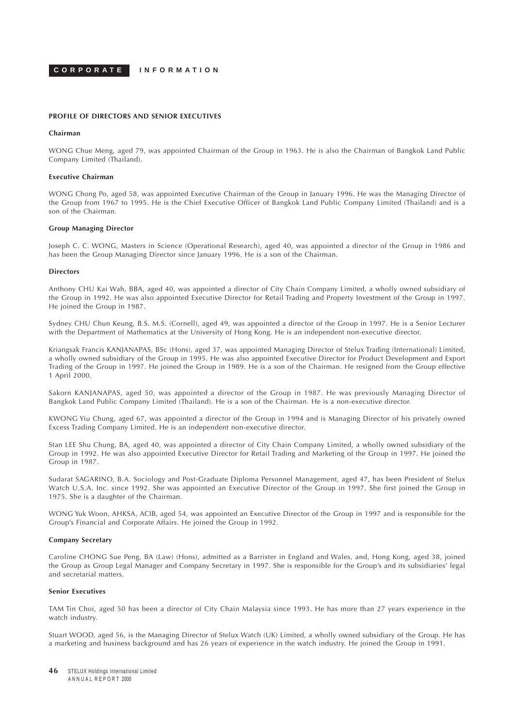# CORPORATE INFORMATION

## PROFILE OF DIRECTORS AND SENIOR EXECUTIVES

### Chairman

WONG Chue Meng, aged 79, was appointed Chairman of the Group in 1963. He is also the Chairman of Bangkok Land Public Company Limited (Thailand).

### Executive Chairman

WONG Chong Po, aged 58, was appointed Executive Chairman of the Group in January 1996. He was the Managing Director of the Group from 1967 to 1995. He is the Chief Executive Officer of Bangkok Land Public Company Limited (Thailand) and is a son of the Chairman.

### Group Managing Director

Joseph C. C. WONG, Masters in Science (Operational Research), aged 40, was appointed a director of the Group in 1986 and has been the Group Managing Director since January 1996. He is a son of the Chairman.

### Directors

Anthony CHU Kai Wah, BBA, aged 40, was appointed a director of City Chain Company Limited, a wholly owned subsidiary of the Group in 1992. He was also appointed Executive Director for Retail Trading and Property Investment of the Group in 1997. He joined the Group in 1987.

Sydney CHU Chun Keung, B.S. M.S. (Cornell), aged 49, was appointed a director of the Group in 1997. He is a Senior Lecturer with the Department of Mathematics at the University of Hong Kong. He is an independent non-executive director.

Kriangsak Francis KANJANAPAS, BSc (Hons), aged 37, was appointed Managing Director of Stelux Trading (International) Limited, a wholly owned subsidiary of the Group in 1995. He was also appointed Executive Director for Product Development and Export Trading of the Group in 1997. He joined the Group in 1989. He is a son of the Chairman. He resigned from the Group effective 1 April 2000.

Sakorn KANJANAPAS, aged 50, was appointed a director of the Group in 1987. He was previously Managing Director of Bangkok Land Public Company Limited (Thailand). He is a son of the Chairman. He is a non-executive director.

KWONG Yiu Chung, aged 67, was appointed a director of the Group in 1994 and is Managing Director of his privately owned Excess Trading Company Limited. He is an independent non-executive director.

Stan LEE Shu Chung, BA, aged 40, was appointed a director of City Chain Company Limited, a wholly owned subsidiary of the Group in 1992. He was also appointed Executive Director for Retail Trading and Marketing of the Group in 1997. He joined the Group in 1987.

Sudarat SAGARINO, B.A. Sociology and Post-Graduate Diploma Personnel Management, aged 47, has been President of Stelux Watch U.S.A. Inc. since 1992. She was appointed an Executive Director of the Group in 1997. She first joined the Group in 1975. She is a daughter of the Chairman.

WONG Yuk Woon, AHKSA, ACIB, aged 54, was appointed an Executive Director of the Group in 1997 and is responsible for the Group's Financial and Corporate Affairs. He joined the Group in 1992.

### Company Secretary

Caroline CHONG Sue Peng, BA (Law) (Hons), admitted as a Barrister in England and Wales, and, Hong Kong, aged 38, joined the Group as Group Legal Manager and Company Secretary in 1997. She is responsible for the Group's and its subsidiaries' legal and secretarial matters.

### Senior Executives

TAM Tin Choi, aged 50 has been a director of City Chain Malaysia since 1993. He has more than 27 years experience in the watch industry.

Stuart WOOD, aged 56, is the Managing Director of Stelux Watch (UK) Limited, a wholly owned subsidiary of the Group. He has a marketing and business background and has 26 years of experience in the watch industry. He joined the Group in 1991.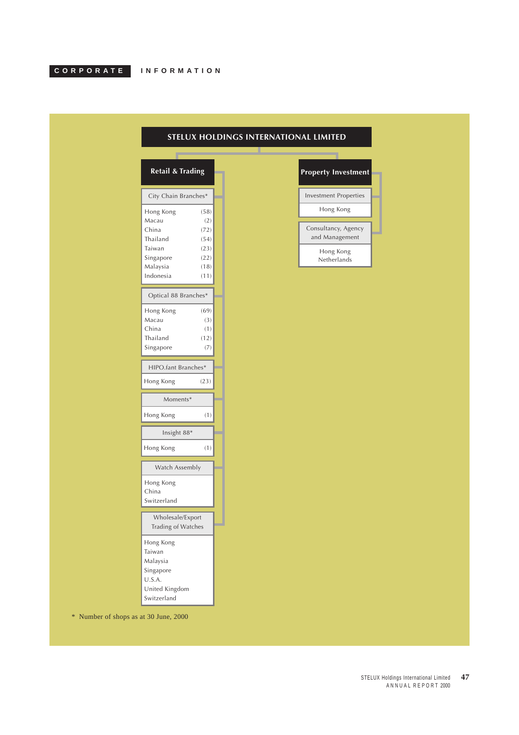# CORPORATE INFORMATION

## STELUX HOLDINGS INTERNATIONAL LIMITED

### Retail & Trading

**City Chain Branches***

| Location | Shops |
|---|---|
| Hong Kong | (58) |
| Macau | (2) |
| China | (72) |
| Thailand | (54) |
| Taiwan | (23) |
| Singapore | (22) |
| Malaysia | (18) |
| Indonesia | (11) |

**Optical 88 Branches***

| Location | Shops |
|---|---|
| Hong Kong | (69) |
| Macau | (3) |
| China | (1) |
| Thailand | (12) |
| Singapore | (7) |

**HIPO.fant Branches***

| Location | Shops |
|---|---|
| Hong Kong | (23) |

**Moments***

| Location | Shops |
|---|---|
| Hong Kong | (1) |

**Insight 88***

| Location | Shops |
|---|---|
| Hong Kong | (1) |

**Watch Assembly**

- Hong Kong
- China
- Switzerland

**Wholesale/Export Trading of Watches**

- Hong Kong
- Taiwan
- Malaysia
- Singapore
- U.S.A.
- United Kingdom
- Switzerland

### Property Investment

**Investment Properties**

- Hong Kong

**Consultancy, Agency and Management**

- Hong Kong
- Netherlands

\* Number of shops as at 30 June, 2000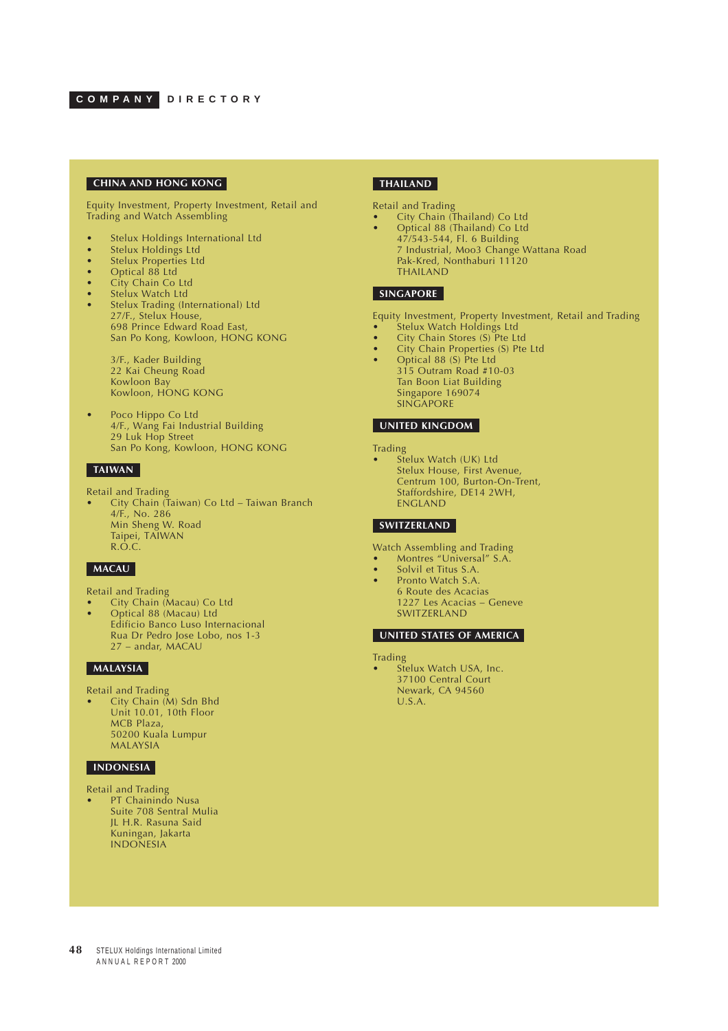# COMPANY DIRECTORY

## CHINA AND HONG KONG

Equity Investment, Property Investment, Retail and Trading and Watch Assembling

- Stelux Holdings International Ltd
- Stelux Holdings Ltd
- Stelux Properties Ltd
- Optical 88 Ltd
- City Chain Co Ltd
- Stelux Watch Ltd
- Stelux Trading (International) Ltd
  27/F., Stelux House,
  698 Prince Edward Road East,
  San Po Kong, Kowloon, HONG KONG

  3/F., Kader Building
  22 Kai Cheung Road
  Kowloon Bay
  Kowloon, HONG KONG

- Poco Hippo Co Ltd
  4/F., Wang Fai Industrial Building
  29 Luk Hop Street
  San Po Kong, Kowloon, HONG KONG

## TAIWAN

Retail and Trading

- City Chain (Taiwan) Co Ltd – Taiwan Branch
  4/F., No. 286
  Min Sheng W. Road
  Taipei, TAIWAN
  R.O.C.

## MACAU

Retail and Trading

- City Chain (Macau) Co Ltd
- Optical 88 (Macau) Ltd
  Edificio Banco Luso Internacional
  Rua Dr Pedro Jose Lobo, nos 1-3
  27 – andar, MACAU

## MALAYSIA

Retail and Trading

- City Chain (M) Sdn Bhd
  Unit 10.01, 10th Floor
  MCB Plaza,
  50200 Kuala Lumpur
  MALAYSIA

## INDONESIA

Retail and Trading

- PT Chainindo Nusa
  Suite 708 Sentral Mulia
  JL H.R. Rasuna Said
  Kuningan, Jakarta
  INDONESIA

## THAILAND

Retail and Trading

- City Chain (Thailand) Co Ltd
- Optical 88 (Thailand) Co Ltd
  47/543-544, Fl. 6 Building
  7 Industrial, Moo3 Change Wattana Road
  Pak-Kred, Nonthaburi 11120
  THAILAND

## SINGAPORE

Equity Investment, Property Investment, Retail and Trading

- Stelux Watch Holdings Ltd
- City Chain Stores (S) Pte Ltd
- City Chain Properties (S) Pte Ltd
- Optical 88 (S) Pte Ltd
  315 Outram Road #10-03
  Tan Boon Liat Building
  Singapore 169074
  SINGAPORE

## UNITED KINGDOM

Trading

- Stelux Watch (UK) Ltd
  Stelux House, First Avenue,
  Centrum 100, Burton-On-Trent,
  Staffordshire, DE14 2WH,
  ENGLAND

## SWITZERLAND

Watch Assembling and Trading

- Montres "Universal" S.A.
- Solvil et Titus S.A.
- Pronto Watch S.A.
  6 Route des Acacias
  1227 Les Acacias – Geneve
  SWITZERLAND

## UNITED STATES OF AMERICA

Trading

- Stelux Watch USA, Inc.
  37100 Central Court
  Newark, CA 94560
  U.S.A.